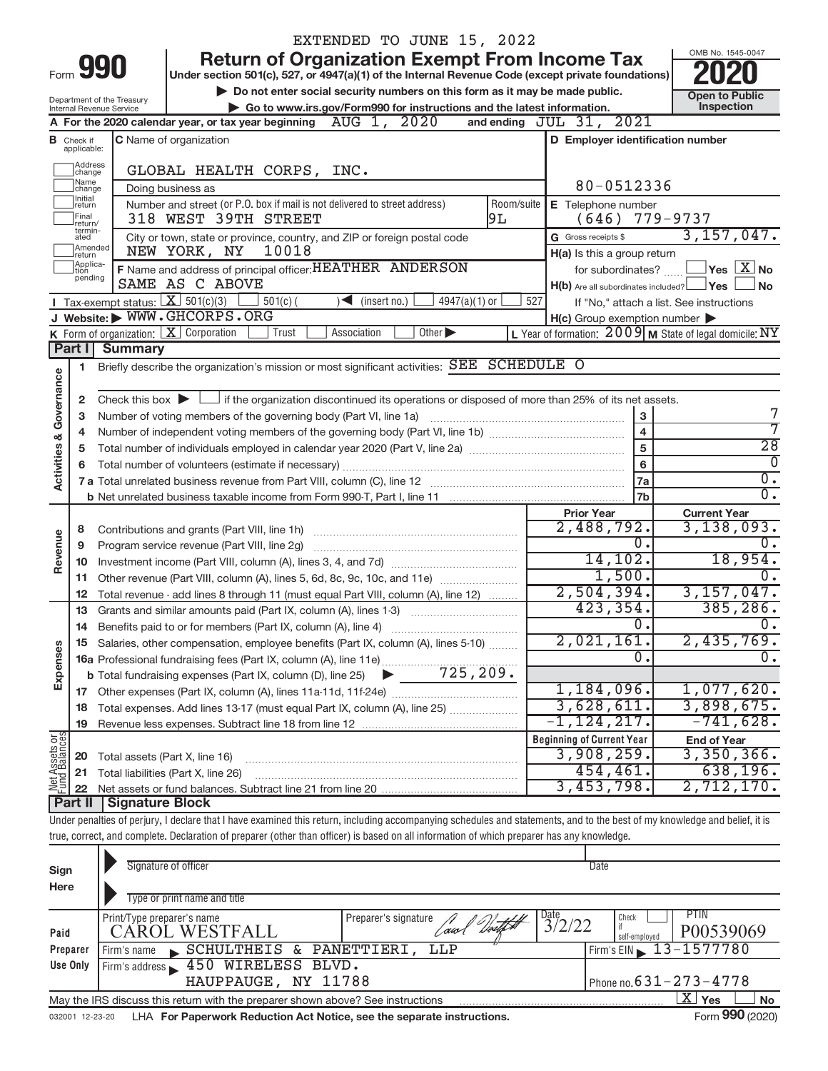EXTENDED TO JUNE 15, 2022

# Form 990 — Return of Organization Exempt From Income Tax (2020)

Under section 501(c), 527, or 4947(a)(1) of the Internal Revenue Code (except private foundations)

▶ Do not enter social security numbers on this form as it may be made public.

▶ Go to www.irs.gov/Form990 for instructions and the latest information.

Department of the Treasury, Internal Revenue Service

OMB No. 1545-0047

**Open to Public Inspection**

**A** For the 2020 calendar year, or tax year beginning AUG 1, 2020 and ending JUL 31, 2021

**B** Check if applicable: Address change, Name change, Initial return, Final return/terminated, Amended return, Application pending

**C** Name of organization: GLOBAL HEALTH CORPS, INC.

Doing business as

Number and street (or P.O. box if mail is not delivered to street address): 318 WEST 39TH STREET — Room/suite: 9L

City or town, state or province, country, and ZIP or foreign postal code: NEW YORK, NY 10018

**D** Employer identification number: 80-0512336

**E** Telephone number: (646) 779-9737

**G** Gross receipts $ 3,157,047.

**F** Name and address of principal officer: HEATHER ANDERSON, SAME AS C ABOVE

**H(a)** Is this a group return for subordinates? ☐ Yes ☒ No

**H(b)** Are all subordinates included? ☐ Yes ☐ No — If "No," attach a list. See instructions

**H(c)** Group exemption number ▶

**I** Tax-exempt status: ☒ 501(c)(3) ☐ 501(c) ( ) ◀ (insert no.) ☐ 4947(a)(1) or ☐ 527

**J** Website: ▶ WWW.GHCORPS.ORG

**K** Form of organization: ☒ Corporation ☐ Trust ☐ Association ☐ Other ▶

**L** Year of formation: 2009 **M** State of legal domicile: NY

## Part I Summary

### Activities & Governance

1. Briefly describe the organization's mission or most significant activities: SEE SCHEDULE O
2. Check this box ▶ ☐ if the organization discontinued its operations or disposed of more than 25% of its net assets.

| Line | Description | | Value |
|---|---|---|---|
| 3 | Number of voting members of the governing body (Part VI, line 1a) | 3 | 7 |
| 4 | Number of independent voting members of the governing body (Part VI, line 1b) | 4 | 7 |
| 5 | Total number of individuals employed in calendar year 2020 (Part V, line 2a) | 5 | 28 |
| 6 | Total number of volunteers (estimate if necessary) | 6 | 0 |
| 7a | Total unrelated business revenue from Part VIII, column (C), line 12 | 7a | 0. |
| 7b | Net unrelated business taxable income from Form 990-T, Part I, line 11 | 7b | 0. |

### Revenue / Expenses

| Line | Description | Prior Year | Current Year |
|---|---|---|---|
| 8 | Contributions and grants (Part VIII, line 1h) | 2,488,792. | 3,138,093. |
| 9 | Program service revenue (Part VIII, line 2g) | 0. | 0. |
| 10 | Investment income (Part VIII, column (A), lines 3, 4, and 7d) | 14,102. | 18,954. |
| 11 | Other revenue (Part VIII, column (A), lines 5, 6d, 8c, 9c, 10c, and 11e) | 1,500. | 0. |
| 12 | Total revenue - add lines 8 through 11 (must equal Part VIII, column (A), line 12) | 2,504,394. | 3,157,047. |
| 13 | Grants and similar amounts paid (Part IX, column (A), lines 1-3) | 423,354. | 385,286. |
| 14 | Benefits paid to or for members (Part IX, column (A), line 4) | 0. | 0. |
| 15 | Salaries, other compensation, employee benefits (Part IX, column (A), lines 5-10) | 2,021,161. | 2,435,769. |
| 16a | Professional fundraising fees (Part IX, column (A), line 11e) | 0. | 0. |
| b | Total fundraising expenses (Part IX, column (D), line 25) ▶ 725,209. | | |
| 17 | Other expenses (Part IX, column (A), lines 11a-11d, 11f-24e) | 1,184,096. | 1,077,620. |
| 18 | Total expenses. Add lines 13-17 (must equal Part IX, column (A), line 25) | 3,628,611. | 3,898,675. |
| 19 | Revenue less expenses. Subtract line 18 from line 12 | -1,124,217. | -741,628. |

### Net Assets or Fund Balances

| Line | Description | Beginning of Current Year | End of Year |
|---|---|---|---|
| 20 | Total assets (Part X, line 16) | 3,908,259. | 3,350,366. |
| 21 | Total liabilities (Part X, line 26) | 454,461. | 638,196. |
| 22 | Net assets or fund balances. Subtract line 21 from line 20 | 3,453,798. | 2,712,170. |

## Part II Signature Block

Under penalties of perjury, I declare that I have examined this return, including accompanying schedules and statements, and to the best of my knowledge and belief, it is true, correct, and complete. Declaration of preparer (other than officer) is based on all information of which preparer has any knowledge.

**Sign Here**

Signature of officer — Date

Type or print name and title

**Paid Preparer Use Only**

Print/Type preparer's name: CAROL WESTFALL — Preparer's signature: Carol Westfall — Date: 3/2/22 — Check ☐ if self-employed — PTIN: P00539069

Firm's name ▶ SCHULTHEIS & PANETTIERI, LLP — Firm's EIN ▶ 13-1577780

Firm's address ▶ 450 WIRELESS BLVD., HAUPPAUGE, NY 11788 — Phone no. 631-273-4778

May the IRS discuss this return with the preparer shown above? See instructions ☒ Yes ☐ No

032001 12-23-20 LHA For Paperwork Reduction Act Notice, see the separate instructions. Form 990 (2020)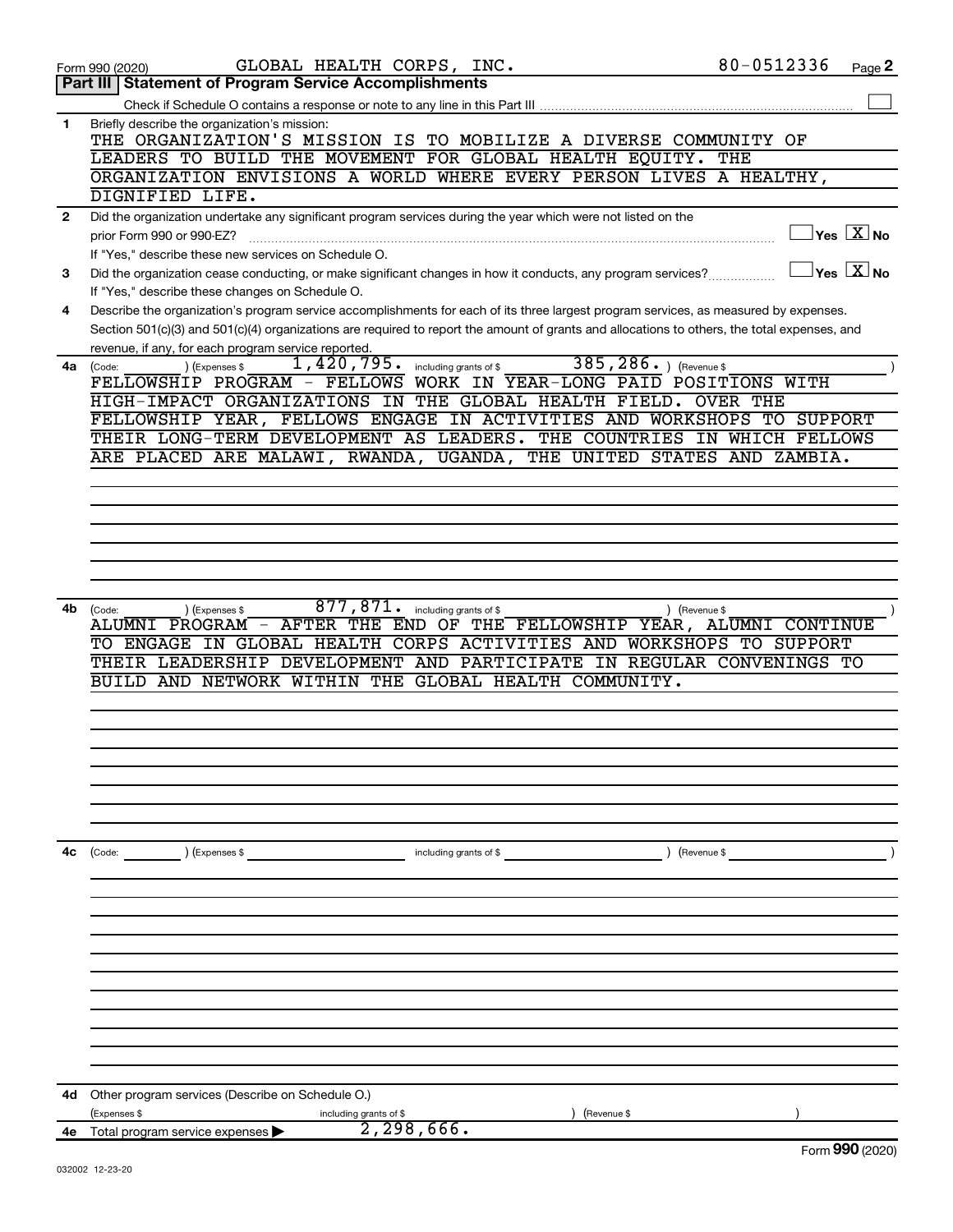Form 990 (2020) GLOBAL HEALTH CORPS, INC. 80-0512336 Page **2**

## Part III Statement of Program Service Accomplishments

Check if Schedule O contains a response or note to any line in this Part III ☐

**1** Briefly describe the organization's mission:

THE ORGANIZATION'S MISSION IS TO MOBILIZE A DIVERSE COMMUNITY OF LEADERS TO BUILD THE MOVEMENT FOR GLOBAL HEALTH EQUITY. THE ORGANIZATION ENVISIONS A WORLD WHERE EVERY PERSON LIVES A HEALTHY, DIGNIFIED LIFE.

**2** Did the organization undertake any significant program services during the year which were not listed on the prior Form 990 or 990-EZ? ☐ Yes ☒ No

If "Yes," describe these new services on Schedule O.

**3** Did the organization cease conducting, or make significant changes in how it conducts, any program services? ☐ Yes ☒ No

If "Yes," describe these changes on Schedule O.

**4** Describe the organization's program service accomplishments for each of its three largest program services, as measured by expenses. Section 501(c)(3) and 501(c)(4) organizations are required to report the amount of grants and allocations to others, the total expenses, and revenue, if any, for each program service reported.

**4a** (Code: ) (Expenses $ 1,420,795. including grants of $ 385,286. ) (Revenue $ )

FELLOWSHIP PROGRAM - FELLOWS WORK IN YEAR-LONG PAID POSITIONS WITH HIGH-IMPACT ORGANIZATIONS IN THE GLOBAL HEALTH FIELD. OVER THE FELLOWSHIP YEAR, FELLOWS ENGAGE IN ACTIVITIES AND WORKSHOPS TO SUPPORT THEIR LONG-TERM DEVELOPMENT AS LEADERS. THE COUNTRIES IN WHICH FELLOWS ARE PLACED ARE MALAWI, RWANDA, UGANDA, THE UNITED STATES AND ZAMBIA.

**4b** (Code: ) (Expenses $ 877,871. including grants of $ ) (Revenue $ )

ALUMNI PROGRAM - AFTER THE END OF THE FELLOWSHIP YEAR, ALUMNI CONTINUE TO ENGAGE IN GLOBAL HEALTH CORPS ACTIVITIES AND WORKSHOPS TO SUPPORT THEIR LEADERSHIP DEVELOPMENT AND PARTICIPATE IN REGULAR CONVENINGS TO BUILD AND NETWORK WITHIN THE GLOBAL HEALTH COMMUNITY.

**4c** (Code: ) (Expenses $ including grants of $ ) (Revenue $ )

**4d** Other program services (Describe on Schedule O.)

(Expenses $ including grants of $ ) (Revenue $ )

**4e** Total program service expenses ▶ 2,298,666.

Form **990** (2020)

032002 12-23-20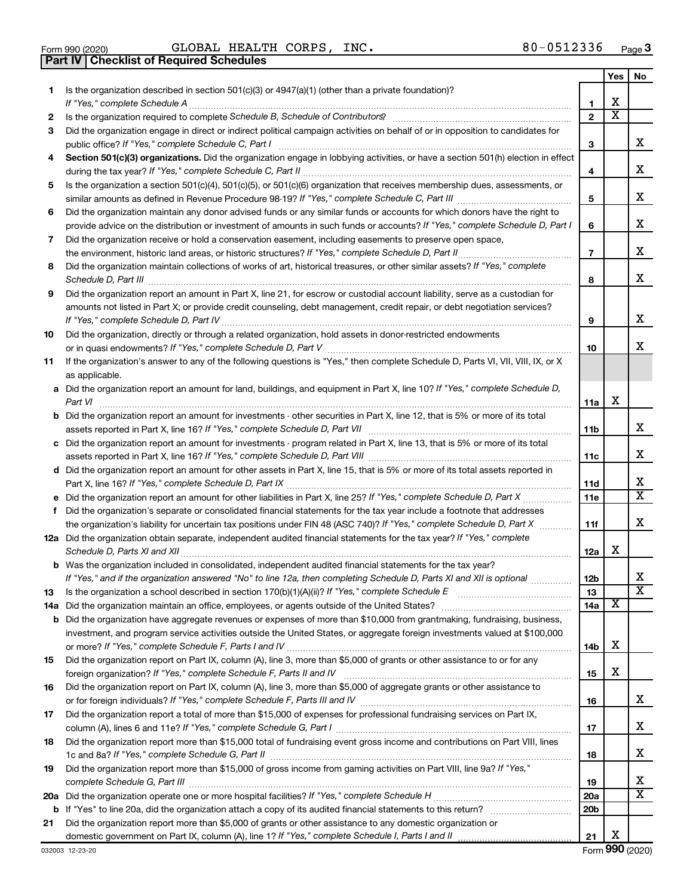Form 990 (2020) GLOBAL HEALTH CORPS, INC. 80-0512336 Page 3

**Part IV | Checklist of Required Schedules**

| | | | Yes | No |
|---|---|---|---|---|
| 1 | Is the organization described in section 501(c)(3) or 4947(a)(1) (other than a private foundation)? *If "Yes," complete Schedule A* | 1 | X | |
| 2 | Is the organization required to complete *Schedule B, Schedule of Contributors*? | 2 | X | |
| 3 | Did the organization engage in direct or indirect political campaign activities on behalf of or in opposition to candidates for public office? *If "Yes," complete Schedule C, Part I* | 3 | | X |
| 4 | **Section 501(c)(3) organizations.** Did the organization engage in lobbying activities, or have a section 501(h) election in effect during the tax year? *If "Yes," complete Schedule C, Part II* | 4 | | X |
| 5 | Is the organization a section 501(c)(4), 501(c)(5), or 501(c)(6) organization that receives membership dues, assessments, or similar amounts as defined in Revenue Procedure 98-19? *If "Yes," complete Schedule C, Part III* | 5 | | X |
| 6 | Did the organization maintain any donor advised funds or any similar funds or accounts for which donors have the right to provide advice on the distribution or investment of amounts in such funds or accounts? *If "Yes," complete Schedule D, Part I* | 6 | | X |
| 7 | Did the organization receive or hold a conservation easement, including easements to preserve open space, the environment, historic land areas, or historic structures? *If "Yes," complete Schedule D, Part II* | 7 | | X |
| 8 | Did the organization maintain collections of works of art, historical treasures, or other similar assets? *If "Yes," complete Schedule D, Part III* | 8 | | X |
| 9 | Did the organization report an amount in Part X, line 21, for escrow or custodial account liability, serve as a custodian for amounts not listed in Part X; or provide credit counseling, debt management, credit repair, or debt negotiation services? *If "Yes," complete Schedule D, Part IV* | 9 | | X |
| 10 | Did the organization, directly or through a related organization, hold assets in donor-restricted endowments or in quasi endowments? *If "Yes," complete Schedule D, Part V* | 10 | | X |
| 11 | If the organization's answer to any of the following questions is "Yes," then complete Schedule D, Parts VI, VII, VIII, IX, or X as applicable. | | | |
| a | Did the organization report an amount for land, buildings, and equipment in Part X, line 10? *If "Yes," complete Schedule D, Part VI* | 11a | X | |
| b | Did the organization report an amount for investments - other securities in Part X, line 12, that is 5% or more of its total assets reported in Part X, line 16? *If "Yes," complete Schedule D, Part VII* | 11b | | X |
| c | Did the organization report an amount for investments - program related in Part X, line 13, that is 5% or more of its total assets reported in Part X, line 16? *If "Yes," complete Schedule D, Part VIII* | 11c | | X |
| d | Did the organization report an amount for other assets in Part X, line 15, that is 5% or more of its total assets reported in Part X, line 16? *If "Yes," complete Schedule D, Part IX* | 11d | | X |
| e | Did the organization report an amount for other liabilities in Part X, line 25? *If "Yes," complete Schedule D, Part X* | 11e | | X |
| f | Did the organization's separate or consolidated financial statements for the tax year include a footnote that addresses the organization's liability for uncertain tax positions under FIN 48 (ASC 740)? *If "Yes," complete Schedule D, Part X* | 11f | | X |
| 12a | Did the organization obtain separate, independent audited financial statements for the tax year? *If "Yes," complete Schedule D, Parts XI and XII* | 12a | X | |
| b | Was the organization included in consolidated, independent audited financial statements for the tax year? *If "Yes," and if the organization answered "No" to line 12a, then completing Schedule D, Parts XI and XII is optional* | 12b | | X |
| 13 | Is the organization a school described in section 170(b)(1)(A)(ii)? *If "Yes," complete Schedule E* | 13 | | X |
| 14a | Did the organization maintain an office, employees, or agents outside of the United States? | 14a | X | |
| b | Did the organization have aggregate revenues or expenses of more than $10,000 from grantmaking, fundraising, business, investment, and program service activities outside the United States, or aggregate foreign investments valued at $100,000 or more? *If "Yes," complete Schedule F, Parts I and IV* | 14b | X | |
| 15 | Did the organization report on Part IX, column (A), line 3, more than $5,000 of grants or other assistance to or for any foreign organization? *If "Yes," complete Schedule F, Parts II and IV* | 15 | X | |
| 16 | Did the organization report on Part IX, column (A), line 3, more than $5,000 of aggregate grants or other assistance to or for foreign individuals? *If "Yes," complete Schedule F, Parts III and IV* | 16 | | X |
| 17 | Did the organization report a total of more than $15,000 of expenses for professional fundraising services on Part IX, column (A), lines 6 and 11e? *If "Yes," complete Schedule G, Part I* | 17 | | X |
| 18 | Did the organization report more than $15,000 total of fundraising event gross income and contributions on Part VIII, lines 1c and 8a? *If "Yes," complete Schedule G, Part II* | 18 | | X |
| 19 | Did the organization report more than $15,000 of gross income from gaming activities on Part VIII, line 9a? *If "Yes," complete Schedule G, Part III* | 19 | | X |
| 20a | Did the organization operate one or more hospital facilities? *If "Yes," complete Schedule H* | 20a | | X |
| b | If "Yes" to line 20a, did the organization attach a copy of its audited financial statements to this return? | 20b | | |
| 21 | Did the organization report more than $5,000 of grants or other assistance to any domestic organization or domestic government on Part IX, column (A), line 1? *If "Yes," complete Schedule I, Parts I and II* | 21 | X | |

032003 12-23-20 Form **990** (2020)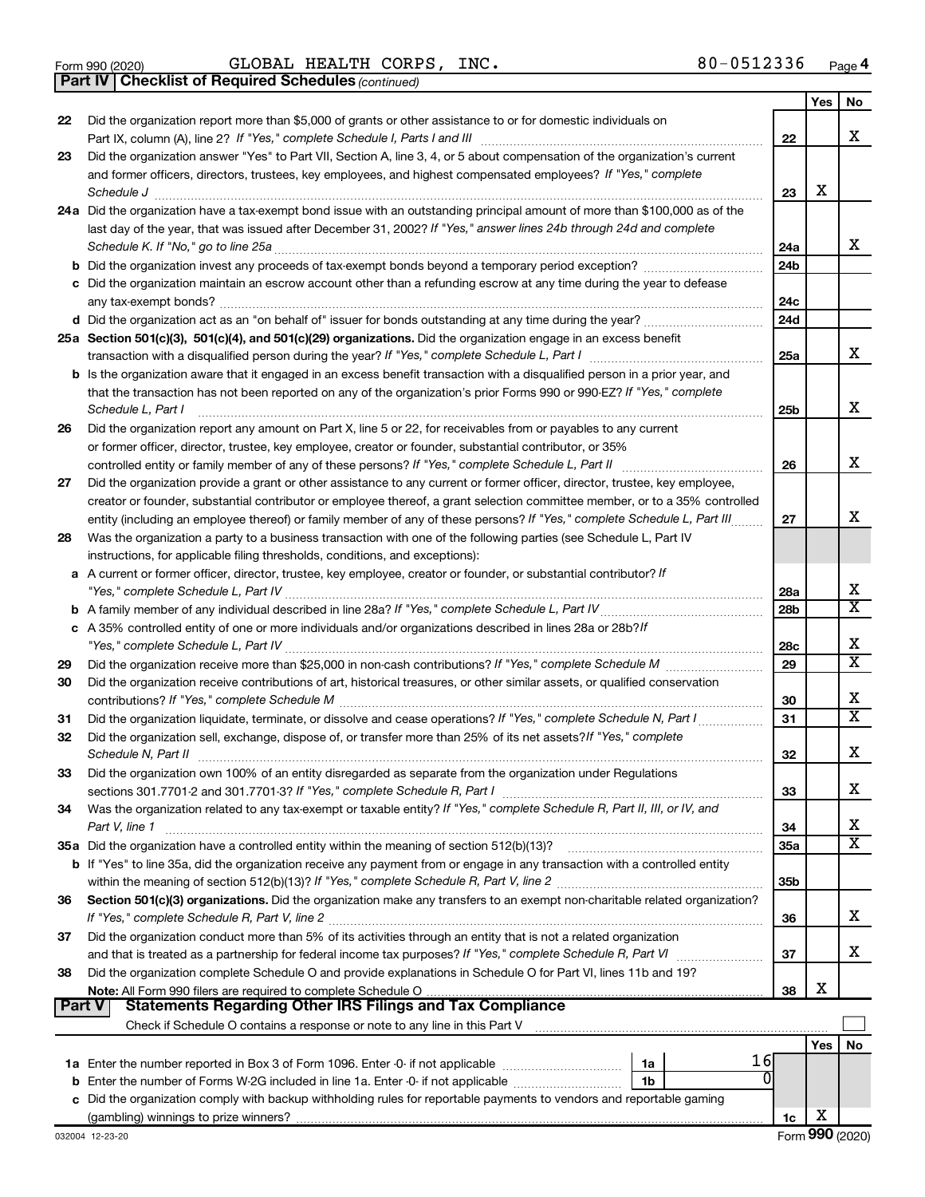Form 990 (2020) GLOBAL HEALTH CORPS, INC. 80-0512336 Page 4

**Part IV | Checklist of Required Schedules** *(continued)*

| | | | Yes | No |
|---|---|---|---|---|
| 22 | Did the organization report more than $5,000 of grants or other assistance to or for domestic individuals on Part IX, column (A), line 2? *If "Yes," complete Schedule I, Parts I and III* | 22 | | X |
| 23 | Did the organization answer "Yes" to Part VII, Section A, line 3, 4, or 5 about compensation of the organization's current and former officers, directors, trustees, key employees, and highest compensated employees? *If "Yes," complete Schedule J* | 23 | X | |
| 24a | Did the organization have a tax-exempt bond issue with an outstanding principal amount of more than $100,000 as of the last day of the year, that was issued after December 31, 2002? *If "Yes," answer lines 24b through 24d and complete Schedule K. If "No," go to line 25a* | 24a | | X |
| b | Did the organization invest any proceeds of tax-exempt bonds beyond a temporary period exception? | 24b | | |
| c | Did the organization maintain an escrow account other than a refunding escrow at any time during the year to defease any tax-exempt bonds? | 24c | | |
| d | Did the organization act as an "on behalf of" issuer for bonds outstanding at any time during the year? | 24d | | |
| 25a | **Section 501(c)(3), 501(c)(4), and 501(c)(29) organizations.** Did the organization engage in an excess benefit transaction with a disqualified person during the year? *If "Yes," complete Schedule L, Part I* | 25a | | X |
| b | Is the organization aware that it engaged in an excess benefit transaction with a disqualified person in a prior year, and that the transaction has not been reported on any of the organization's prior Forms 990 or 990-EZ? *If "Yes," complete Schedule L, Part I* | 25b | | X |
| 26 | Did the organization report any amount on Part X, line 5 or 22, for receivables from or payables to any current or former officer, director, trustee, key employee, creator or founder, substantial contributor, or 35% controlled entity or family member of any of these persons? *If "Yes," complete Schedule L, Part II* | 26 | | X |
| 27 | Did the organization provide a grant or other assistance to any current or former officer, director, trustee, key employee, creator or founder, substantial contributor or employee thereof, a grant selection committee member, or to a 35% controlled entity (including an employee thereof) or family member of any of these persons? *If "Yes," complete Schedule L, Part III* | 27 | | X |
| 28 | Was the organization a party to a business transaction with one of the following parties (see Schedule L, Part IV instructions, for applicable filing thresholds, conditions, and exceptions): | | | |
| a | A current or former officer, director, trustee, key employee, creator or founder, or substantial contributor? *If "Yes," complete Schedule L, Part IV* | 28a | | X |
| b | A family member of any individual described in line 28a? *If "Yes," complete Schedule L, Part IV* | 28b | | X |
| c | A 35% controlled entity of one or more individuals and/or organizations described in lines 28a or 28b? *If "Yes," complete Schedule L, Part IV* | 28c | | X |
| 29 | Did the organization receive more than $25,000 in non-cash contributions? *If "Yes," complete Schedule M* | 29 | | X |
| 30 | Did the organization receive contributions of art, historical treasures, or other similar assets, or qualified conservation contributions? *If "Yes," complete Schedule M* | 30 | | X |
| 31 | Did the organization liquidate, terminate, or dissolve and cease operations? *If "Yes," complete Schedule N, Part I* | 31 | | X |
| 32 | Did the organization sell, exchange, dispose of, or transfer more than 25% of its net assets? *If "Yes," complete Schedule N, Part II* | 32 | | X |
| 33 | Did the organization own 100% of an entity disregarded as separate from the organization under Regulations sections 301.7701-2 and 301.7701-3? *If "Yes," complete Schedule R, Part I* | 33 | | X |
| 34 | Was the organization related to any tax-exempt or taxable entity? *If "Yes," complete Schedule R, Part II, III, or IV, and Part V, line 1* | 34 | | X |
| 35a | Did the organization have a controlled entity within the meaning of section 512(b)(13)? | 35a | | X |
| b | If "Yes" to line 35a, did the organization receive any payment from or engage in any transaction with a controlled entity within the meaning of section 512(b)(13)? *If "Yes," complete Schedule R, Part V, line 2* | 35b | | |
| 36 | **Section 501(c)(3) organizations.** Did the organization make any transfers to an exempt non-charitable related organization? *If "Yes," complete Schedule R, Part V, line 2* | 36 | | X |
| 37 | Did the organization conduct more than 5% of its activities through an entity that is not a related organization and that is treated as a partnership for federal income tax purposes? *If "Yes," complete Schedule R, Part VI* | 37 | | X |
| 38 | Did the organization complete Schedule O and provide explanations in Schedule O for Part VI, lines 11b and 19? **Note:** All Form 990 filers are required to complete Schedule O | 38 | X | |

**Part V | Statements Regarding Other IRS Filings and Tax Compliance**

Check if Schedule O contains a response or note to any line in this Part V

| | | | | | Yes | No |
|---|---|---|---|---|---|---|
| 1a | Enter the number reported in Box 3 of Form 1096. Enter -0- if not applicable | 1a | 16 | | | |
| b | Enter the number of Forms W-2G included in line 1a. Enter -0- if not applicable | 1b | 0 | | | |
| c | Did the organization comply with backup withholding rules for reportable payments to vendors and reportable gaming (gambling) winnings to prize winners? | | | 1c | X | |

032004 12-23-20 Form **990** (2020)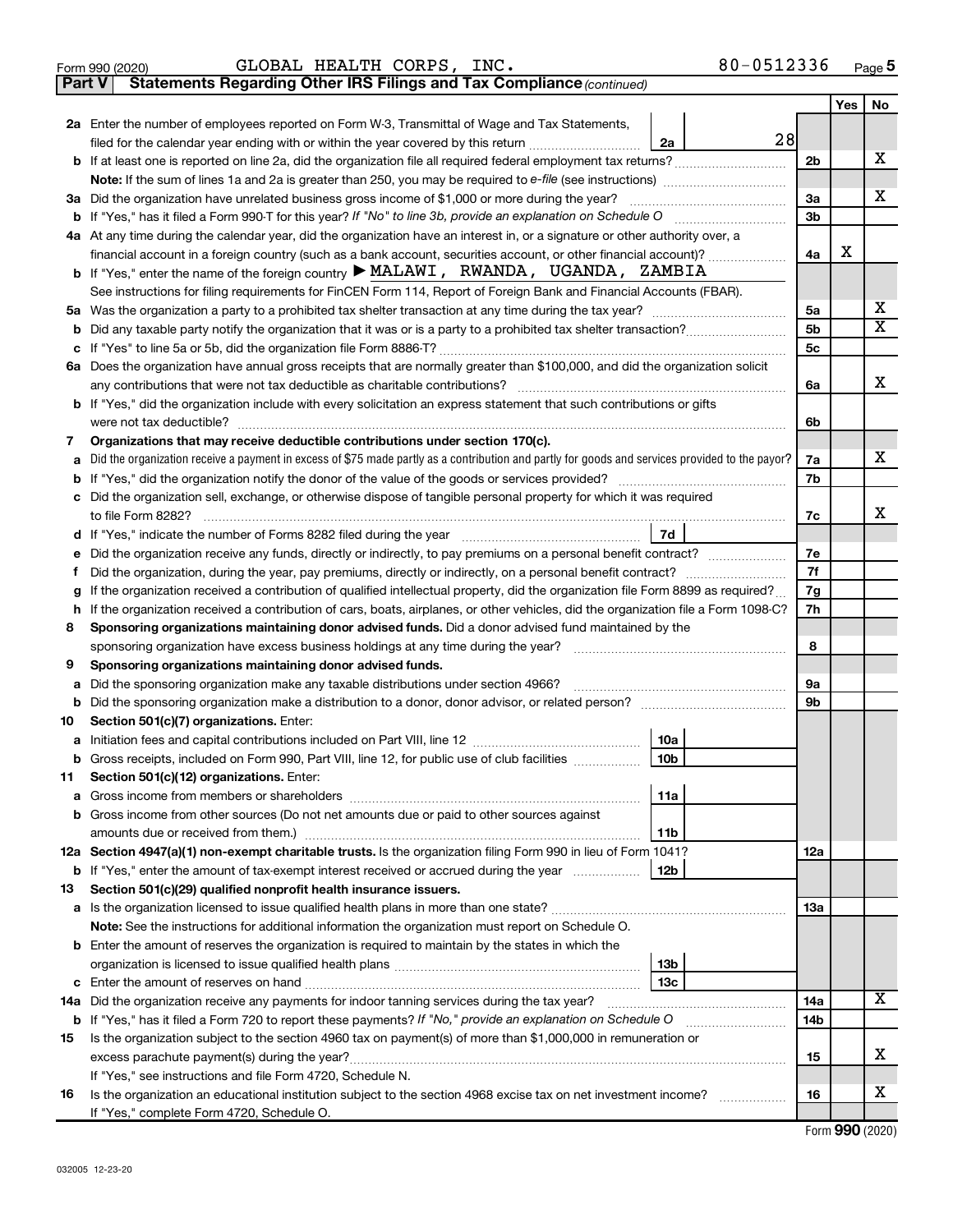Form 990 (2020) GLOBAL HEALTH CORPS, INC. 80-0512336 Page 5

**Part V Statements Regarding Other IRS Filings and Tax Compliance** *(continued)*

| | | | | Yes | No |
|---|---|---|---|---|---|
| **2a** | Enter the number of employees reported on Form W-3, Transmittal of Wage and Tax Statements, filed for the calendar year ending with or within the year covered by this return | 2a | 28 | | |
| **b** | If at least one is reported on line 2a, did the organization file all required federal employment tax returns? | | 2b | | X |
| | **Note:** If the sum of lines 1a and 2a is greater than 250, you may be required to *e-file* (see instructions) | | | | |
| **3a** | Did the organization have unrelated business gross income of $1,000 or more during the year? | | 3a | | X |
| **b** | If "Yes," has it filed a Form 990-T for this year? *If "No" to line 3b, provide an explanation on Schedule O* | | 3b | | |
| **4a** | At any time during the calendar year, did the organization have an interest in, or a signature or other authority over, a financial account in a foreign country (such as a bank account, securities account, or other financial account)? | | 4a | X | |
| **b** | If "Yes," enter the name of the foreign country ▶ MALAWI, RWANDA, UGANDA, ZAMBIA | | | | |
| | See instructions for filing requirements for FinCEN Form 114, Report of Foreign Bank and Financial Accounts (FBAR). | | | | |
| **5a** | Was the organization a party to a prohibited tax shelter transaction at any time during the tax year? | | 5a | | X |
| **b** | Did any taxable party notify the organization that it was or is a party to a prohibited tax shelter transaction? | | 5b | | X |
| **c** | If "Yes" to line 5a or 5b, did the organization file Form 8886-T? | | 5c | | |
| **6a** | Does the organization have annual gross receipts that are normally greater than $100,000, and did the organization solicit any contributions that were not tax deductible as charitable contributions? | | 6a | | X |
| **b** | If "Yes," did the organization include with every solicitation an express statement that such contributions or gifts were not tax deductible? | | 6b | | |
| **7** | **Organizations that may receive deductible contributions under section 170(c).** | | | | |
| **a** | Did the organization receive a payment in excess of $75 made partly as a contribution and partly for goods and services provided to the payor? | | 7a | | X |
| **b** | If "Yes," did the organization notify the donor of the value of the goods or services provided? | | 7b | | |
| **c** | Did the organization sell, exchange, or otherwise dispose of tangible personal property for which it was required to file Form 8282? | | 7c | | X |
| **d** | If "Yes," indicate the number of Forms 8282 filed during the year | 7d | | | |
| **e** | Did the organization receive any funds, directly or indirectly, to pay premiums on a personal benefit contract? | | 7e | | |
| **f** | Did the organization, during the year, pay premiums, directly or indirectly, on a personal benefit contract? | | 7f | | |
| **g** | If the organization received a contribution of qualified intellectual property, did the organization file Form 8899 as required? | | 7g | | |
| **h** | If the organization received a contribution of cars, boats, airplanes, or other vehicles, did the organization file a Form 1098-C? | | 7h | | |
| **8** | **Sponsoring organizations maintaining donor advised funds.** Did a donor advised fund maintained by the sponsoring organization have excess business holdings at any time during the year? | | 8 | | |
| **9** | **Sponsoring organizations maintaining donor advised funds.** | | | | |
| **a** | Did the sponsoring organization make any taxable distributions under section 4966? | | 9a | | |
| **b** | Did the sponsoring organization make a distribution to a donor, donor advisor, or related person? | | 9b | | |
| **10** | **Section 501(c)(7) organizations.** Enter: | | | | |
| **a** | Initiation fees and capital contributions included on Part VIII, line 12 | 10a | | | |
| **b** | Gross receipts, included on Form 990, Part VIII, line 12, for public use of club facilities | 10b | | | |
| **11** | **Section 501(c)(12) organizations.** Enter: | | | | |
| **a** | Gross income from members or shareholders | 11a | | | |
| **b** | Gross income from other sources (Do not net amounts due or paid to other sources against amounts due or received from them.) | 11b | | | |
| **12a** | **Section 4947(a)(1) non-exempt charitable trusts.** Is the organization filing Form 990 in lieu of Form 1041? | | 12a | | |
| **b** | If "Yes," enter the amount of tax-exempt interest received or accrued during the year | 12b | | | |
| **13** | **Section 501(c)(29) qualified nonprofit health insurance issuers.** | | | | |
| **a** | Is the organization licensed to issue qualified health plans in more than one state? | | 13a | | |
| | **Note:** See the instructions for additional information the organization must report on Schedule O. | | | | |
| **b** | Enter the amount of reserves the organization is required to maintain by the states in which the organization is licensed to issue qualified health plans | 13b | | | |
| **c** | Enter the amount of reserves on hand | 13c | | | |
| **14a** | Did the organization receive any payments for indoor tanning services during the tax year? | | 14a | | X |
| **b** | If "Yes," has it filed a Form 720 to report these payments? *If "No," provide an explanation on Schedule O* | | 14b | | |
| **15** | Is the organization subject to the section 4960 tax on payment(s) of more than $1,000,000 in remuneration or excess parachute payment(s) during the year? | | 15 | | X |
| | If "Yes," see instructions and file Form 4720, Schedule N. | | | | |
| **16** | Is the organization an educational institution subject to the section 4968 excise tax on net investment income? | | 16 | | X |
| | If "Yes," complete Form 4720, Schedule O. | | | | |

Form **990** (2020)

032005 12-23-20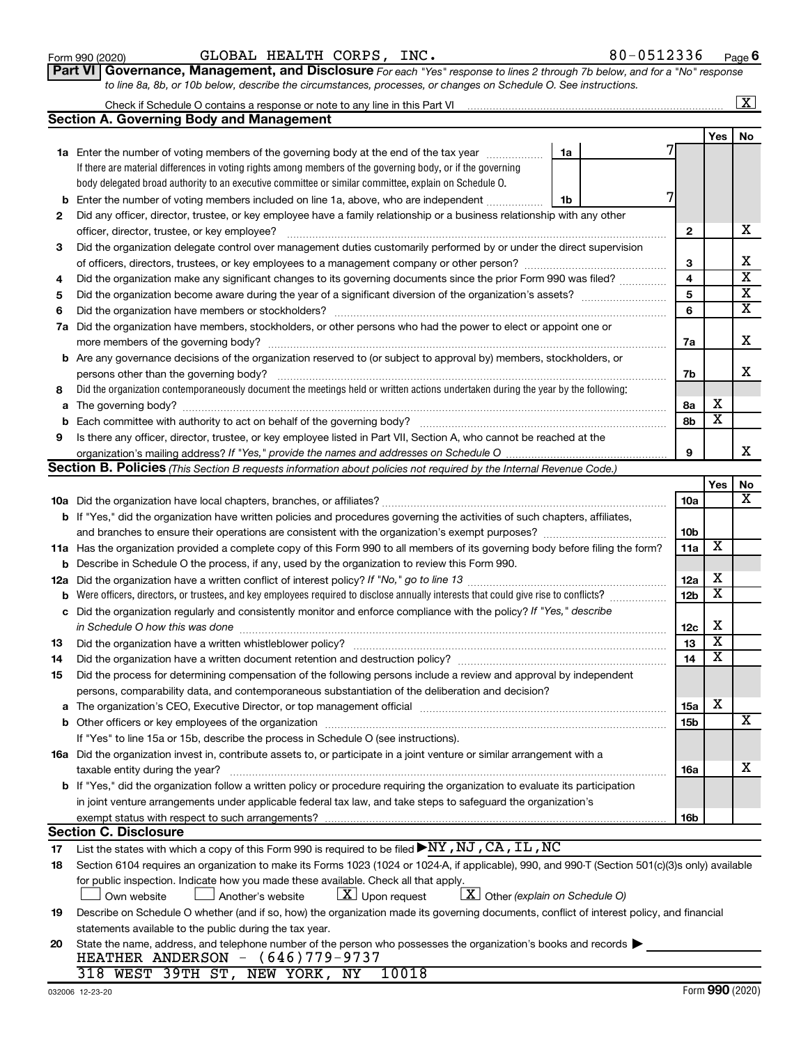Form 990 (2020) GLOBAL HEALTH CORPS, INC. 80-0512336 Page 6

**Part VI Governance, Management, and Disclosure** *For each "Yes" response to lines 2 through 7b below, and for a "No" response to line 8a, 8b, or 10b below, describe the circumstances, processes, or changes on Schedule O. See instructions.*

Check if Schedule O contains a response or note to any line in this Part VI ..... [X]

## Section A. Governing Body and Management

| | | | Yes | No |
|---|---|---|---|---|
| **1a** | Enter the number of voting members of the governing body at the end of the tax year ..... 1a: 7<br>If there are material differences in voting rights among members of the governing body, or if the governing body delegated broad authority to an executive committee or similar committee, explain on Schedule O. | | | |
| **b** | Enter the number of voting members included on line 1a, above, who are independent ..... 1b: 7 | | | |
| **2** | Did any officer, director, trustee, or key employee have a family relationship or a business relationship with any other officer, director, trustee, or key employee? | 2 | | X |
| **3** | Did the organization delegate control over management duties customarily performed by or under the direct supervision of officers, directors, trustees, or key employees to a management company or other person? | 3 | | X |
| **4** | Did the organization make any significant changes to its governing documents since the prior Form 990 was filed? | 4 | | X |
| **5** | Did the organization become aware during the year of a significant diversion of the organization's assets? | 5 | | X |
| **6** | Did the organization have members or stockholders? | 6 | | X |
| **7a** | Did the organization have members, stockholders, or other persons who had the power to elect or appoint one or more members of the governing body? | 7a | | X |
| **b** | Are any governance decisions of the organization reserved to (or subject to approval by) members, stockholders, or persons other than the governing body? | 7b | | X |
| **8** | Did the organization contemporaneously document the meetings held or written actions undertaken during the year by the following: | | | |
| **a** | The governing body? | 8a | X | |
| **b** | Each committee with authority to act on behalf of the governing body? | 8b | X | |
| **9** | Is there any officer, director, trustee, or key employee listed in Part VII, Section A, who cannot be reached at the organization's mailing address? *If "Yes," provide the names and addresses on Schedule O* | 9 | | X |

## Section B. Policies *(This Section B requests information about policies not required by the Internal Revenue Code.)*

| | | | Yes | No |
|---|---|---|---|---|
| **10a** | Did the organization have local chapters, branches, or affiliates? | 10a | | X |
| **b** | If "Yes," did the organization have written policies and procedures governing the activities of such chapters, affiliates, and branches to ensure their operations are consistent with the organization's exempt purposes? | 10b | | |
| **11a** | Has the organization provided a complete copy of this Form 990 to all members of its governing body before filing the form? | 11a | X | |
| **b** | Describe in Schedule O the process, if any, used by the organization to review this Form 990. | | | |
| **12a** | Did the organization have a written conflict of interest policy? *If "No," go to line 13* | 12a | X | |
| **b** | Were officers, directors, or trustees, and key employees required to disclose annually interests that could give rise to conflicts? | 12b | X | |
| **c** | Did the organization regularly and consistently monitor and enforce compliance with the policy? *If "Yes," describe in Schedule O how this was done* | 12c | X | |
| **13** | Did the organization have a written whistleblower policy? | 13 | X | |
| **14** | Did the organization have a written document retention and destruction policy? | 14 | X | |
| **15** | Did the process for determining compensation of the following persons include a review and approval by independent persons, comparability data, and contemporaneous substantiation of the deliberation and decision? | | | |
| **a** | The organization's CEO, Executive Director, or top management official | 15a | X | |
| **b** | Other officers or key employees of the organization | 15b | | X |
| | If "Yes" to line 15a or 15b, describe the process in Schedule O (see instructions). | | | |
| **16a** | Did the organization invest in, contribute assets to, or participate in a joint venture or similar arrangement with a taxable entity during the year? | 16a | | X |
| **b** | If "Yes," did the organization follow a written policy or procedure requiring the organization to evaluate its participation in joint venture arrangements under applicable federal tax law, and take steps to safeguard the organization's exempt status with respect to such arrangements? | 16b | | |

## Section C. Disclosure

**17** List the states with which a copy of this Form 990 is required to be filed ▶ NY, NJ, CA, IL, NC

**18** Section 6104 requires an organization to make its Forms 1023 (1024 or 1024-A, if applicable), 990, and 990-T (Section 501(c)(3)s only) available for public inspection. Indicate how you made these available. Check all that apply.

[ ] Own website [ ] Another's website [X] Upon request [X] Other *(explain on Schedule O)*

**19** Describe on Schedule O whether (and if so, how) the organization made its governing documents, conflict of interest policy, and financial statements available to the public during the tax year.

**20** State the name, address, and telephone number of the person who possesses the organization's books and records ▶

HEATHER ANDERSON - (646)779-9737
318 WEST 39TH ST, NEW YORK, NY 10018

032006 12-23-20 Form **990** (2020)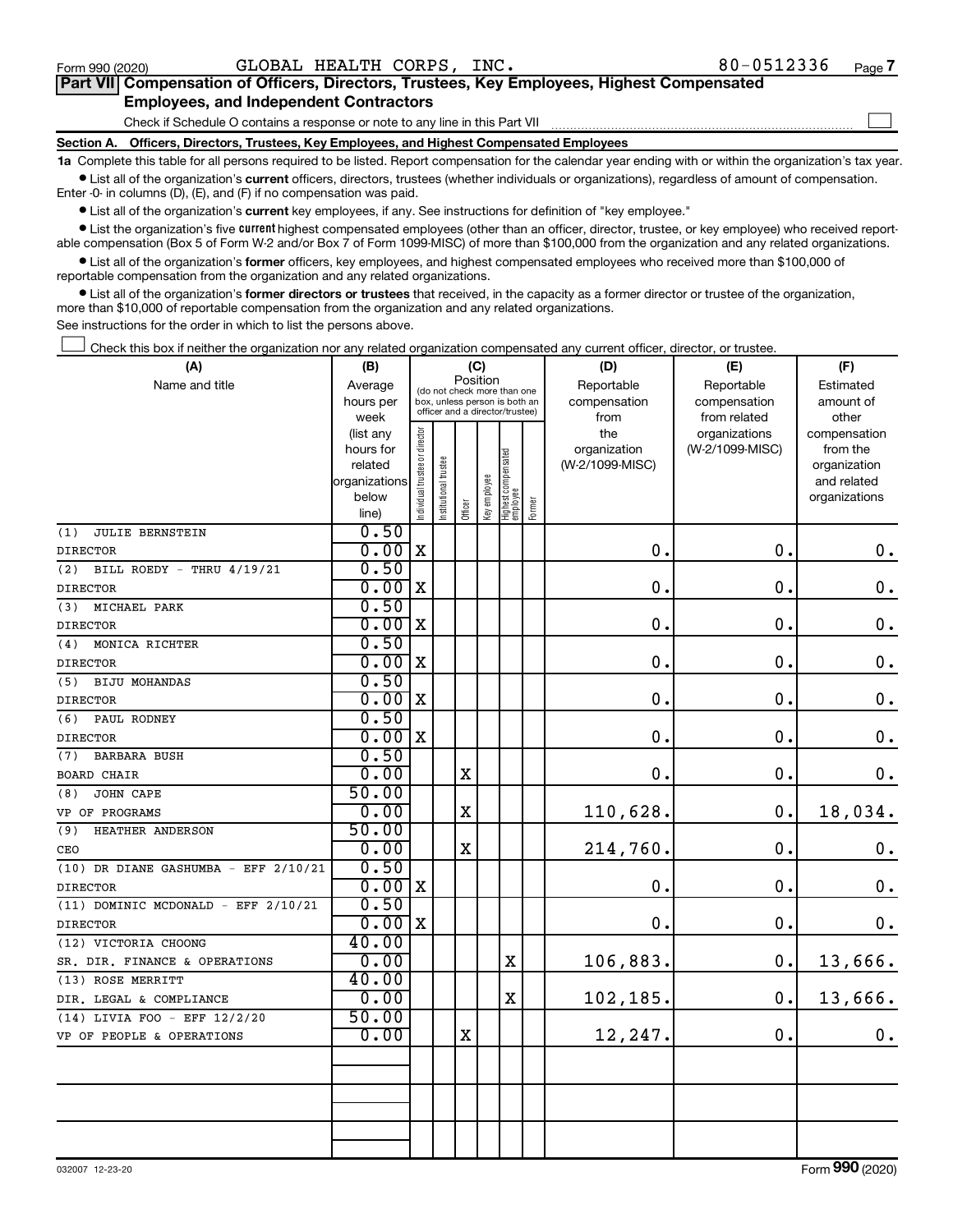Form 990 (2020) GLOBAL HEALTH CORPS, INC. 80-0512336 Page 7

**Part VII Compensation of Officers, Directors, Trustees, Key Employees, Highest Compensated Employees, and Independent Contractors**

Check if Schedule O contains a response or note to any line in this Part VII ☐

**Section A. Officers, Directors, Trustees, Key Employees, and Highest Compensated Employees**

**1a** Complete this table for all persons required to be listed. Report compensation for the calendar year ending with or within the organization's tax year.

- List all of the organization's **current** officers, directors, trustees (whether individuals or organizations), regardless of amount of compensation. Enter -0- in columns (D), (E), and (F) if no compensation was paid.
- List all of the organization's **current** key employees, if any. See instructions for definition of "key employee."
- List the organization's five **current** highest compensated employees (other than an officer, director, trustee, or key employee) who received reportable compensation (Box 5 of Form W-2 and/or Box 7 of Form 1099-MISC) of more than $100,000 from the organization and any related organizations.
- List all of the organization's **former** officers, key employees, and highest compensated employees who received more than $100,000 of reportable compensation from the organization and any related organizations.
- List all of the organization's **former directors or trustees** that received, in the capacity as a former director or trustee of the organization, more than $10,000 of reportable compensation from the organization and any related organizations.

See instructions for the order in which to list the persons above.

☐ Check this box if neither the organization nor any related organization compensated any current officer, director, or trustee.

| (A) Name and title | (B) Average hours per week (list any hours for related organizations below line) | (C) Position: Individual trustee or director | Institutional trustee | Officer | Key employee | Highest compensated employee | Former | (D) Reportable compensation from the organization (W-2/1099-MISC) | (E) Reportable compensation from related organizations (W-2/1099-MISC) | (F) Estimated amount of other compensation from the organization and related organizations |
|---|---|---|---|---|---|---|---|---|---|---|
| (1) JULIE BERNSTEIN<br>DIRECTOR | 0.50<br>0.00 | X | | | | | | 0. | 0. | 0. |
| (2) BILL ROEDY - THRU 4/19/21<br>DIRECTOR | 0.50<br>0.00 | X | | | | | | 0. | 0. | 0. |
| (3) MICHAEL PARK<br>DIRECTOR | 0.50<br>0.00 | X | | | | | | 0. | 0. | 0. |
| (4) MONICA RICHTER<br>DIRECTOR | 0.50<br>0.00 | X | | | | | | 0. | 0. | 0. |
| (5) BIJU MOHANDAS<br>DIRECTOR | 0.50<br>0.00 | X | | | | | | 0. | 0. | 0. |
| (6) PAUL RODNEY<br>DIRECTOR | 0.50<br>0.00 | X | | | | | | 0. | 0. | 0. |
| (7) BARBARA BUSH<br>BOARD CHAIR | 0.50<br>0.00 | | | X | | | | 0. | 0. | 0. |
| (8) JOHN CAPE<br>VP OF PROGRAMS | 50.00<br>0.00 | | | X | | | | 110,628. | 0. | 18,034. |
| (9) HEATHER ANDERSON<br>CEO | 50.00<br>0.00 | | | X | | | | 214,760. | 0. | 0. |
| (10) DR DIANE GASHUMBA - EFF 2/10/21<br>DIRECTOR | 0.50<br>0.00 | X | | | | | | 0. | 0. | 0. |
| (11) DOMINIC MCDONALD - EFF 2/10/21<br>DIRECTOR | 0.50<br>0.00 | X | | | | | | 0. | 0. | 0. |
| (12) VICTORIA CHOONG<br>SR. DIR. FINANCE & OPERATIONS | 40.00<br>0.00 | | | | | X | | 106,883. | 0. | 13,666. |
| (13) ROSE MERRITT<br>DIR. LEGAL & COMPLIANCE | 40.00<br>0.00 | | | | | X | | 102,185. | 0. | 13,666. |
| (14) LIVIA FOO - EFF 12/2/20<br>VP OF PEOPLE & OPERATIONS | 50.00<br>0.00 | | | X | | | | 12,247. | 0. | 0. |
| | | | | | | | | | | |
| | | | | | | | | | | |
| | | | | | | | | | | |

032007 12-23-20 Form **990** (2020)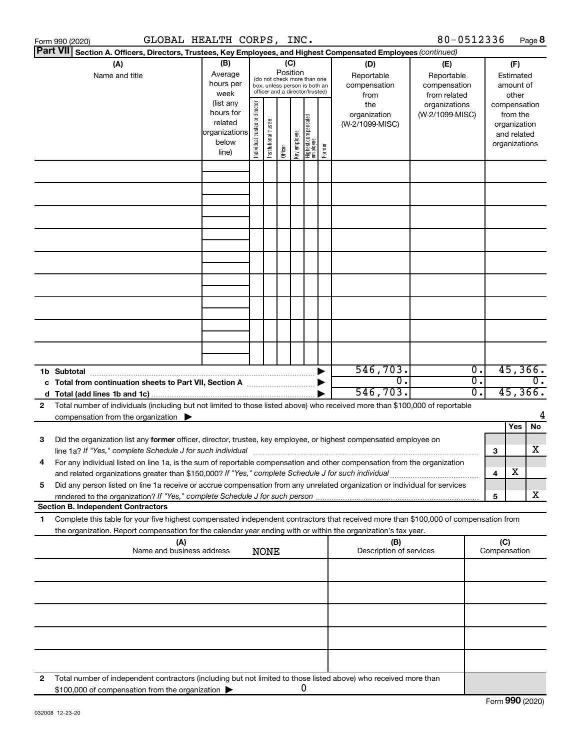Form 990 (2020) GLOBAL HEALTH CORPS, INC. 80-0512336 Page 8

**Part VII Section A. Officers, Directors, Trustees, Key Employees, and Highest Compensated Employees** *(continued)*

| (A) Name and title | (B) Average hours per week (list any hours for related organizations below line) | (C) Position (do not check more than one box, unless person is both an officer and a director/trustee): Individual trustee or director | Institutional trustee | Officer | Key employee | Highest compensated employee | Former | (D) Reportable compensation from the organization (W-2/1099-MISC) | (E) Reportable compensation from related organizations (W-2/1099-MISC) | (F) Estimated amount of other compensation from the organization and related organizations |
|---|---|---|---|---|---|---|---|---|---|---|
| | | | | | | | | | | |
| | | | | | | | | | | |
| | | | | | | | | | | |
| | | | | | | | | | | |
| | | | | | | | | | | |
| | | | | | | | | | | |
| | | | | | | | | | | |
| | | | | | | | | | | |
| | | | | | | | | | | |
| **1b Subtotal** | | | | | | | ▶ | 546,703. | 0. | 45,366. |
| **c Total from continuation sheets to Part VII, Section A** | | | | | | | ▶ | 0. | 0. | 0. |
| **d Total (add lines 1b and 1c)** | | | | | | | ▶ | 546,703. | 0. | 45,366. |

**2** Total number of individuals (including but not limited to those listed above) who received more than $100,000 of reportable compensation from the organization ▶ 4

| | | | Yes | No |
|---|---|---|---|---|
| **3** | Did the organization list any **former** officer, director, trustee, key employee, or highest compensated employee on line 1a? *If "Yes," complete Schedule J for such individual* | 3 | | X |
| **4** | For any individual listed on line 1a, is the sum of reportable compensation and other compensation from the organization and related organizations greater than $150,000? *If "Yes," complete Schedule J for such individual* | 4 | X | |
| **5** | Did any person listed on line 1a receive or accrue compensation from any unrelated organization or individual for services rendered to the organization? *If "Yes," complete Schedule J for such person* | 5 | | X |

**Section B. Independent Contractors**

**1** Complete this table for your five highest compensated independent contractors that received more than $100,000 of compensation from the organization. Report compensation for the calendar year ending with or within the organization's tax year.

| (A) Name and business address NONE | (B) Description of services | (C) Compensation |
|---|---|---|
| | | |
| | | |
| | | |
| | | |
| | | |

**2** Total number of independent contractors (including but not limited to those listed above) who received more than $100,000 of compensation from the organization ▶ 0

Form **990** (2020)

032008 12-23-20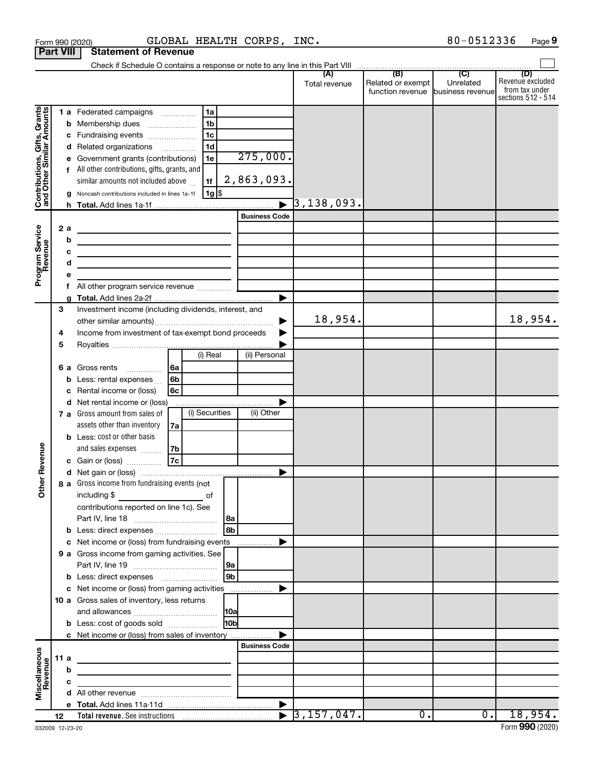Form 990 (2020) GLOBAL HEALTH CORPS, INC. 80-0512336 Page 9

**Part VIII Statement of Revenue**

Check if Schedule O contains a response or note to any line in this Part VIII

| | | | (A) Total revenue | (B) Related or exempt function revenue | (C) Unrelated business revenue | (D) Revenue excluded from tax under sections 512 - 514 |
|---|---|---|---|---|---|---|
| **Contributions, Gifts, Grants and Other Similar Amounts** | 1 a Federated campaigns 1a | | | | | |
| | b Membership dues 1b | | | | | |
| | c Fundraising events 1c | | | | | |
| | d Related organizations 1d | | | | | |
| | e Government grants (contributions) 1e | 275,000. | | | | |
| | f All other contributions, gifts, grants, and similar amounts not included above 1f | 2,863,093. | | | | |
| | g Noncash contributions included in lines 1a-1f 1g $ | | | | | |
| | h Total. Add lines 1a-1f | | 3,138,093. | | | |
| **Program Service Revenue** | | Business Code | | | | |
| | 2 a | | | | | |
| | b | | | | | |
| | c | | | | | |
| | d | | | | | |
| | e | | | | | |
| | f All other program service revenue | | | | | |
| | g Total. Add lines 2a-2f | | | | | |
| **Other Revenue** | 3 Investment income (including dividends, interest, and other similar amounts) | | 18,954. | | | 18,954. |
| | 4 Income from investment of tax-exempt bond proceeds | | | | | |
| | 5 Royalties | | | | | |
| | 6 a Gross rents 6a — (i) Real / (ii) Personal | | | | | |
| | b Less: rental expenses 6b | | | | | |
| | c Rental income or (loss) 6c | | | | | |
| | d Net rental income or (loss) | | | | | |
| | 7 a Gross amount from sales of assets other than inventory 7a — (i) Securities / (ii) Other | | | | | |
| | b Less: cost or other basis and sales expenses 7b | | | | | |
| | c Gain or (loss) 7c | | | | | |
| | d Net gain or (loss) | | | | | |
| | 8 a Gross income from fundraising events (not including $ ______ of contributions reported on line 1c). See Part IV, line 18 8a | | | | | |
| | b Less: direct expenses 8b | | | | | |
| | c Net income or (loss) from fundraising events | | | | | |
| | 9 a Gross income from gaming activities. See Part IV, line 19 9a | | | | | |
| | b Less: direct expenses 9b | | | | | |
| | c Net income or (loss) from gaming activities | | | | | |
| | 10 a Gross sales of inventory, less returns and allowances 10a | | | | | |
| | b Less: cost of goods sold 10b | | | | | |
| | c Net income or (loss) from sales of inventory | | | | | |
| **Miscellaneous Revenue** | | Business Code | | | | |
| | 11 a | | | | | |
| | b | | | | | |
| | c | | | | | |
| | d All other revenue | | | | | |
| | e Total. Add lines 11a-11d | | | | | |
| | 12 Total revenue. See instructions | | 3,157,047. | 0. | 0. | 18,954. |

032009 12-23-20 Form **990** (2020)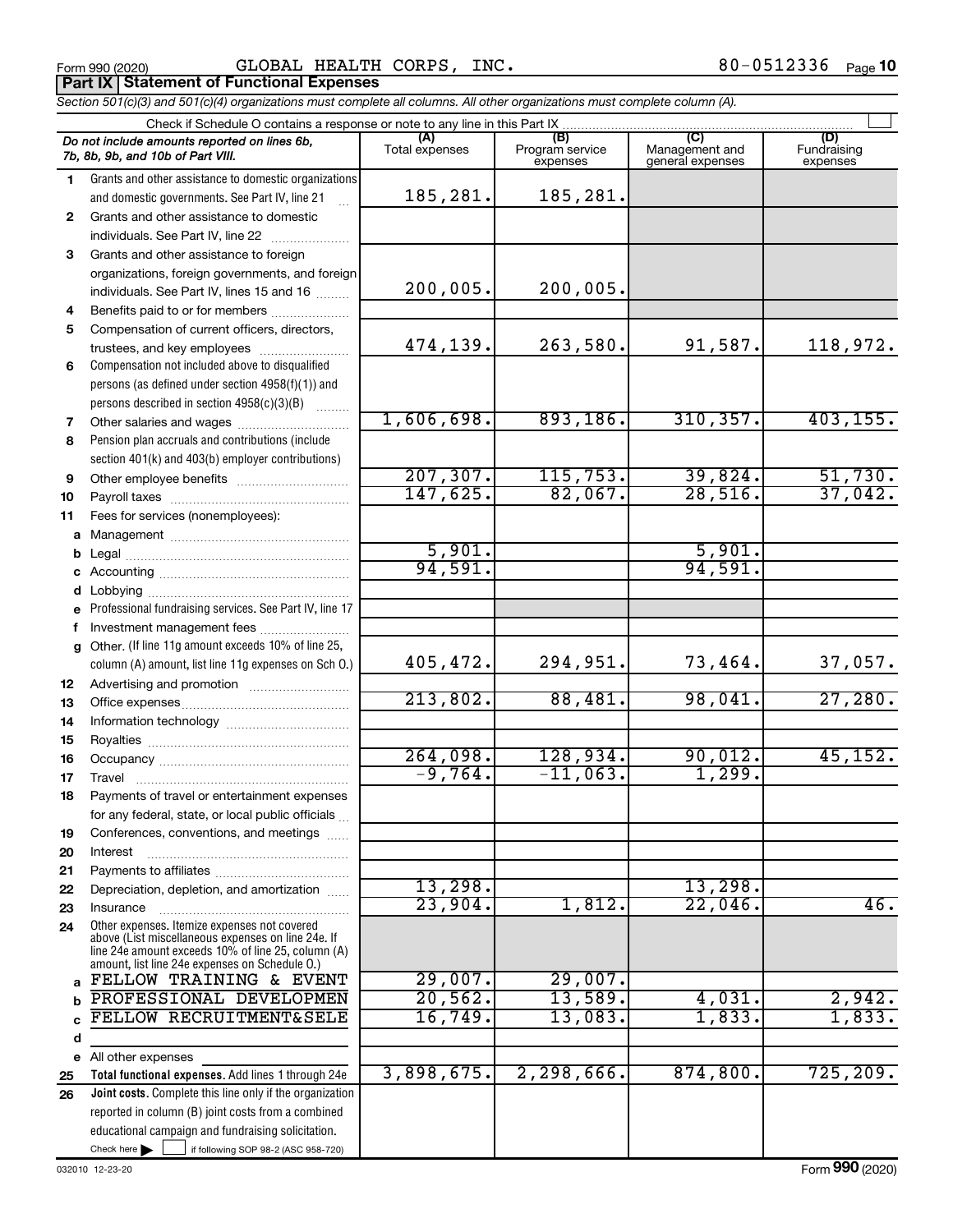Form 990 (2020) GLOBAL HEALTH CORPS, INC. 80-0512336

**Part IX Statement of Functional Expenses**

*Section 501(c)(3) and 501(c)(4) organizations must complete all columns. All other organizations must complete column (A).*

Check if Schedule O contains a response or note to any line in this Part IX

| | *Do not include amounts reported on lines 6b, 7b, 8b, 9b, and 10b of Part VIII.* | (A) Total expenses | (B) Program service expenses | (C) Management and general expenses | (D) Fundraising expenses |
|---|---|---|---|---|---|
| 1 | Grants and other assistance to domestic organizations and domestic governments. See Part IV, line 21 | 185,281. | 185,281. | | |
| 2 | Grants and other assistance to domestic individuals. See Part IV, line 22 | | | | |
| 3 | Grants and other assistance to foreign organizations, foreign governments, and foreign individuals. See Part IV, lines 15 and 16 | 200,005. | 200,005. | | |
| 4 | Benefits paid to or for members | | | | |
| 5 | Compensation of current officers, directors, trustees, and key employees | 474,139. | 263,580. | 91,587. | 118,972. |
| 6 | Compensation not included above to disqualified persons (as defined under section 4958(f)(1)) and persons described in section 4958(c)(3)(B) | | | | |
| 7 | Other salaries and wages | 1,606,698. | 893,186. | 310,357. | 403,155. |
| 8 | Pension plan accruals and contributions (include section 401(k) and 403(b) employer contributions) | | | | |
| 9 | Other employee benefits | 207,307. | 115,753. | 39,824. | 51,730. |
| 10 | Payroll taxes | 147,625. | 82,067. | 28,516. | 37,042. |
| 11 | Fees for services (nonemployees): | | | | |
| a | Management | | | | |
| b | Legal | 5,901. | | 5,901. | |
| c | Accounting | 94,591. | | 94,591. | |
| d | Lobbying | | | | |
| e | Professional fundraising services. See Part IV, line 17 | | | | |
| f | Investment management fees | | | | |
| g | Other. (If line 11g amount exceeds 10% of line 25, column (A) amount, list line 11g expenses on Sch O.) | 405,472. | 294,951. | 73,464. | 37,057. |
| 12 | Advertising and promotion | | | | |
| 13 | Office expenses | 213,802. | 88,481. | 98,041. | 27,280. |
| 14 | Information technology | | | | |
| 15 | Royalties | | | | |
| 16 | Occupancy | 264,098. | 128,934. | 90,012. | 45,152. |
| 17 | Travel | -9,764. | -11,063. | 1,299. | |
| 18 | Payments of travel or entertainment expenses for any federal, state, or local public officials | | | | |
| 19 | Conferences, conventions, and meetings | | | | |
| 20 | Interest | | | | |
| 21 | Payments to affiliates | | | | |
| 22 | Depreciation, depletion, and amortization | 13,298. | | 13,298. | |
| 23 | Insurance | 23,904. | 1,812. | 22,046. | 46. |
| 24 | Other expenses. Itemize expenses not covered above (List miscellaneous expenses on line 24e. If line 24e amount exceeds 10% of line 25, column (A) amount, list line 24e expenses on Schedule O.) | | | | |
| a | FELLOW TRAINING & EVENT | 29,007. | 29,007. | | |
| b | PROFESSIONAL DEVELOPMEN | 20,562. | 13,589. | 4,031. | 2,942. |
| c | FELLOW RECRUITMENT&SELE | 16,749. | 13,083. | 1,833. | 1,833. |
| d | | | | | |
| e | All other expenses | | | | |
| 25 | **Total functional expenses.** Add lines 1 through 24e | 3,898,675. | 2,298,666. | 874,800. | 725,209. |
| 26 | **Joint costs.** Complete this line only if the organization reported in column (B) joint costs from a combined educational campaign and fundraising solicitation. Check here ☐ if following SOP 98-2 (ASC 958-720) | | | | |

032010 12-23-20 Form **990** (2020)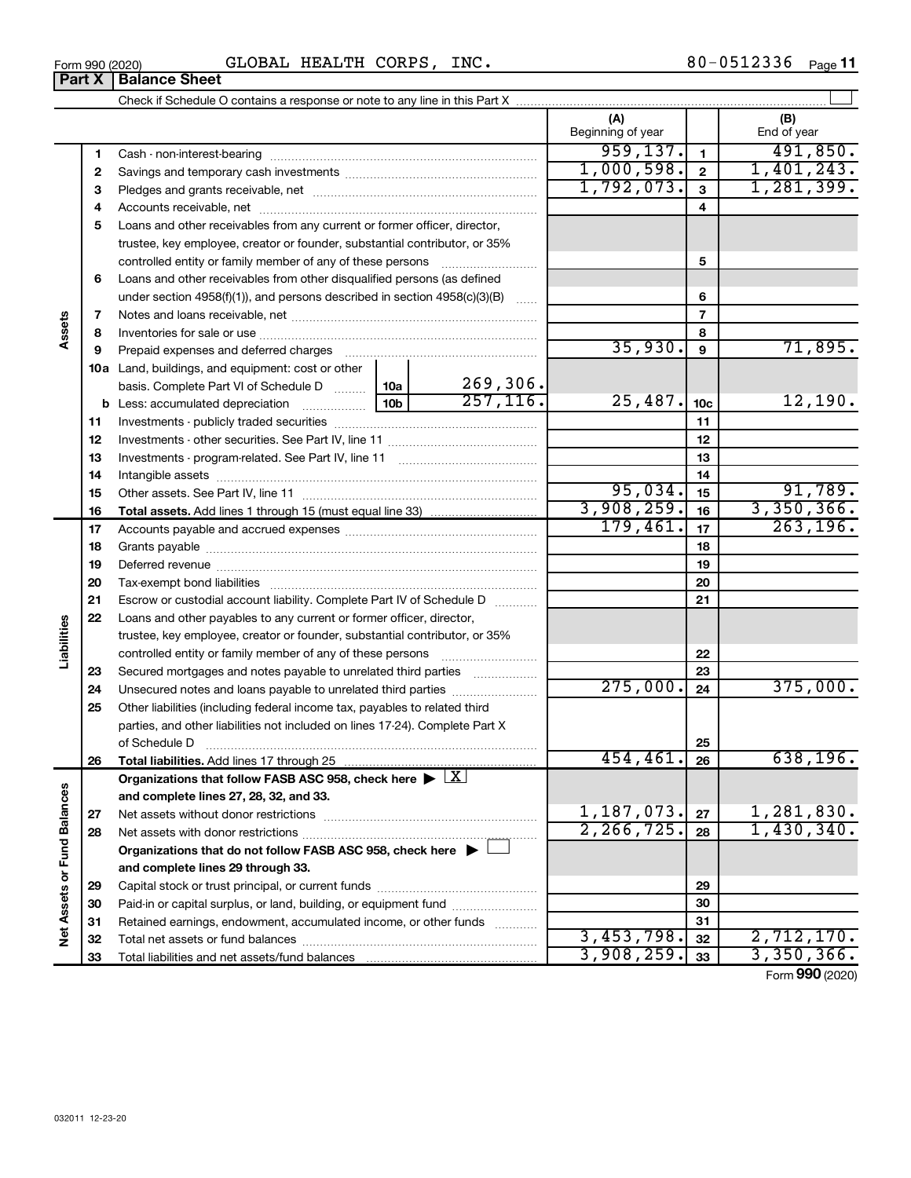Form 990 (2020) GLOBAL HEALTH CORPS, INC. 80-0512336

## Part X | Balance Sheet

Check if Schedule O contains a response or note to any line in this Part X

| | | | (A) Beginning of year | | (B) End of year |
|---|---|---|---|---|---|
| Assets | 1 | Cash - non-interest-bearing | 959,137. | 1 | 491,850. |
| | 2 | Savings and temporary cash investments | 1,000,598. | 2 | 1,401,243. |
| | 3 | Pledges and grants receivable, net | 1,792,073. | 3 | 1,281,399. |
| | 4 | Accounts receivable, net | | 4 | |
| | 5 | Loans and other receivables from any current or former officer, director, trustee, key employee, creator or founder, substantial contributor, or 35% controlled entity or family member of any of these persons | | 5 | |
| | 6 | Loans and other receivables from other disqualified persons (as defined under section 4958(f)(1)), and persons described in section 4958(c)(3)(B) | | 6 | |
| | 7 | Notes and loans receivable, net | | 7 | |
| | 8 | Inventories for sale or use | | 8 | |
| | 9 | Prepaid expenses and deferred charges | 35,930. | 9 | 71,895. |
| | 10a | Land, buildings, and equipment: cost or other basis. Complete Part VI of Schedule D — 10a: 269,306. | | | |
| | b | Less: accumulated depreciation — 10b: 257,116. | 25,487. | 10c | 12,190. |
| | 11 | Investments - publicly traded securities | | 11 | |
| | 12 | Investments - other securities. See Part IV, line 11 | | 12 | |
| | 13 | Investments - program-related. See Part IV, line 11 | | 13 | |
| | 14 | Intangible assets | | 14 | |
| | 15 | Other assets. See Part IV, line 11 | 95,034. | 15 | 91,789. |
| | 16 | **Total assets.** Add lines 1 through 15 (must equal line 33) | 3,908,259. | 16 | 3,350,366. |
| Liabilities | 17 | Accounts payable and accrued expenses | 179,461. | 17 | 263,196. |
| | 18 | Grants payable | | 18 | |
| | 19 | Deferred revenue | | 19 | |
| | 20 | Tax-exempt bond liabilities | | 20 | |
| | 21 | Escrow or custodial account liability. Complete Part IV of Schedule D | | 21 | |
| | 22 | Loans and other payables to any current or former officer, director, trustee, key employee, creator or founder, substantial contributor, or 35% controlled entity or family member of any of these persons | | 22 | |
| | 23 | Secured mortgages and notes payable to unrelated third parties | | 23 | |
| | 24 | Unsecured notes and loans payable to unrelated third parties | 275,000. | 24 | 375,000. |
| | 25 | Other liabilities (including federal income tax, payables to related third parties, and other liabilities not included on lines 17-24). Complete Part X of Schedule D | | 25 | |
| | 26 | **Total liabilities.** Add lines 17 through 25 | 454,461. | 26 | 638,196. |
| Net Assets or Fund Balances | | **Organizations that follow FASB ASC 958, check here** ▶ [X] **and complete lines 27, 28, 32, and 33.** | | | |
| | 27 | Net assets without donor restrictions | 1,187,073. | 27 | 1,281,830. |
| | 28 | Net assets with donor restrictions | 2,266,725. | 28 | 1,430,340. |
| | | **Organizations that do not follow FASB ASC 958, check here** ▶ [ ] **and complete lines 29 through 33.** | | | |
| | 29 | Capital stock or trust principal, or current funds | | 29 | |
| | 30 | Paid-in or capital surplus, or land, building, or equipment fund | | 30 | |
| | 31 | Retained earnings, endowment, accumulated income, or other funds | | 31 | |
| | 32 | Total net assets or fund balances | 3,453,798. | 32 | 2,712,170. |
| | 33 | Total liabilities and net assets/fund balances | 3,908,259. | 33 | 3,350,366. |

Form **990** (2020)

032011 12-23-20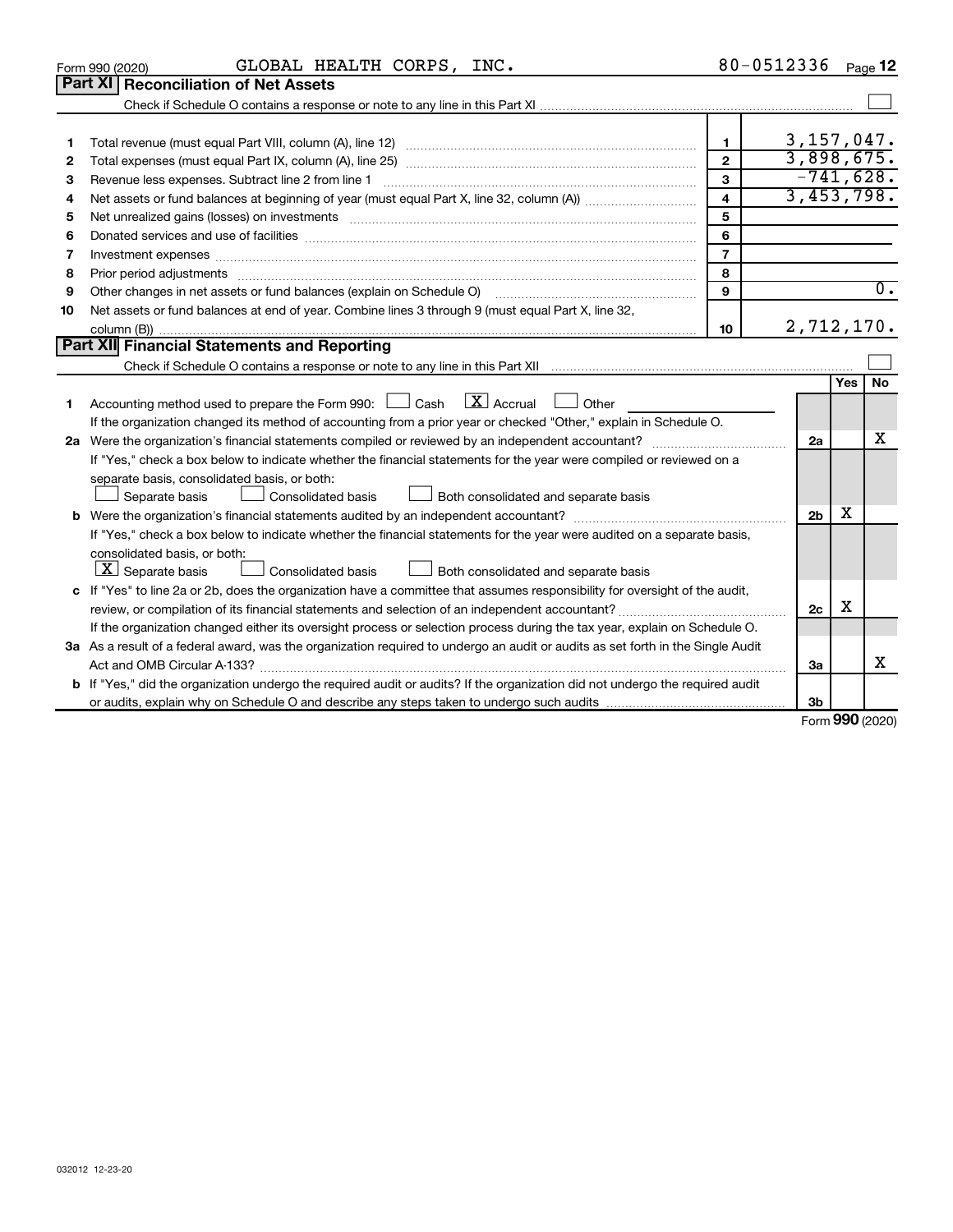Form 990 (2020) GLOBAL HEALTH CORPS, INC. 80-0512336

## Part XI Reconciliation of Net Assets

Check if Schedule O contains a response or note to any line in this Part XI ☐

| | | | |
|---|---|---|---|
| 1 | Total revenue (must equal Part VIII, column (A), line 12) | 1 | 3,157,047. |
| 2 | Total expenses (must equal Part IX, column (A), line 25) | 2 | 3,898,675. |
| 3 | Revenue less expenses. Subtract line 2 from line 1 | 3 | -741,628. |
| 4 | Net assets or fund balances at beginning of year (must equal Part X, line 32, column (A)) | 4 | 3,453,798. |
| 5 | Net unrealized gains (losses) on investments | 5 | |
| 6 | Donated services and use of facilities | 6 | |
| 7 | Investment expenses | 7 | |
| 8 | Prior period adjustments | 8 | |
| 9 | Other changes in net assets or fund balances (explain on Schedule O) | 9 | 0. |
| 10 | Net assets or fund balances at end of year. Combine lines 3 through 9 (must equal Part X, line 32, column (B)) | 10 | 2,712,170. |

## Part XII Financial Statements and Reporting

Check if Schedule O contains a response or note to any line in this Part XII ☐

| | | | Yes | No |
|---|---|---|---|---|
| 1 | Accounting method used to prepare the Form 990: ☐ Cash ☒ Accrual ☐ Other<br>If the organization changed its method of accounting from a prior year or checked "Other," explain in Schedule O. | | | |
| 2a | Were the organization's financial statements compiled or reviewed by an independent accountant?<br>If "Yes," check a box below to indicate whether the financial statements for the year were compiled or reviewed on a separate basis, consolidated basis, or both:<br>☐ Separate basis ☐ Consolidated basis ☐ Both consolidated and separate basis | 2a | | X |
| b | Were the organization's financial statements audited by an independent accountant?<br>If "Yes," check a box below to indicate whether the financial statements for the year were audited on a separate basis, consolidated basis, or both:<br>☒ Separate basis ☐ Consolidated basis ☐ Both consolidated and separate basis | 2b | X | |
| c | If "Yes" to line 2a or 2b, does the organization have a committee that assumes responsibility for oversight of the audit, review, or compilation of its financial statements and selection of an independent accountant?<br>If the organization changed either its oversight process or selection process during the tax year, explain on Schedule O. | 2c | X | |
| 3a | As a result of a federal award, was the organization required to undergo an audit or audits as set forth in the Single Audit Act and OMB Circular A-133? | 3a | | X |
| b | If "Yes," did the organization undergo the required audit or audits? If the organization did not undergo the required audit or audits, explain why on Schedule O and describe any steps taken to undergo such audits | 3b | | |

Form 990 (2020)

032012 12-23-20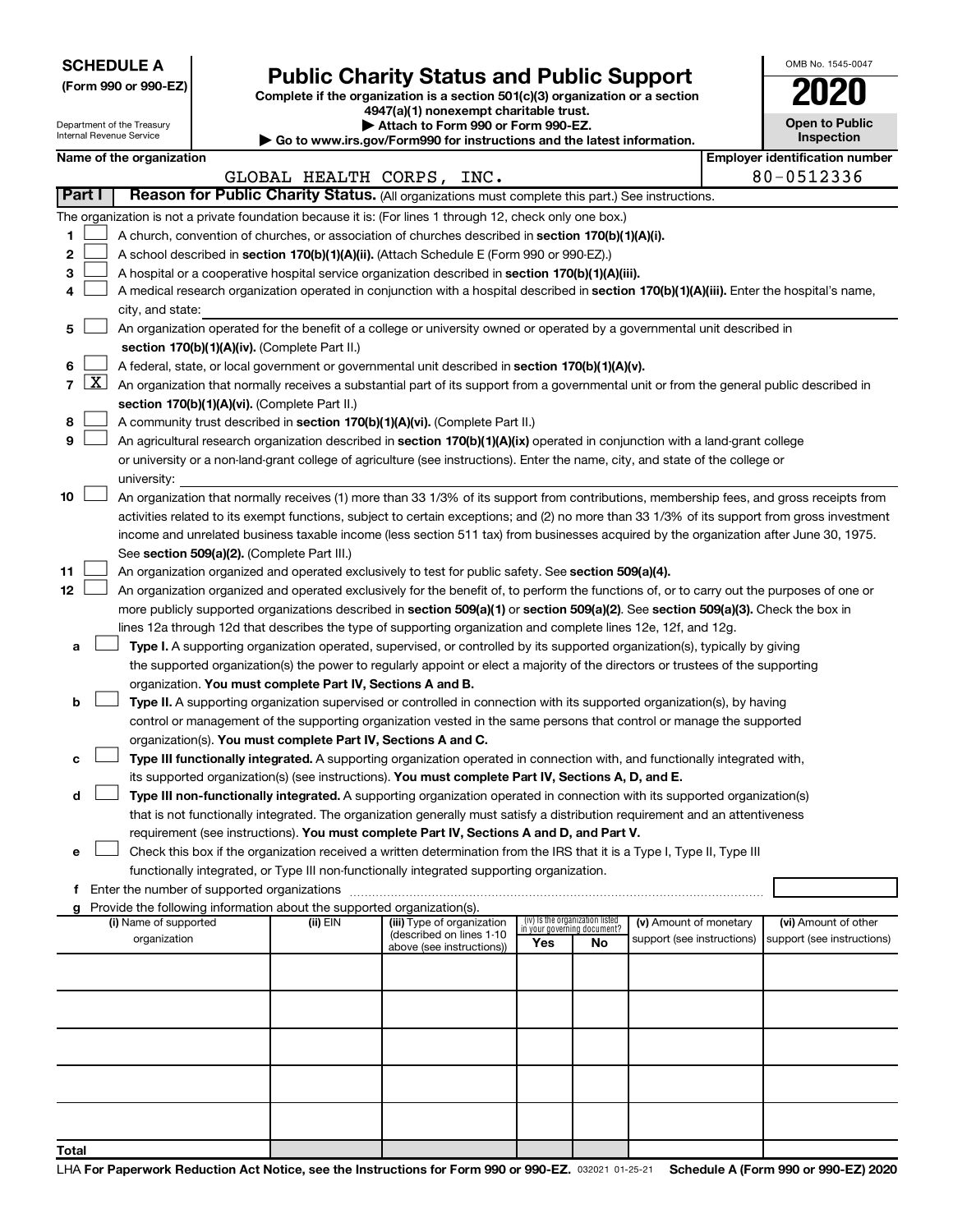**SCHEDULE A**
**(Form 990 or 990-EZ)**

Department of the Treasury
Internal Revenue Service

# Public Charity Status and Public Support

**Complete if the organization is a section 501(c)(3) organization or a section 4947(a)(1) nonexempt charitable trust.**
**▶ Attach to Form 990 or Form 990-EZ.**
**▶ Go to www.irs.gov/Form990 for instructions and the latest information.**

OMB No. 1545-0047
**2020**
**Open to Public Inspection**

**Name of the organization**
GLOBAL HEALTH CORPS, INC.

**Employer identification number**
80-0512336

**Part I** **Reason for Public Charity Status.** (All organizations must complete this part.) See instructions.

The organization is not a private foundation because it is: (For lines 1 through 12, check only one box.)

1 ☐ A church, convention of churches, or association of churches described in **section 170(b)(1)(A)(i).**

2 ☐ A school described in **section 170(b)(1)(A)(ii).** (Attach Schedule E (Form 990 or 990-EZ).)

3 ☐ A hospital or a cooperative hospital service organization described in **section 170(b)(1)(A)(iii).**

4 ☐ A medical research organization operated in conjunction with a hospital described in **section 170(b)(1)(A)(iii).** Enter the hospital's name, city, and state:

5 ☐ An organization operated for the benefit of a college or university owned or operated by a governmental unit described in **section 170(b)(1)(A)(iv).** (Complete Part II.)

6 ☐ A federal, state, or local government or governmental unit described in **section 170(b)(1)(A)(v).**

7 ☒ An organization that normally receives a substantial part of its support from a governmental unit or from the general public described in **section 170(b)(1)(A)(vi).** (Complete Part II.)

8 ☐ A community trust described in **section 170(b)(1)(A)(vi).** (Complete Part II.)

9 ☐ An agricultural research organization described in **section 170(b)(1)(A)(ix)** operated in conjunction with a land-grant college or university or a non-land-grant college of agriculture (see instructions). Enter the name, city, and state of the college or university:

10 ☐ An organization that normally receives (1) more than 33 1/3% of its support from contributions, membership fees, and gross receipts from activities related to its exempt functions, subject to certain exceptions; and (2) no more than 33 1/3% of its support from gross investment income and unrelated business taxable income (less section 511 tax) from businesses acquired by the organization after June 30, 1975. See **section 509(a)(2).** (Complete Part III.)

11 ☐ An organization organized and operated exclusively to test for public safety. See **section 509(a)(4).**

12 ☐ An organization organized and operated exclusively for the benefit of, to perform the functions of, or to carry out the purposes of one or more publicly supported organizations described in **section 509(a)(1)** or **section 509(a)(2)**. See **section 509(a)(3).** Check the box in lines 12a through 12d that describes the type of supporting organization and complete lines 12e, 12f, and 12g.

a ☐ **Type I.** A supporting organization operated, supervised, or controlled by its supported organization(s), typically by giving the supported organization(s) the power to regularly appoint or elect a majority of the directors or trustees of the supporting organization. **You must complete Part IV, Sections A and B.**

b ☐ **Type II.** A supporting organization supervised or controlled in connection with its supported organization(s), by having control or management of the supporting organization vested in the same persons that control or manage the supported organization(s). **You must complete Part IV, Sections A and C.**

c ☐ **Type III functionally integrated.** A supporting organization operated in connection with, and functionally integrated with, its supported organization(s) (see instructions). **You must complete Part IV, Sections A, D, and E.**

d ☐ **Type III non-functionally integrated.** A supporting organization operated in connection with its supported organization(s) that is not functionally integrated. The organization generally must satisfy a distribution requirement and an attentiveness requirement (see instructions). **You must complete Part IV, Sections A and D, and Part V.**

e ☐ Check this box if the organization received a written determination from the IRS that it is a Type I, Type II, Type III functionally integrated, or Type III non-functionally integrated supporting organization.

f Enter the number of supported organizations

g Provide the following information about the supported organization(s).

| (i) Name of supported organization | (ii) EIN | (iii) Type of organization (described on lines 1-10 above (see instructions)) | (iv) Is the organization listed in your governing document? Yes | No | (v) Amount of monetary support (see instructions) | (vi) Amount of other support (see instructions) |
|---|---|---|---|---|---|---|
| | | | | | | |
| | | | | | | |
| | | | | | | |
| | | | | | | |
| | | | | | | |
| **Total** | | | | | | |

LHA **For Paperwork Reduction Act Notice, see the Instructions for Form 990 or 990-EZ.** 032021 01-25-21 **Schedule A (Form 990 or 990-EZ) 2020**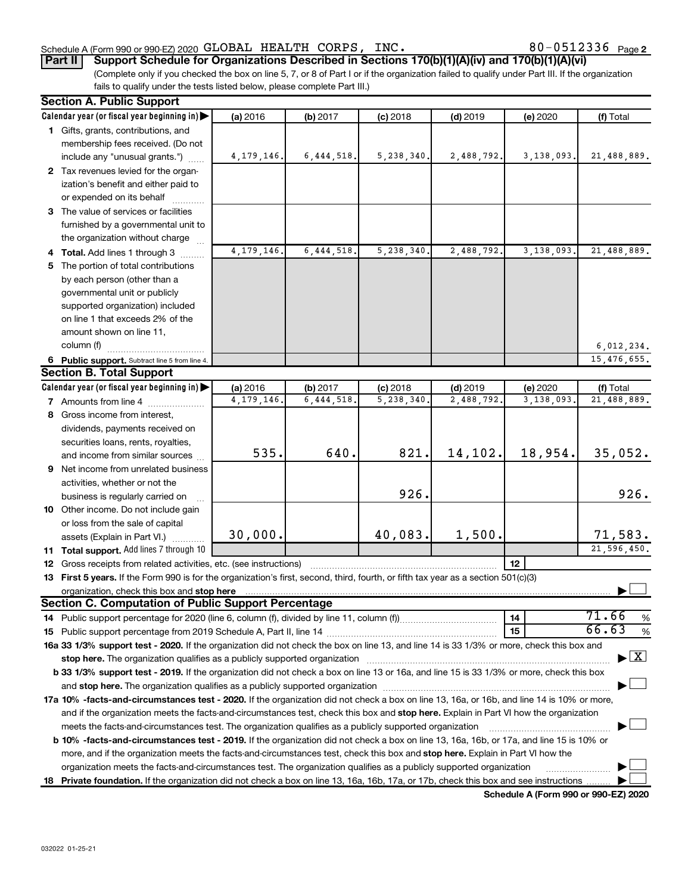Schedule A (Form 990 or 990-EZ) 2020 GLOBAL HEALTH CORPS, INC. 80-0512336 Page 2

**Part II | Support Schedule for Organizations Described in Sections 170(b)(1)(A)(iv) and 170(b)(1)(A)(vi)**

(Complete only if you checked the box on line 5, 7, or 8 of Part I or if the organization failed to qualify under Part III. If the organization fails to qualify under the tests listed below, please complete Part III.)

## Section A. Public Support

| Calendar year (or fiscal year beginning in) | (a) 2016 | (b) 2017 | (c) 2018 | (d) 2019 | (e) 2020 | (f) Total |
|---|---|---|---|---|---|---|
| 1 Gifts, grants, contributions, and membership fees received. (Do not include any "unusual grants.") | 4,179,146. | 6,444,518. | 5,238,340. | 2,488,792. | 3,138,093. | 21,488,889. |
| 2 Tax revenues levied for the organization's benefit and either paid to or expended on its behalf | | | | | | |
| 3 The value of services or facilities furnished by a governmental unit to the organization without charge | | | | | | |
| 4 Total. Add lines 1 through 3 | 4,179,146. | 6,444,518. | 5,238,340. | 2,488,792. | 3,138,093. | 21,488,889. |
| 5 The portion of total contributions by each person (other than a governmental unit or publicly supported organization) included on line 1 that exceeds 2% of the amount shown on line 11, column (f) | | | | | | 6,012,234. |
| 6 Public support. Subtract line 5 from line 4. | | | | | | 15,476,655. |

## Section B. Total Support

| Calendar year (or fiscal year beginning in) | (a) 2016 | (b) 2017 | (c) 2018 | (d) 2019 | (e) 2020 | (f) Total |
|---|---|---|---|---|---|---|
| 7 Amounts from line 4 | 4,179,146. | 6,444,518. | 5,238,340. | 2,488,792. | 3,138,093. | 21,488,889. |
| 8 Gross income from interest, dividends, payments received on securities loans, rents, royalties, and income from similar sources | 535. | 640. | 821. | 14,102. | 18,954. | 35,052. |
| 9 Net income from unrelated business activities, whether or not the business is regularly carried on | | | 926. | | | 926. |
| 10 Other income. Do not include gain or loss from the sale of capital assets (Explain in Part VI.) | 30,000. | | 40,083. | 1,500. | | 71,583. |
| 11 Total support. Add lines 7 through 10 | | | | | | 21,596,450. |

12 Gross receipts from related activities, etc. (see instructions) | 12 |

13 **First 5 years.** If the Form 990 is for the organization's first, second, third, fourth, or fifth tax year as a section 501(c)(3) organization, check this box and **stop here** ☐

## Section C. Computation of Public Support Percentage

14 Public support percentage for 2020 (line 6, column (f), divided by line 11, column (f)) | 14 | 71.66 %

15 Public support percentage from 2019 Schedule A, Part II, line 14 | 15 | 66.63 %

**16a 33 1/3% support test - 2020.** If the organization did not check the box on line 13, and line 14 is 33 1/3% or more, check this box and **stop here.** The organization qualifies as a publicly supported organization ☒

**b 33 1/3% support test - 2019.** If the organization did not check a box on line 13 or 16a, and line 15 is 33 1/3% or more, check this box and **stop here.** The organization qualifies as a publicly supported organization ☐

**17a 10% -facts-and-circumstances test - 2020.** If the organization did not check a box on line 13, 16a, or 16b, and line 14 is 10% or more, and if the organization meets the facts-and-circumstances test, check this box and **stop here.** Explain in Part VI how the organization meets the facts-and-circumstances test. The organization qualifies as a publicly supported organization ☐

**b 10% -facts-and-circumstances test - 2019.** If the organization did not check a box on line 13, 16a, 16b, or 17a, and line 15 is 10% or more, and if the organization meets the facts-and-circumstances test, check this box and **stop here.** Explain in Part VI how the organization meets the facts-and-circumstances test. The organization qualifies as a publicly supported organization ☐

**18 Private foundation.** If the organization did not check a box on line 13, 16a, 16b, 17a, or 17b, check this box and see instructions ☐

**Schedule A (Form 990 or 990-EZ) 2020**

032022 01-25-21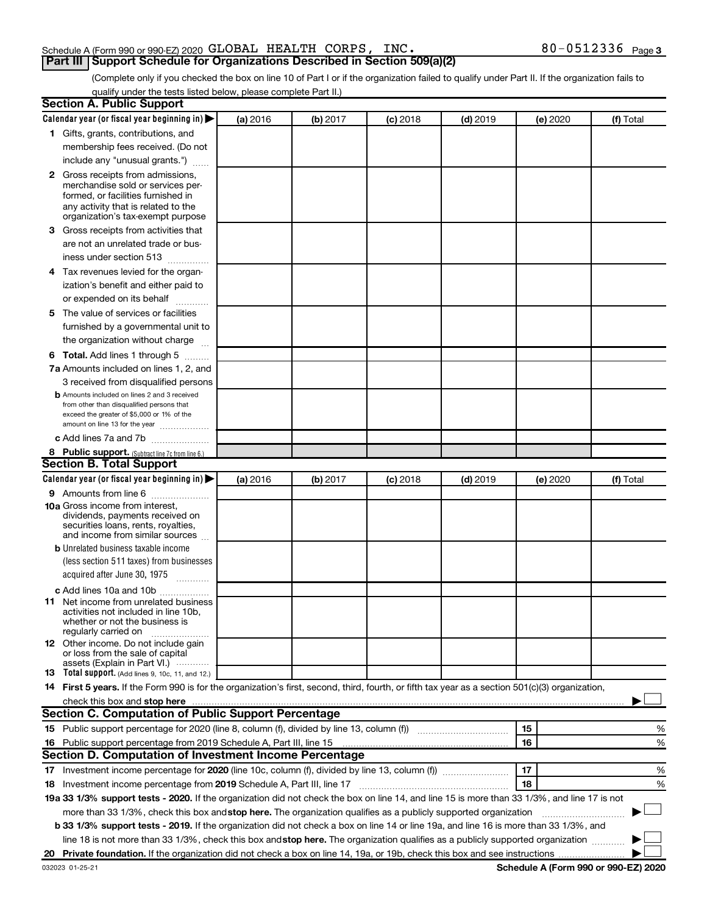Schedule A (Form 990 or 990-EZ) 2020 GLOBAL HEALTH CORPS, INC. 80-0512336 Page 3

## Part III Support Schedule for Organizations Described in Section 509(a)(2)

(Complete only if you checked the box on line 10 of Part I or if the organization failed to qualify under Part II. If the organization fails to qualify under the tests listed below, please complete Part II.)

### Section A. Public Support

| Calendar year (or fiscal year beginning in) ▶ | (a) 2016 | (b) 2017 | (c) 2018 | (d) 2019 | (e) 2020 | (f) Total |
|---|---|---|---|---|---|---|
| **1** Gifts, grants, contributions, and membership fees received. (Do not include any "unusual grants.") | | | | | | |
| **2** Gross receipts from admissions, merchandise sold or services performed, or facilities furnished in any activity that is related to the organization's tax-exempt purpose | | | | | | |
| **3** Gross receipts from activities that are not an unrelated trade or business under section 513 | | | | | | |
| **4** Tax revenues levied for the organization's benefit and either paid to or expended on its behalf | | | | | | |
| **5** The value of services or facilities furnished by a governmental unit to the organization without charge | | | | | | |
| **6 Total.** Add lines 1 through 5 | | | | | | |
| **7a** Amounts included on lines 1, 2, and 3 received from disqualified persons | | | | | | |
| **b** Amounts included on lines 2 and 3 received from other than disqualified persons that exceed the greater of $5,000 or 1% of the amount on line 13 for the year | | | | | | |
| **c** Add lines 7a and 7b | | | | | | |
| **8 Public support.** (Subtract line 7c from line 6.) | | | | | | |

### Section B. Total Support

| Calendar year (or fiscal year beginning in) ▶ | (a) 2016 | (b) 2017 | (c) 2018 | (d) 2019 | (e) 2020 | (f) Total |
|---|---|---|---|---|---|---|
| **9** Amounts from line 6 | | | | | | |
| **10a** Gross income from interest, dividends, payments received on securities loans, rents, royalties, and income from similar sources | | | | | | |
| **b** Unrelated business taxable income (less section 511 taxes) from businesses acquired after June 30, 1975 | | | | | | |
| **c** Add lines 10a and 10b | | | | | | |
| **11** Net income from unrelated business activities not included in line 10b, whether or not the business is regularly carried on | | | | | | |
| **12** Other income. Do not include gain or loss from the sale of capital assets (Explain in Part VI.) | | | | | | |
| **13 Total support.** (Add lines 9, 10c, 11, and 12.) | | | | | | |

**14 First 5 years.** If the Form 990 is for the organization's first, second, third, fourth, or fifth tax year as a section 501(c)(3) organization, check this box and **stop here** ▶ ☐

### Section C. Computation of Public Support Percentage

| | | | |
|---|---|---|---|
| **15** Public support percentage for 2020 (line 8, column (f), divided by line 13, column (f)) | 15 | | % |
| **16** Public support percentage from 2019 Schedule A, Part III, line 15 | 16 | | % |

### Section D. Computation of Investment Income Percentage

| | | | |
|---|---|---|---|
| **17** Investment income percentage for **2020** (line 10c, column (f), divided by line 13, column (f)) | 17 | | % |
| **18** Investment income percentage from **2019** Schedule A, Part III, line 17 | 18 | | % |

**19a 33 1/3% support tests - 2020.** If the organization did not check the box on line 14, and line 15 is more than 33 1/3%, and line 17 is not more than 33 1/3%, check this box and **stop here.** The organization qualifies as a publicly supported organization ▶ ☐

**b 33 1/3% support tests - 2019.** If the organization did not check a box on line 14 or line 19a, and line 16 is more than 33 1/3%, and line 18 is not more than 33 1/3%, check this box and **stop here.** The organization qualifies as a publicly supported organization ▶ ☐

**20 Private foundation.** If the organization did not check a box on line 14, 19a, or 19b, check this box and see instructions ▶ ☐

032023 01-25-21 **Schedule A (Form 990 or 990-EZ) 2020**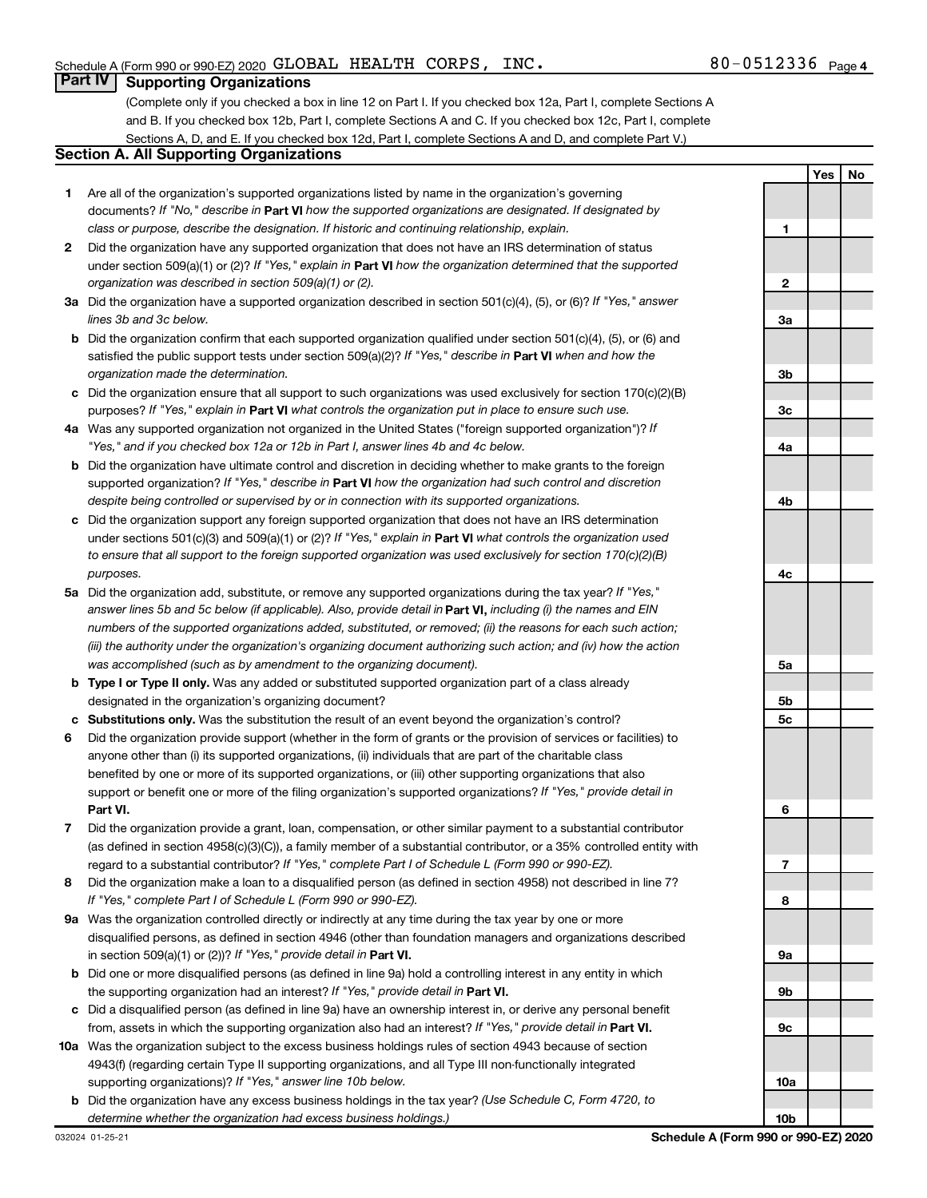Schedule A (Form 990 or 990-EZ) 2020 GLOBAL HEALTH CORPS, INC. 80-0512336

## Part IV Supporting Organizations

(Complete only if you checked a box in line 12 on Part I. If you checked box 12a, Part I, complete Sections A and B. If you checked box 12b, Part I, complete Sections A and C. If you checked box 12c, Part I, complete Sections A, D, and E. If you checked box 12d, Part I, complete Sections A and D, and complete Part V.)

### Section A. All Supporting Organizations

| | | Line | Yes | No |
|---|---|---|---|---|
| **1** | Are all of the organization's supported organizations listed by name in the organization's governing documents? *If "No," describe in* **Part VI** *how the supported organizations are designated. If designated by class or purpose, describe the designation. If historic and continuing relationship, explain.* | 1 | | |
| **2** | Did the organization have any supported organization that does not have an IRS determination of status under section 509(a)(1) or (2)? *If "Yes," explain in* **Part VI** *how the organization determined that the supported organization was described in section 509(a)(1) or (2).* | 2 | | |
| **3a** | Did the organization have a supported organization described in section 501(c)(4), (5), or (6)? *If "Yes," answer lines 3b and 3c below.* | 3a | | |
| **b** | Did the organization confirm that each supported organization qualified under section 501(c)(4), (5), or (6) and satisfied the public support tests under section 509(a)(2)? *If "Yes," describe in* **Part VI** *when and how the organization made the determination.* | 3b | | |
| **c** | Did the organization ensure that all support to such organizations was used exclusively for section 170(c)(2)(B) purposes? *If "Yes," explain in* **Part VI** *what controls the organization put in place to ensure such use.* | 3c | | |
| **4a** | Was any supported organization not organized in the United States ("foreign supported organization")? *If "Yes," and if you checked box 12a or 12b in Part I, answer lines 4b and 4c below.* | 4a | | |
| **b** | Did the organization have ultimate control and discretion in deciding whether to make grants to the foreign supported organization? *If "Yes," describe in* **Part VI** *how the organization had such control and discretion despite being controlled or supervised by or in connection with its supported organizations.* | 4b | | |
| **c** | Did the organization support any foreign supported organization that does not have an IRS determination under sections 501(c)(3) and 509(a)(1) or (2)? *If "Yes," explain in* **Part VI** *what controls the organization used to ensure that all support to the foreign supported organization was used exclusively for section 170(c)(2)(B) purposes.* | 4c | | |
| **5a** | Did the organization add, substitute, or remove any supported organizations during the tax year? *If "Yes," answer lines 5b and 5c below (if applicable). Also, provide detail in* **Part VI,** *including (i) the names and EIN numbers of the supported organizations added, substituted, or removed; (ii) the reasons for each such action; (iii) the authority under the organization's organizing document authorizing such action; and (iv) how the action was accomplished (such as by amendment to the organizing document).* | 5a | | |
| **b** | **Type I or Type II only.** Was any added or substituted supported organization part of a class already designated in the organization's organizing document? | 5b | | |
| **c** | **Substitutions only.** Was the substitution the result of an event beyond the organization's control? | 5c | | |
| **6** | Did the organization provide support (whether in the form of grants or the provision of services or facilities) to anyone other than (i) its supported organizations, (ii) individuals that are part of the charitable class benefited by one or more of its supported organizations, or (iii) other supporting organizations that also support or benefit one or more of the filing organization's supported organizations? *If "Yes," provide detail in* **Part VI.** | 6 | | |
| **7** | Did the organization provide a grant, loan, compensation, or other similar payment to a substantial contributor (as defined in section 4958(c)(3)(C)), a family member of a substantial contributor, or a 35% controlled entity with regard to a substantial contributor? *If "Yes," complete Part I of Schedule L (Form 990 or 990-EZ).* | 7 | | |
| **8** | Did the organization make a loan to a disqualified person (as defined in section 4958) not described in line 7? *If "Yes," complete Part I of Schedule L (Form 990 or 990-EZ).* | 8 | | |
| **9a** | Was the organization controlled directly or indirectly at any time during the tax year by one or more disqualified persons, as defined in section 4946 (other than foundation managers and organizations described in section 509(a)(1) or (2))? *If "Yes," provide detail in* **Part VI.** | 9a | | |
| **b** | Did one or more disqualified persons (as defined in line 9a) hold a controlling interest in any entity in which the supporting organization had an interest? *If "Yes," provide detail in* **Part VI.** | 9b | | |
| **c** | Did a disqualified person (as defined in line 9a) have an ownership interest in, or derive any personal benefit from, assets in which the supporting organization also had an interest? *If "Yes," provide detail in* **Part VI.** | 9c | | |
| **10a** | Was the organization subject to the excess business holdings rules of section 4943 because of section 4943(f) (regarding certain Type II supporting organizations, and all Type III non-functionally integrated supporting organizations)? *If "Yes," answer line 10b below.* | 10a | | |
| **b** | Did the organization have any excess business holdings in the tax year? *(Use Schedule C, Form 4720, to determine whether the organization had excess business holdings.)* | 10b | | |

032024 01-25-21 **Schedule A (Form 990 or 990-EZ) 2020**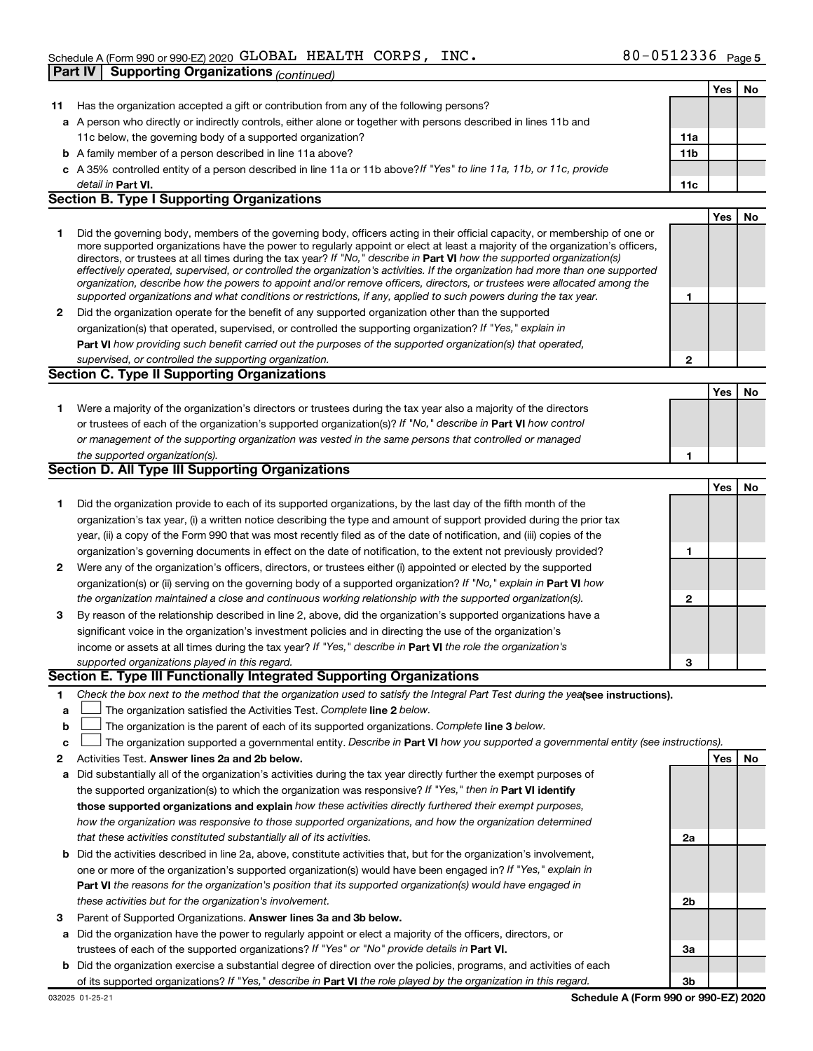Schedule A (Form 990 or 990-EZ) 2020 GLOBAL HEALTH CORPS, INC. 80-0512336 Page 5

## Part IV | Supporting Organizations *(continued)*

| | | | Yes | No |
|---|---|---|---|---|
| **11** | Has the organization accepted a gift or contribution from any of the following persons? | | | |
| **a** | A person who directly or indirectly controls, either alone or together with persons described in lines 11b and 11c below, the governing body of a supported organization? | **11a** | | |
| **b** | A family member of a person described in line 11a above? | **11b** | | |
| **c** | A 35% controlled entity of a person described in line 11a or 11b above? *If "Yes" to line 11a, 11b, or 11c, provide detail in* **Part VI.** | **11c** | | |

### Section B. Type I Supporting Organizations

| | | | Yes | No |
|---|---|---|---|---|
| **1** | Did the governing body, members of the governing body, officers acting in their official capacity, or membership of one or more supported organizations have the power to regularly appoint or elect at least a majority of the organization's officers, directors, or trustees at all times during the tax year? *If "No," describe in* **Part VI** *how the supported organization(s) effectively operated, supervised, or controlled the organization's activities. If the organization had more than one supported organization, describe how the powers to appoint and/or remove officers, directors, or trustees were allocated among the supported organizations and what conditions or restrictions, if any, applied to such powers during the tax year.* | **1** | | |
| **2** | Did the organization operate for the benefit of any supported organization other than the supported organization(s) that operated, supervised, or controlled the supporting organization? *If "Yes," explain in* **Part VI** *how providing such benefit carried out the purposes of the supported organization(s) that operated, supervised, or controlled the supporting organization.* | **2** | | |

### Section C. Type II Supporting Organizations

| | | | Yes | No |
|---|---|---|---|---|
| **1** | Were a majority of the organization's directors or trustees during the tax year also a majority of the directors or trustees of each of the organization's supported organization(s)? *If "No," describe in* **Part VI** *how control or management of the supporting organization was vested in the same persons that controlled or managed the supported organization(s).* | **1** | | |

### Section D. All Type III Supporting Organizations

| | | | Yes | No |
|---|---|---|---|---|
| **1** | Did the organization provide to each of its supported organizations, by the last day of the fifth month of the organization's tax year, (i) a written notice describing the type and amount of support provided during the prior tax year, (ii) a copy of the Form 990 that was most recently filed as of the date of notification, and (iii) copies of the organization's governing documents in effect on the date of notification, to the extent not previously provided? | **1** | | |
| **2** | Were any of the organization's officers, directors, or trustees either (i) appointed or elected by the supported organization(s) or (ii) serving on the governing body of a supported organization? *If "No," explain in* **Part VI** *how the organization maintained a close and continuous working relationship with the supported organization(s).* | **2** | | |
| **3** | By reason of the relationship described in line 2, above, did the organization's supported organizations have a significant voice in the organization's investment policies and in directing the use of the organization's income or assets at all times during the tax year? *If "Yes," describe in* **Part VI** *the role the organization's supported organizations played in this regard.* | **3** | | |

### Section E. Type III Functionally Integrated Supporting Organizations

**1** *Check the box next to the method that the organization used to satisfy the Integral Part Test during the year* **(see instructions).**

**a** ☐ The organization satisfied the Activities Test. *Complete* **line 2** *below.*

**b** ☐ The organization is the parent of each of its supported organizations. *Complete* **line 3** *below.*

**c** ☐ The organization supported a governmental entity. *Describe in* **Part VI** *how you supported a governmental entity (see instructions).*

| | | | Yes | No |
|---|---|---|---|---|
| **2** | Activities Test. **Answer lines 2a and 2b below.** | | | |
| **a** | Did substantially all of the organization's activities during the tax year directly further the exempt purposes of the supported organization(s) to which the organization was responsive? *If "Yes," then in* **Part VI identify those supported organizations and explain** *how these activities directly furthered their exempt purposes, how the organization was responsive to those supported organizations, and how the organization determined that these activities constituted substantially all of its activities.* | **2a** | | |
| **b** | Did the activities described in line 2a, above, constitute activities that, but for the organization's involvement, one or more of the organization's supported organization(s) would have been engaged in? *If "Yes," explain in* **Part VI** *the reasons for the organization's position that its supported organization(s) would have engaged in these activities but for the organization's involvement.* | **2b** | | |
| **3** | Parent of Supported Organizations. **Answer lines 3a and 3b below.** | | | |
| **a** | Did the organization have the power to regularly appoint or elect a majority of the officers, directors, or trustees of each of the supported organizations? *If "Yes" or "No" provide details in* **Part VI.** | **3a** | | |
| **b** | Did the organization exercise a substantial degree of direction over the policies, programs, and activities of each of its supported organizations? *If "Yes," describe in* **Part VI** *the role played by the organization in this regard.* | **3b** | | |

032025 01-25-21 **Schedule A (Form 990 or 990-EZ) 2020**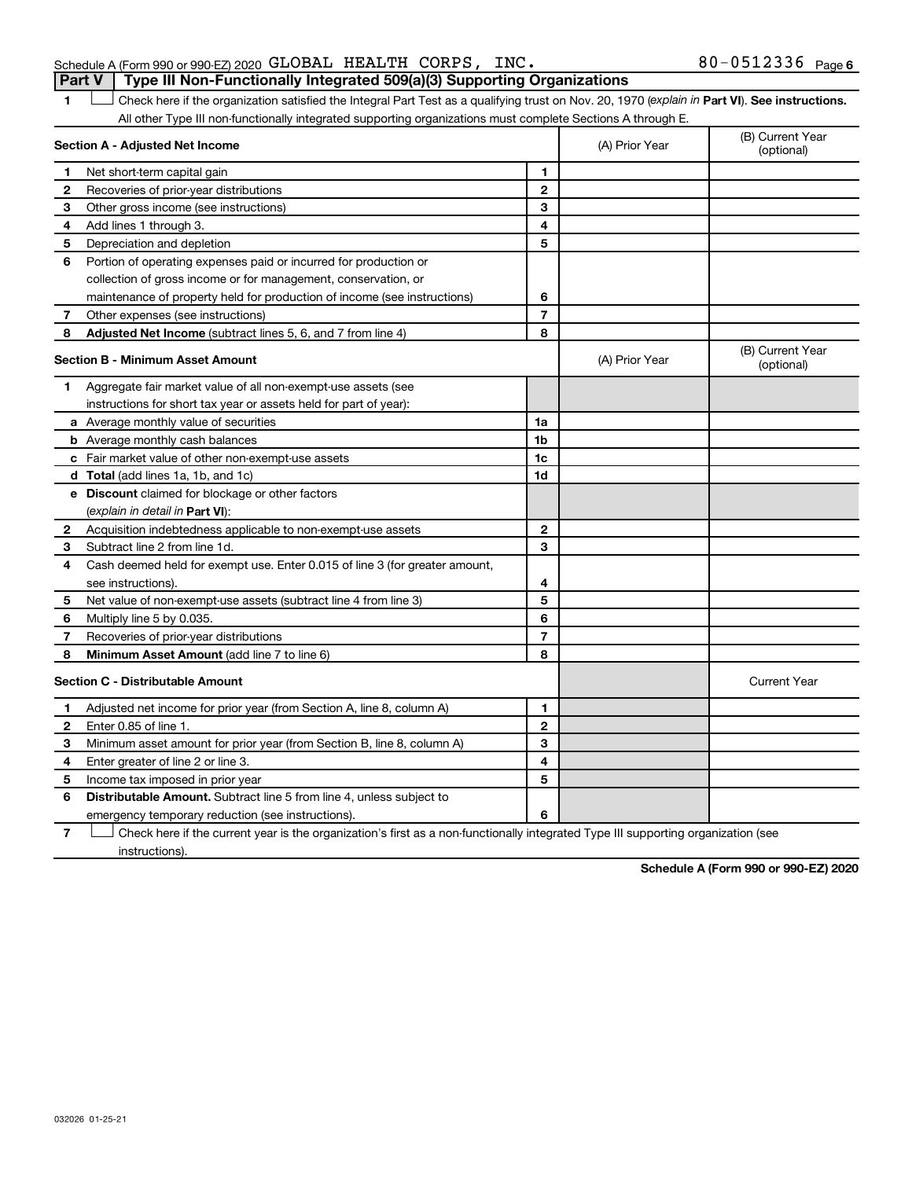Schedule A (Form 990 or 990-EZ) 2020 GLOBAL HEALTH CORPS, INC. 80-0512336 Page 6

## Part V Type III Non-Functionally Integrated 509(a)(3) Supporting Organizations

1 ☐ Check here if the organization satisfied the Integral Part Test as a qualifying trust on Nov. 20, 1970 (*explain in* **Part VI**). **See instructions.** All other Type III non-functionally integrated supporting organizations must complete Sections A through E.

| **Section A - Adjusted Net Income** | | | (A) Prior Year | (B) Current Year (optional) |
|---|---|---|---|---|
| 1 | Net short-term capital gain | 1 | | |
| 2 | Recoveries of prior-year distributions | 2 | | |
| 3 | Other gross income (see instructions) | 3 | | |
| 4 | Add lines 1 through 3. | 4 | | |
| 5 | Depreciation and depletion | 5 | | |
| 6 | Portion of operating expenses paid or incurred for production or collection of gross income or for management, conservation, or maintenance of property held for production of income (see instructions) | 6 | | |
| 7 | Other expenses (see instructions) | 7 | | |
| 8 | **Adjusted Net Income** (subtract lines 5, 6, and 7 from line 4) | 8 | | |

| **Section B - Minimum Asset Amount** | | | (A) Prior Year | (B) Current Year (optional) |
|---|---|---|---|---|
| 1 | Aggregate fair market value of all non-exempt-use assets (see instructions for short tax year or assets held for part of year): | | | |
| a | Average monthly value of securities | 1a | | |
| b | Average monthly cash balances | 1b | | |
| c | Fair market value of other non-exempt-use assets | 1c | | |
| d | **Total** (add lines 1a, 1b, and 1c) | 1d | | |
| e | **Discount** claimed for blockage or other factors (*explain in detail in* **Part VI**): | | | |
| 2 | Acquisition indebtedness applicable to non-exempt-use assets | 2 | | |
| 3 | Subtract line 2 from line 1d. | 3 | | |
| 4 | Cash deemed held for exempt use. Enter 0.015 of line 3 (for greater amount, see instructions). | 4 | | |
| 5 | Net value of non-exempt-use assets (subtract line 4 from line 3) | 5 | | |
| 6 | Multiply line 5 by 0.035. | 6 | | |
| 7 | Recoveries of prior-year distributions | 7 | | |
| 8 | **Minimum Asset Amount** (add line 7 to line 6) | 8 | | |

| **Section C - Distributable Amount** | | | | Current Year |
|---|---|---|---|---|
| 1 | Adjusted net income for prior year (from Section A, line 8, column A) | 1 | | |
| 2 | Enter 0.85 of line 1. | 2 | | |
| 3 | Minimum asset amount for prior year (from Section B, line 8, column A) | 3 | | |
| 4 | Enter greater of line 2 or line 3. | 4 | | |
| 5 | Income tax imposed in prior year | 5 | | |
| 6 | **Distributable Amount.** Subtract line 5 from line 4, unless subject to emergency temporary reduction (see instructions). | 6 | | |

7 ☐ Check here if the current year is the organization's first as a non-functionally integrated Type III supporting organization (see instructions).

**Schedule A (Form 990 or 990-EZ) 2020**

032026 01-25-21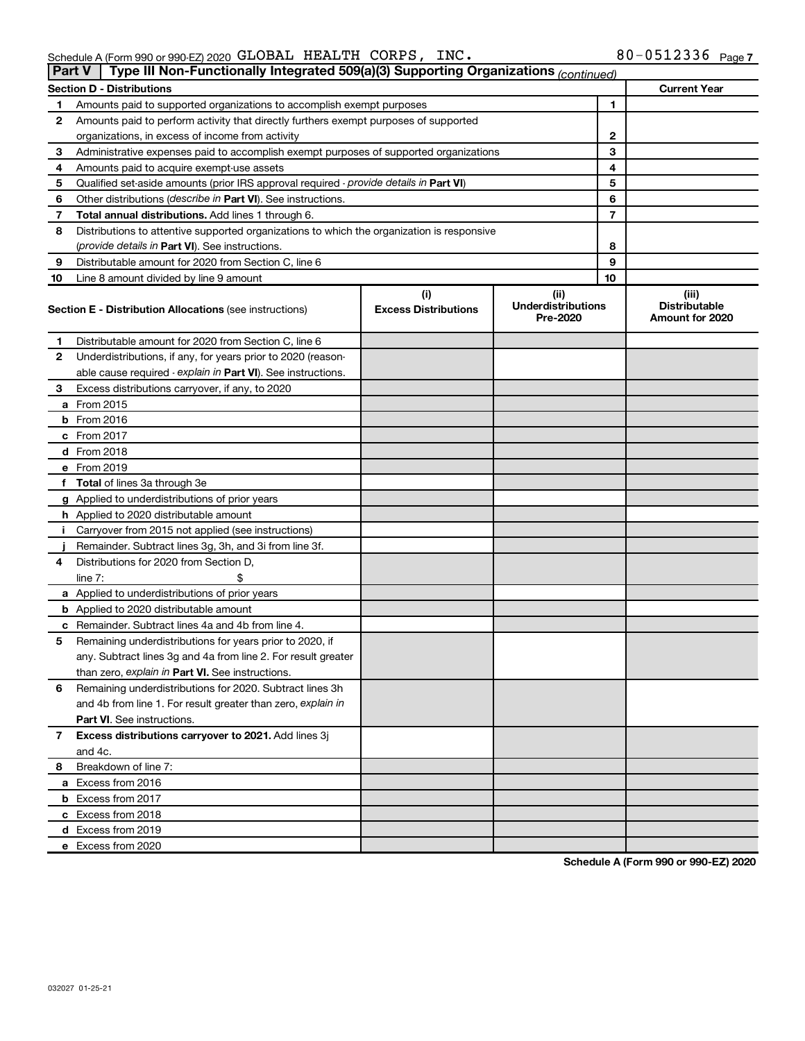Schedule A (Form 990 or 990-EZ) 2020 GLOBAL HEALTH CORPS, INC. 80-0512336 Page 7

**Part V | Type III Non-Functionally Integrated 509(a)(3) Supporting Organizations** *(continued)*

| **Section D - Distributions** | | | **Current Year** |
|---|---|---|---|
| 1 | Amounts paid to supported organizations to accomplish exempt purposes | 1 | |
| 2 | Amounts paid to perform activity that directly furthers exempt purposes of supported organizations, in excess of income from activity | 2 | |
| 3 | Administrative expenses paid to accomplish exempt purposes of supported organizations | 3 | |
| 4 | Amounts paid to acquire exempt-use assets | 4 | |
| 5 | Qualified set-aside amounts (prior IRS approval required - *provide details in* **Part VI**) | 5 | |
| 6 | Other distributions (*describe in* **Part VI**). See instructions. | 6 | |
| 7 | **Total annual distributions.** Add lines 1 through 6. | 7 | |
| 8 | Distributions to attentive supported organizations to which the organization is responsive (*provide details in* **Part VI**). See instructions. | 8 | |
| 9 | Distributable amount for 2020 from Section C, line 6 | 9 | |
| 10 | Line 8 amount divided by line 9 amount | 10 | |

| **Section E - Distribution Allocations** (see instructions) | (i) **Excess Distributions** | (ii) **Underdistributions Pre-2020** | (iii) **Distributable Amount for 2020** |
|---|---|---|---|
| **1** Distributable amount for 2020 from Section C, line 6 | | | |
| **2** Underdistributions, if any, for years prior to 2020 (reasonable cause required - *explain in* **Part VI**). See instructions. | | | |
| **3** Excess distributions carryover, if any, to 2020 | | | |
| **a** From 2015 | | | |
| **b** From 2016 | | | |
| **c** From 2017 | | | |
| **d** From 2018 | | | |
| **e** From 2019 | | | |
| **f** **Total** of lines 3a through 3e | | | |
| **g** Applied to underdistributions of prior years | | | |
| **h** Applied to 2020 distributable amount | | | |
| **i** Carryover from 2015 not applied (see instructions) | | | |
| **j** Remainder. Subtract lines 3g, 3h, and 3i from line 3f. | | | |
| **4** Distributions for 2020 from Section D, line 7: $ | | | |
| **a** Applied to underdistributions of prior years | | | |
| **b** Applied to 2020 distributable amount | | | |
| **c** Remainder. Subtract lines 4a and 4b from line 4. | | | |
| **5** Remaining underdistributions for years prior to 2020, if any. Subtract lines 3g and 4a from line 2. For result greater than zero, *explain in* **Part VI.** See instructions. | | | |
| **6** Remaining underdistributions for 2020. Subtract lines 3h and 4b from line 1. For result greater than zero, *explain in* **Part VI**. See instructions. | | | |
| **7** **Excess distributions carryover to 2021.** Add lines 3j and 4c. | | | |
| **8** Breakdown of line 7: | | | |
| **a** Excess from 2016 | | | |
| **b** Excess from 2017 | | | |
| **c** Excess from 2018 | | | |
| **d** Excess from 2019 | | | |
| **e** Excess from 2020 | | | |

**Schedule A (Form 990 or 990-EZ) 2020**

032027 01-25-21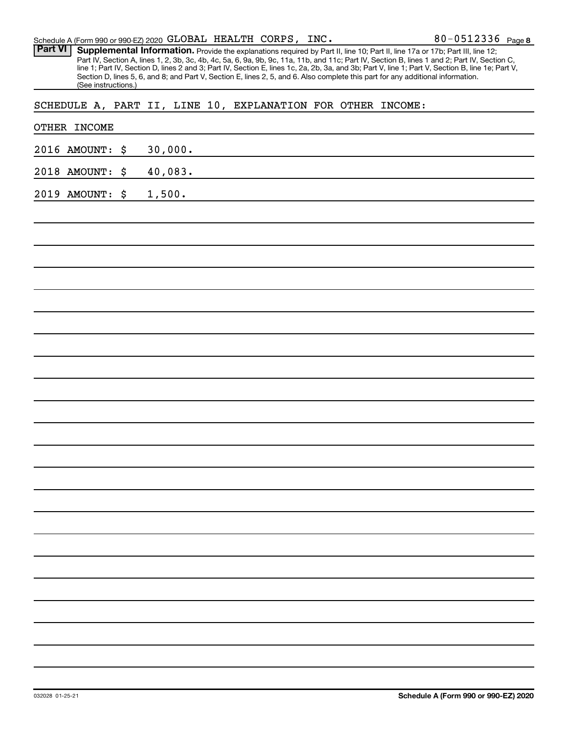Schedule A (Form 990 or 990-EZ) 2020 GLOBAL HEALTH CORPS, INC. 80-0512336 Page 8

**Part VI** **Supplemental Information.** Provide the explanations required by Part II, line 10; Part II, line 17a or 17b; Part III, line 12; Part IV, Section A, lines 1, 2, 3b, 3c, 4b, 4c, 5a, 6, 9a, 9b, 9c, 11a, 11b, and 11c; Part IV, Section B, lines 1 and 2; Part IV, Section C, line 1; Part IV, Section D, lines 2 and 3; Part IV, Section E, lines 1c, 2a, 2b, 3a, and 3b; Part V, line 1; Part V, Section B, line 1e; Part V, Section D, lines 5, 6, and 8; and Part V, Section E, lines 2, 5, and 6. Also complete this part for any additional information. (See instructions.)

SCHEDULE A, PART II, LINE 10, EXPLANATION FOR OTHER INCOME:

OTHER INCOME

2016 AMOUNT: $ 30,000.

2018 AMOUNT: $ 40,083.

2019 AMOUNT: $ 1,500.

032028 01-25-21

**Schedule A (Form 990 or 990-EZ) 2020**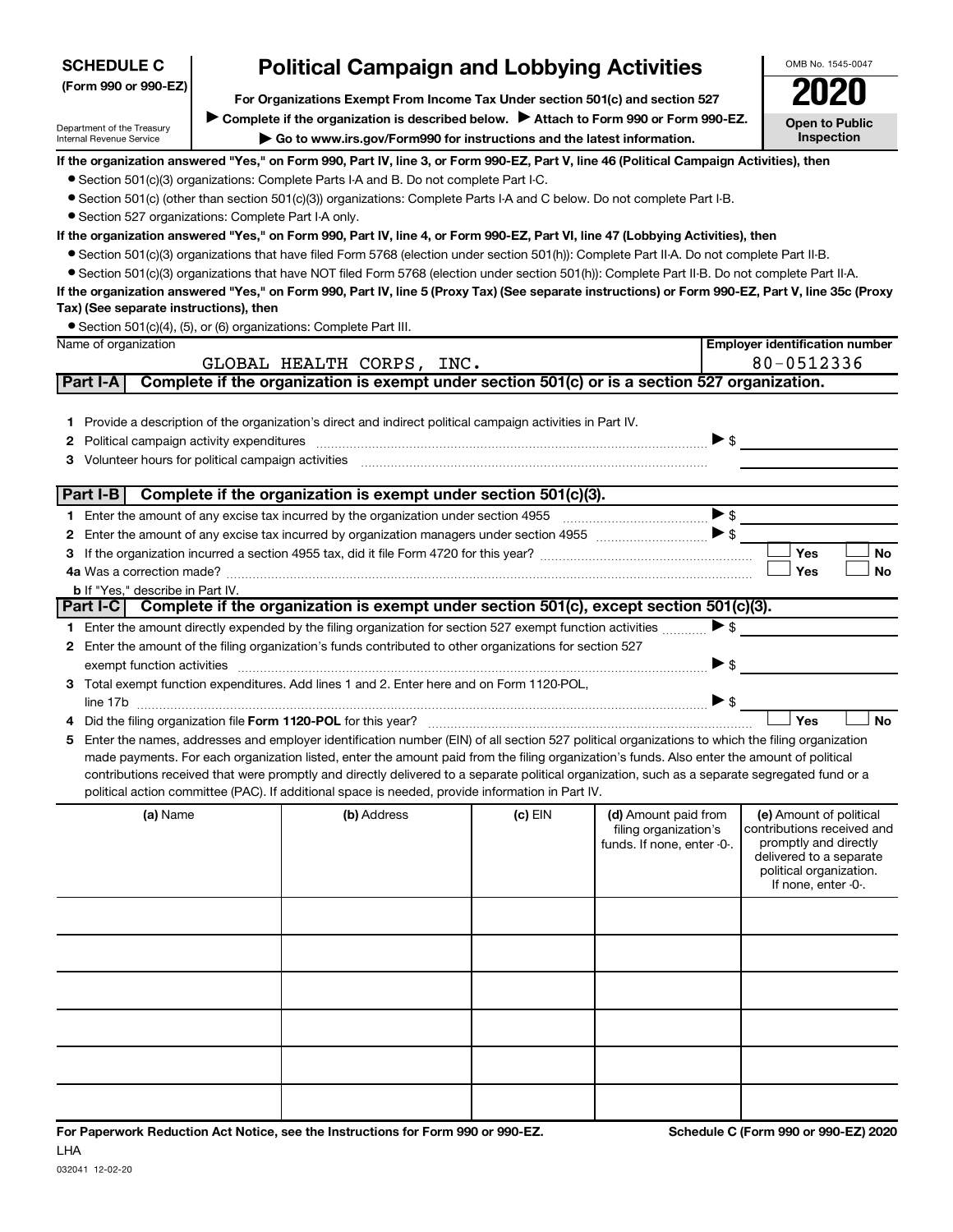**SCHEDULE C (Form 990 or 990-EZ)**

Department of the Treasury
Internal Revenue Service

# Political Campaign and Lobbying Activities

**For Organizations Exempt From Income Tax Under section 501(c) and section 527**

▶ **Complete if the organization is described below.** ▶ **Attach to Form 990 or Form 990-EZ.**

▶ **Go to www.irs.gov/Form990 for instructions and the latest information.**

OMB No. 1545-0047

**2020**

**Open to Public Inspection**

**If the organization answered "Yes," on Form 990, Part IV, line 3, or Form 990-EZ, Part V, line 46 (Political Campaign Activities), then**

- Section 501(c)(3) organizations: Complete Parts I-A and B. Do not complete Part I-C.
- Section 501(c) (other than section 501(c)(3)) organizations: Complete Parts I-A and C below. Do not complete Part I-B.
- Section 527 organizations: Complete Part I-A only.

**If the organization answered "Yes," on Form 990, Part IV, line 4, or Form 990-EZ, Part VI, line 47 (Lobbying Activities), then**

- Section 501(c)(3) organizations that have filed Form 5768 (election under section 501(h)): Complete Part II-A. Do not complete Part II-B.
- Section 501(c)(3) organizations that have NOT filed Form 5768 (election under section 501(h)): Complete Part II-B. Do not complete Part II-A.

**If the organization answered "Yes," on Form 990, Part IV, line 5 (Proxy Tax) (See separate instructions) or Form 990-EZ, Part V, line 35c (Proxy Tax) (See separate instructions), then**

- Section 501(c)(4), (5), or (6) organizations: Complete Part III.

| Name of organization | Employer identification number |
|---|---|
| GLOBAL HEALTH CORPS, INC. | 80-0512336 |

## Part I-A Complete if the organization is exempt under section 501(c) or is a section 527 organization.

1 Provide a description of the organization's direct and indirect political campaign activities in Part IV.

2 Political campaign activity expenditures ▶ $

3 Volunteer hours for political campaign activities

## Part I-B Complete if the organization is exempt under section 501(c)(3).

1 Enter the amount of any excise tax incurred by the organization under section 4955 ▶ $

2 Enter the amount of any excise tax incurred by organization managers under section 4955 ▶ $

3 If the organization incurred a section 4955 tax, did it file Form 4720 for this year? ☐ Yes ☐ No

4a Was a correction made? ☐ Yes ☐ No

b If "Yes," describe in Part IV.

## Part I-C Complete if the organization is exempt under section 501(c), except section 501(c)(3).

1 Enter the amount directly expended by the filing organization for section 527 exempt function activities ▶ $

2 Enter the amount of the filing organization's funds contributed to other organizations for section 527 exempt function activities ▶ $

3 Total exempt function expenditures. Add lines 1 and 2. Enter here and on Form 1120-POL, line 17b ▶ $

4 Did the filing organization file **Form 1120-POL** for this year? ☐ Yes ☐ No

5 Enter the names, addresses and employer identification number (EIN) of all section 527 political organizations to which the filing organization made payments. For each organization listed, enter the amount paid from the filing organization's funds. Also enter the amount of political contributions received that were promptly and directly delivered to a separate political organization, such as a separate segregated fund or a political action committee (PAC). If additional space is needed, provide information in Part IV.

| (a) Name | (b) Address | (c) EIN | (d) Amount paid from filing organization's funds. If none, enter -0-. | (e) Amount of political contributions received and promptly and directly delivered to a separate political organization. If none, enter -0-. |
|---|---|---|---|---|
| | | | | |
| | | | | |
| | | | | |
| | | | | |
| | | | | |
| | | | | |

**For Paperwork Reduction Act Notice, see the Instructions for Form 990 or 990-EZ.** **Schedule C (Form 990 or 990-EZ) 2020**

LHA

032041 12-02-20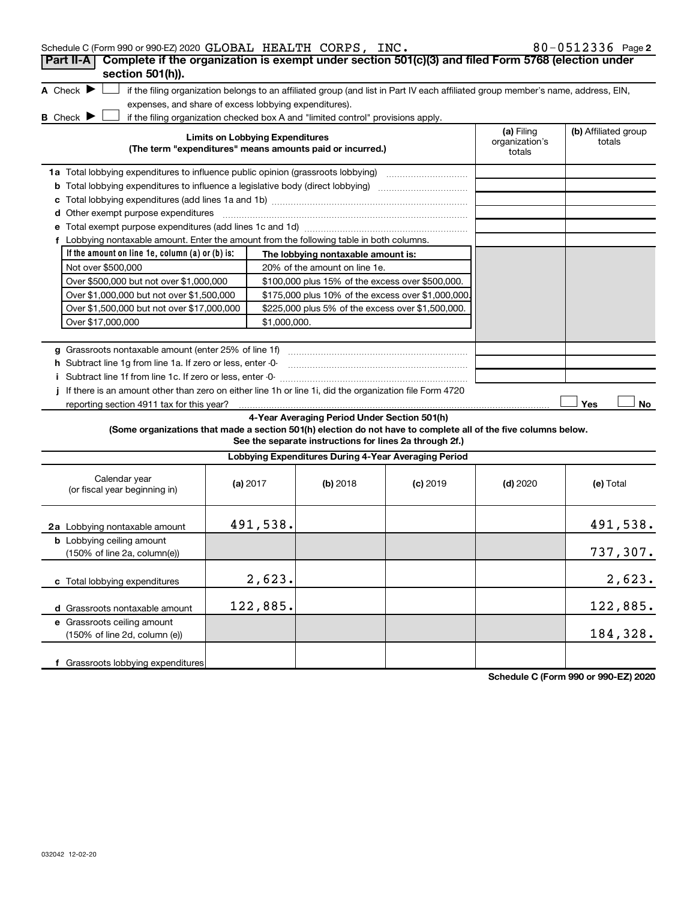Schedule C (Form 990 or 990-EZ) 2020 GLOBAL HEALTH CORPS, INC. 80-0512336 Page 2

## Part II-A Complete if the organization is exempt under section 501(c)(3) and filed Form 5768 (election under section 501(h)).

**A** Check ▶ ☐ if the filing organization belongs to an affiliated group (and list in Part IV each affiliated group member's name, address, EIN, expenses, and share of excess lobbying expenditures).

**B** Check ▶ ☐ if the filing organization checked box A and "limited control" provisions apply.

| Limits on Lobbying Expenditures (The term "expenditures" means amounts paid or incurred.) | (a) Filing organization's totals | (b) Affiliated group totals |
|---|---|---|
| **1a** Total lobbying expenditures to influence public opinion (grassroots lobbying) | | |
| **b** Total lobbying expenditures to influence a legislative body (direct lobbying) | | |
| **c** Total lobbying expenditures (add lines 1a and 1b) | | |
| **d** Other exempt purpose expenditures | | |
| **e** Total exempt purpose expenditures (add lines 1c and 1d) | | |
| **f** Lobbying nontaxable amount. Enter the amount from the following table in both columns. | | |

| If the amount on line 1e, column (a) or (b) is: | The lobbying nontaxable amount is: |
|---|---|
| Not over $500,000 | 20% of the amount on line 1e. |
| Over $500,000 but not over $1,000,000 | $100,000 plus 15% of the excess over $500,000. |
| Over $1,000,000 but not over $1,500,000 | $175,000 plus 10% of the excess over $1,000,000. |
| Over $1,500,000 but not over $17,000,000 | $225,000 plus 5% of the excess over $1,500,000. |
| Over $17,000,000 | $1,000,000. |

| | (a) | (b) |
|---|---|---|
| **g** Grassroots nontaxable amount (enter 25% of line 1f) | | |
| **h** Subtract line 1g from line 1a. If zero or less, enter -0- | | |
| **i** Subtract line 1f from line 1c. If zero or less, enter -0- | | |

**j** If there is an amount other than zero on either line 1h or line 1i, did the organization file Form 4720 reporting section 4911 tax for this year? ☐ Yes ☐ No

### 4-Year Averaging Period Under Section 501(h)

**(Some organizations that made a section 501(h) election do not have to complete all of the five columns below. See the separate instructions for lines 2a through 2f.)**

| Lobbying Expenditures During 4-Year Averaging Period | | | | | |
|---|---|---|---|---|---|
| Calendar year (or fiscal year beginning in) | (a) 2017 | (b) 2018 | (c) 2019 | (d) 2020 | (e) Total |
| **2a** Lobbying nontaxable amount | 491,538. | | | | 491,538. |
| **b** Lobbying ceiling amount (150% of line 2a, column(e)) | | | | | 737,307. |
| **c** Total lobbying expenditures | 2,623. | | | | 2,623. |
| **d** Grassroots nontaxable amount | 122,885. | | | | 122,885. |
| **e** Grassroots ceiling amount (150% of line 2d, column (e)) | | | | | 184,328. |
| **f** Grassroots lobbying expenditures | | | | | |

Schedule C (Form 990 or 990-EZ) 2020

032042 12-02-20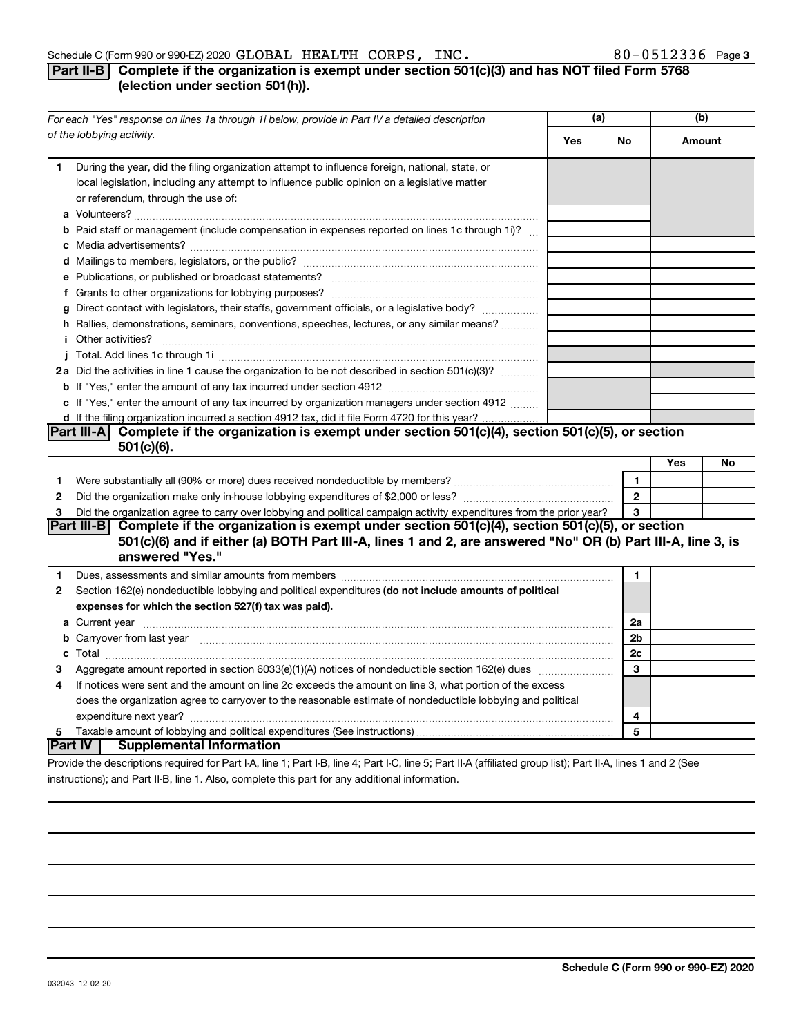Schedule C (Form 990 or 990-EZ) 2020 GLOBAL HEALTH CORPS, INC. 80-0512336 Page 3

## Part II-B Complete if the organization is exempt under section 501(c)(3) and has NOT filed Form 5768 (election under section 501(h)).

| For each "Yes" response on lines 1a through 1i below, provide in Part IV a detailed description of the lobbying activity. | (a) | | (b) |
|---|---|---|---|
| | Yes | No | Amount |
| **1** During the year, did the filing organization attempt to influence foreign, national, state, or local legislation, including any attempt to influence public opinion on a legislative matter or referendum, through the use of: | | | |
| **a** Volunteers? | | | |
| **b** Paid staff or management (include compensation in expenses reported on lines 1c through 1i)? | | | |
| **c** Media advertisements? | | | |
| **d** Mailings to members, legislators, or the public? | | | |
| **e** Publications, or published or broadcast statements? | | | |
| **f** Grants to other organizations for lobbying purposes? | | | |
| **g** Direct contact with legislators, their staffs, government officials, or a legislative body? | | | |
| **h** Rallies, demonstrations, seminars, conventions, speeches, lectures, or any similar means? | | | |
| **i** Other activities? | | | |
| **j** Total. Add lines 1c through 1i | | | |
| **2a** Did the activities in line 1 cause the organization to be not described in section 501(c)(3)? | | | |
| **b** If "Yes," enter the amount of any tax incurred under section 4912 | | | |
| **c** If "Yes," enter the amount of any tax incurred by organization managers under section 4912 | | | |
| **d** If the filing organization incurred a section 4912 tax, did it file Form 4720 for this year? | | | |

## Part III-A Complete if the organization is exempt under section 501(c)(4), section 501(c)(5), or section 501(c)(6).

| | | Yes | No |
|---|---|---|---|
| **1** Were substantially all (90% or more) dues received nondeductible by members? | 1 | | |
| **2** Did the organization make only in-house lobbying expenditures of $2,000 or less? | 2 | | |
| **3** Did the organization agree to carry over lobbying and political campaign activity expenditures from the prior year? | 3 | | |

## Part III-B Complete if the organization is exempt under section 501(c)(4), section 501(c)(5), or section 501(c)(6) and if either (a) BOTH Part III-A, lines 1 and 2, are answered "No" OR (b) Part III-A, line 3, is answered "Yes."

| | | |
|---|---|---|
| **1** Dues, assessments and similar amounts from members | 1 | |
| **2** Section 162(e) nondeductible lobbying and political expenditures **(do not include amounts of political expenses for which the section 527(f) tax was paid).** | | |
| **a** Current year | 2a | |
| **b** Carryover from last year | 2b | |
| **c** Total | 2c | |
| **3** Aggregate amount reported in section 6033(e)(1)(A) notices of nondeductible section 162(e) dues | 3 | |
| **4** If notices were sent and the amount on line 2c exceeds the amount on line 3, what portion of the excess does the organization agree to carryover to the reasonable estimate of nondeductible lobbying and political expenditure next year? | 4 | |
| **5** Taxable amount of lobbying and political expenditures (See instructions) | 5 | |

## Part IV Supplemental Information

Provide the descriptions required for Part I-A, line 1; Part I-B, line 4; Part I-C, line 5; Part II-A (affiliated group list); Part II-A, lines 1 and 2 (See instructions); and Part II-B, line 1. Also, complete this part for any additional information.

Schedule C (Form 990 or 990-EZ) 2020

032043 12-02-20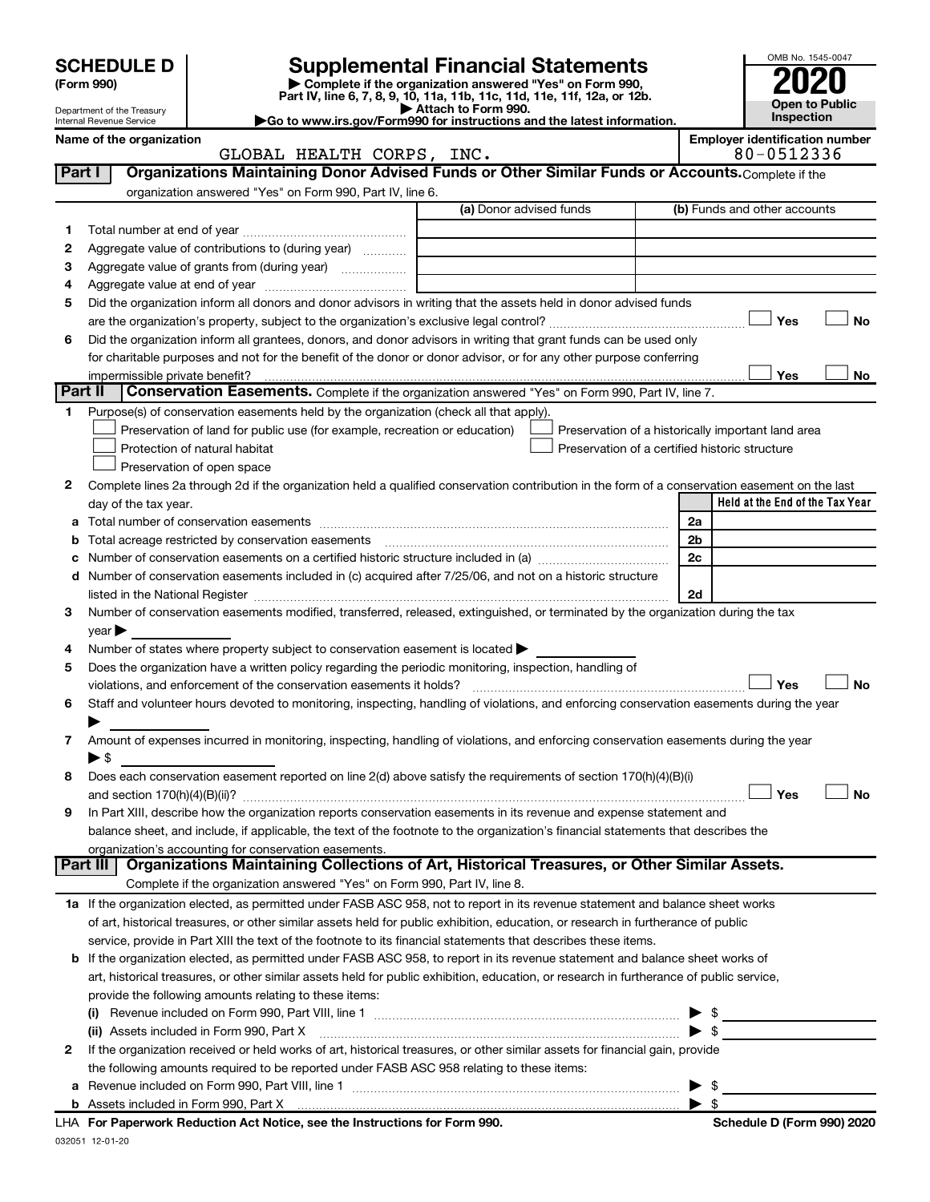# SCHEDULE D (Form 990)

Department of the Treasury
Internal Revenue Service

## Supplemental Financial Statements

▶ Complete if the organization answered "Yes" on Form 990, Part IV, line 6, 7, 8, 9, 10, 11a, 11b, 11c, 11d, 11e, 11f, 12a, or 12b.
▶ Attach to Form 990.
▶Go to www.irs.gov/Form990 for instructions and the latest information.

OMB No. 1545-0047
**2020**
**Open to Public Inspection**

**Name of the organization**
GLOBAL HEALTH CORPS, INC.

**Employer identification number**
80-0512336

### Part I — Organizations Maintaining Donor Advised Funds or Other Similar Funds or Accounts. Complete if the organization answered "Yes" on Form 990, Part IV, line 6.

| | | (a) Donor advised funds | (b) Funds and other accounts |
|---|---|---|---|
| 1 | Total number at end of year | | |
| 2 | Aggregate value of contributions to (during year) | | |
| 3 | Aggregate value of grants from (during year) | | |
| 4 | Aggregate value at end of year | | |

5 Did the organization inform all donors and donor advisors in writing that the assets held in donor advised funds are the organization's property, subject to the organization's exclusive legal control? ☐ Yes ☐ No

6 Did the organization inform all grantees, donors, and donor advisors in writing that grant funds can be used only for charitable purposes and not for the benefit of the donor or donor advisor, or for any other purpose conferring impermissible private benefit? ☐ Yes ☐ No

### Part II — Conservation Easements. Complete if the organization answered "Yes" on Form 990, Part IV, line 7.

1 Purpose(s) of conservation easements held by the organization (check all that apply).

☐ Preservation of land for public use (for example, recreation or education)
☐ Preservation of a historically important land area
☐ Protection of natural habitat
☐ Preservation of a certified historic structure
☐ Preservation of open space

2 Complete lines 2a through 2d if the organization held a qualified conservation contribution in the form of a conservation easement on the last day of the tax year.

| | | | Held at the End of the Tax Year |
|---|---|---|---|
| a | Total number of conservation easements | 2a | |
| b | Total acreage restricted by conservation easements | 2b | |
| c | Number of conservation easements on a certified historic structure included in (a) | 2c | |
| d | Number of conservation easements included in (c) acquired after 7/25/06, and not on a historic structure listed in the National Register | 2d | |

3 Number of conservation easements modified, transferred, released, extinguished, or terminated by the organization during the tax year ▶

4 Number of states where property subject to conservation easement is located ▶

5 Does the organization have a written policy regarding the periodic monitoring, inspection, handling of violations, and enforcement of the conservation easements it holds? ☐ Yes ☐ No

6 Staff and volunteer hours devoted to monitoring, inspecting, handling of violations, and enforcing conservation easements during the year ▶

7 Amount of expenses incurred in monitoring, inspecting, handling of violations, and enforcing conservation easements during the year ▶ $

8 Does each conservation easement reported on line 2(d) above satisfy the requirements of section 170(h)(4)(B)(i) and section 170(h)(4)(B)(ii)? ☐ Yes ☐ No

9 In Part XIII, describe how the organization reports conservation easements in its revenue and expense statement and balance sheet, and include, if applicable, the text of the footnote to the organization's financial statements that describes the organization's accounting for conservation easements.

### Part III — Organizations Maintaining Collections of Art, Historical Treasures, or Other Similar Assets. Complete if the organization answered "Yes" on Form 990, Part IV, line 8.

1a If the organization elected, as permitted under FASB ASC 958, not to report in its revenue statement and balance sheet works of art, historical treasures, or other similar assets held for public exhibition, education, or research in furtherance of public service, provide in Part XIII the text of the footnote to its financial statements that describes these items.

b If the organization elected, as permitted under FASB ASC 958, to report in its revenue statement and balance sheet works of art, historical treasures, or other similar assets held for public exhibition, education, or research in furtherance of public service, provide the following amounts relating to these items:

(i) Revenue included on Form 990, Part VIII, line 1 ▶ $

(ii) Assets included in Form 990, Part X ▶ $

2 If the organization received or held works of art, historical treasures, or other similar assets for financial gain, provide the following amounts required to be reported under FASB ASC 958 relating to these items:

a Revenue included on Form 990, Part VIII, line 1 ▶ $

b Assets included in Form 990, Part X ▶ $

LHA For Paperwork Reduction Act Notice, see the Instructions for Form 990. Schedule D (Form 990) 2020

032051 12-01-20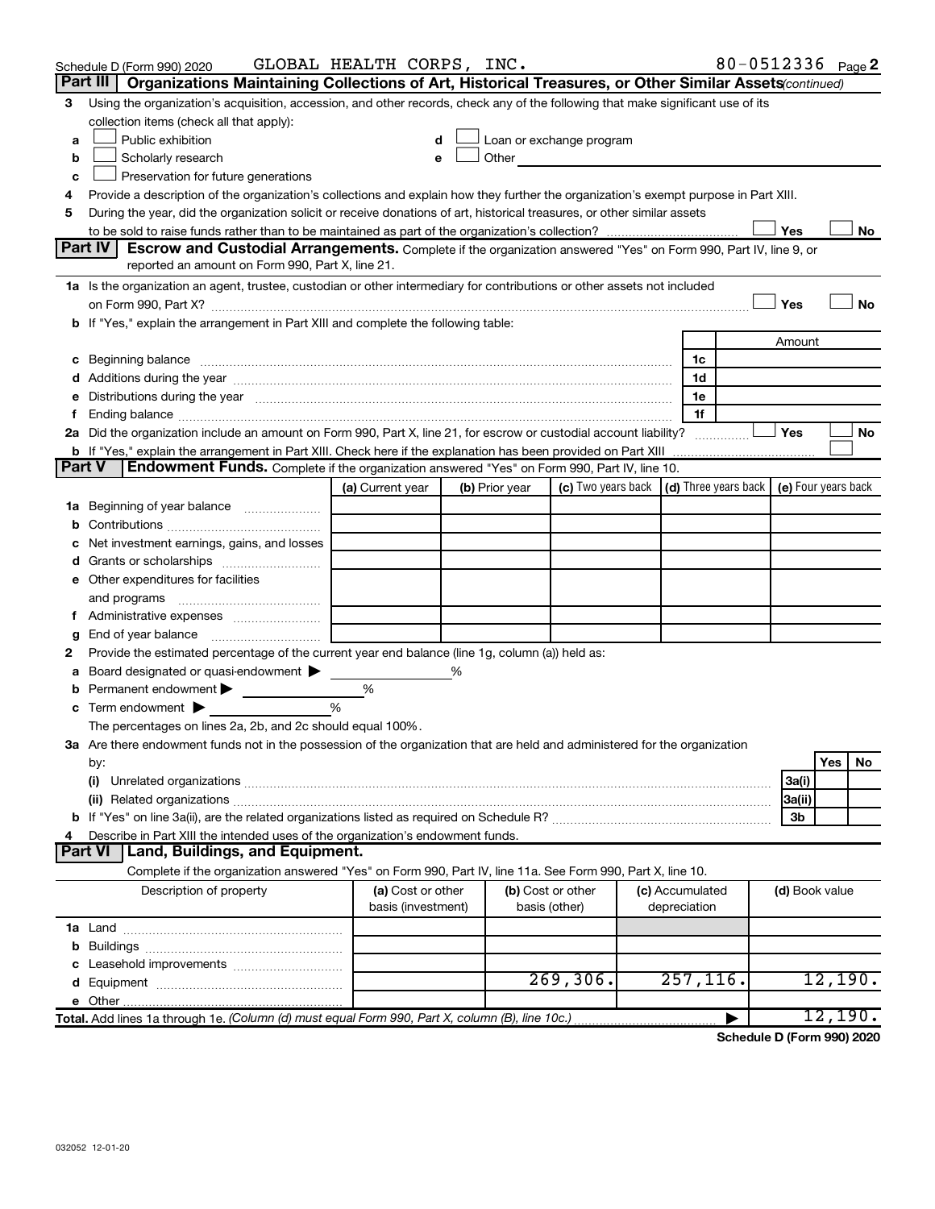Schedule D (Form 990) 2020 GLOBAL HEALTH CORPS, INC. 80-0512336 Page 2

## Part III Organizations Maintaining Collections of Art, Historical Treasures, or Other Similar Assets *(continued)*

3 Using the organization's acquisition, accession, and other records, check any of the following that make significant use of its collection items (check all that apply):

- a ☐ Public exhibition
- b ☐ Scholarly research
- c ☐ Preservation for future generations
- d ☐ Loan or exchange program
- e ☐ Other

4 Provide a description of the organization's collections and explain how they further the organization's exempt purpose in Part XIII.

5 During the year, did the organization solicit or receive donations of art, historical treasures, or other similar assets to be sold to raise funds rather than to be maintained as part of the organization's collection? ☐ Yes ☐ No

## Part IV Escrow and Custodial Arrangements.

Complete if the organization answered "Yes" on Form 990, Part IV, line 9, or reported an amount on Form 990, Part X, line 21.

1a Is the organization an agent, trustee, custodian or other intermediary for contributions or other assets not included on Form 990, Part X? ☐ Yes ☐ No

b If "Yes," explain the arrangement in Part XIII and complete the following table:

| | | Amount |
|---|---|---|
| c Beginning balance | 1c | |
| d Additions during the year | 1d | |
| e Distributions during the year | 1e | |
| f Ending balance | 1f | |

2a Did the organization include an amount on Form 990, Part X, line 21, for escrow or custodial account liability? ☐ Yes ☐ No

b If "Yes," explain the arrangement in Part XIII. Check here if the explanation has been provided on Part XIII ☐

## Part V Endowment Funds.

Complete if the organization answered "Yes" on Form 990, Part IV, line 10.

| | (a) Current year | (b) Prior year | (c) Two years back | (d) Three years back | (e) Four years back |
|---|---|---|---|---|---|
| 1a Beginning of year balance | | | | | |
| b Contributions | | | | | |
| c Net investment earnings, gains, and losses | | | | | |
| d Grants or scholarships | | | | | |
| e Other expenditures for facilities and programs | | | | | |
| f Administrative expenses | | | | | |
| g End of year balance | | | | | |

2 Provide the estimated percentage of the current year end balance (line 1g, column (a)) held as:

- a Board designated or quasi-endowment ▶ %
- b Permanent endowment ▶ %
- c Term endowment ▶ %

The percentages on lines 2a, 2b, and 2c should equal 100%.

3a Are there endowment funds not in the possession of the organization that are held and administered for the organization by:

| | | Yes | No |
|---|---|---|---|
| (i) Unrelated organizations | 3a(i) | | |
| (ii) Related organizations | 3a(ii) | | |
| b If "Yes" on line 3a(ii), are the related organizations listed as required on Schedule R? | 3b | | |

4 Describe in Part XIII the intended uses of the organization's endowment funds.

## Part VI Land, Buildings, and Equipment.

Complete if the organization answered "Yes" on Form 990, Part IV, line 11a. See Form 990, Part X, line 10.

| Description of property | (a) Cost or other basis (investment) | (b) Cost or other basis (other) | (c) Accumulated depreciation | (d) Book value |
|---|---|---|---|---|
| 1a Land | | | | |
| b Buildings | | | | |
| c Leasehold improvements | | | | |
| d Equipment | | 269,306. | 257,116. | 12,190. |
| e Other | | | | |
| **Total.** Add lines 1a through 1e. *(Column (d) must equal Form 990, Part X, column (B), line 10c.)* | | | ▶ | 12,190. |

**Schedule D (Form 990) 2020**

032052 12-01-20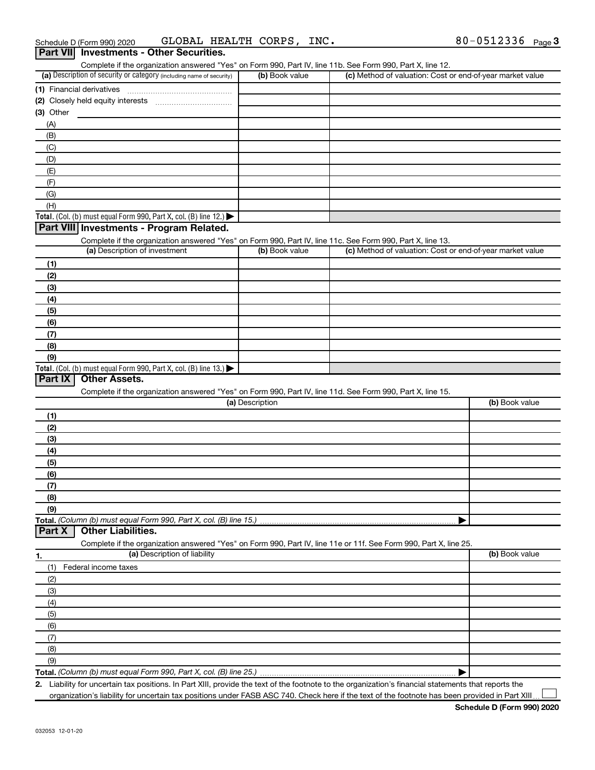Schedule D (Form 990) 2020 GLOBAL HEALTH CORPS, INC. 80-0512336 Page 3

## Part VII Investments - Other Securities.

Complete if the organization answered "Yes" on Form 990, Part IV, line 11b. See Form 990, Part X, line 12.

| (a) Description of security or category (including name of security) | (b) Book value | (c) Method of valuation: Cost or end-of-year market value |
|---|---|---|
| (1) Financial derivatives | | |
| (2) Closely held equity interests | | |
| (3) Other | | |
| (A) | | |
| (B) | | |
| (C) | | |
| (D) | | |
| (E) | | |
| (F) | | |
| (G) | | |
| (H) | | |
| **Total.** (Col. (b) must equal Form 990, Part X, col. (B) line 12.) ▶ | | |

## Part VIII Investments - Program Related.

Complete if the organization answered "Yes" on Form 990, Part IV, line 11c. See Form 990, Part X, line 13.

| (a) Description of investment | (b) Book value | (c) Method of valuation: Cost or end-of-year market value |
|---|---|---|
| (1) | | |
| (2) | | |
| (3) | | |
| (4) | | |
| (5) | | |
| (6) | | |
| (7) | | |
| (8) | | |
| (9) | | |
| **Total.** (Col. (b) must equal Form 990, Part X, col. (B) line 13.) ▶ | | |

## Part IX Other Assets.

Complete if the organization answered "Yes" on Form 990, Part IV, line 11d. See Form 990, Part X, line 15.

| (a) Description | (b) Book value |
|---|---|
| (1) | |
| (2) | |
| (3) | |
| (4) | |
| (5) | |
| (6) | |
| (7) | |
| (8) | |
| (9) | |
| **Total.** *(Column (b) must equal Form 990, Part X, col. (B) line 15.)* ▶ | |

## Part X Other Liabilities.

Complete if the organization answered "Yes" on Form 990, Part IV, line 11e or 11f. See Form 990, Part X, line 25.

| 1. (a) Description of liability | (b) Book value |
|---|---|
| (1) Federal income taxes | |
| (2) | |
| (3) | |
| (4) | |
| (5) | |
| (6) | |
| (7) | |
| (8) | |
| (9) | |
| **Total.** *(Column (b) must equal Form 990, Part X, col. (B) line 25.)* ▶ | |

2. Liability for uncertain tax positions. In Part XIII, provide the text of the footnote to the organization's financial statements that reports the organization's liability for uncertain tax positions under FASB ASC 740. Check here if the text of the footnote has been provided in Part XIII ☐

Schedule D (Form 990) 2020

032053 12-01-20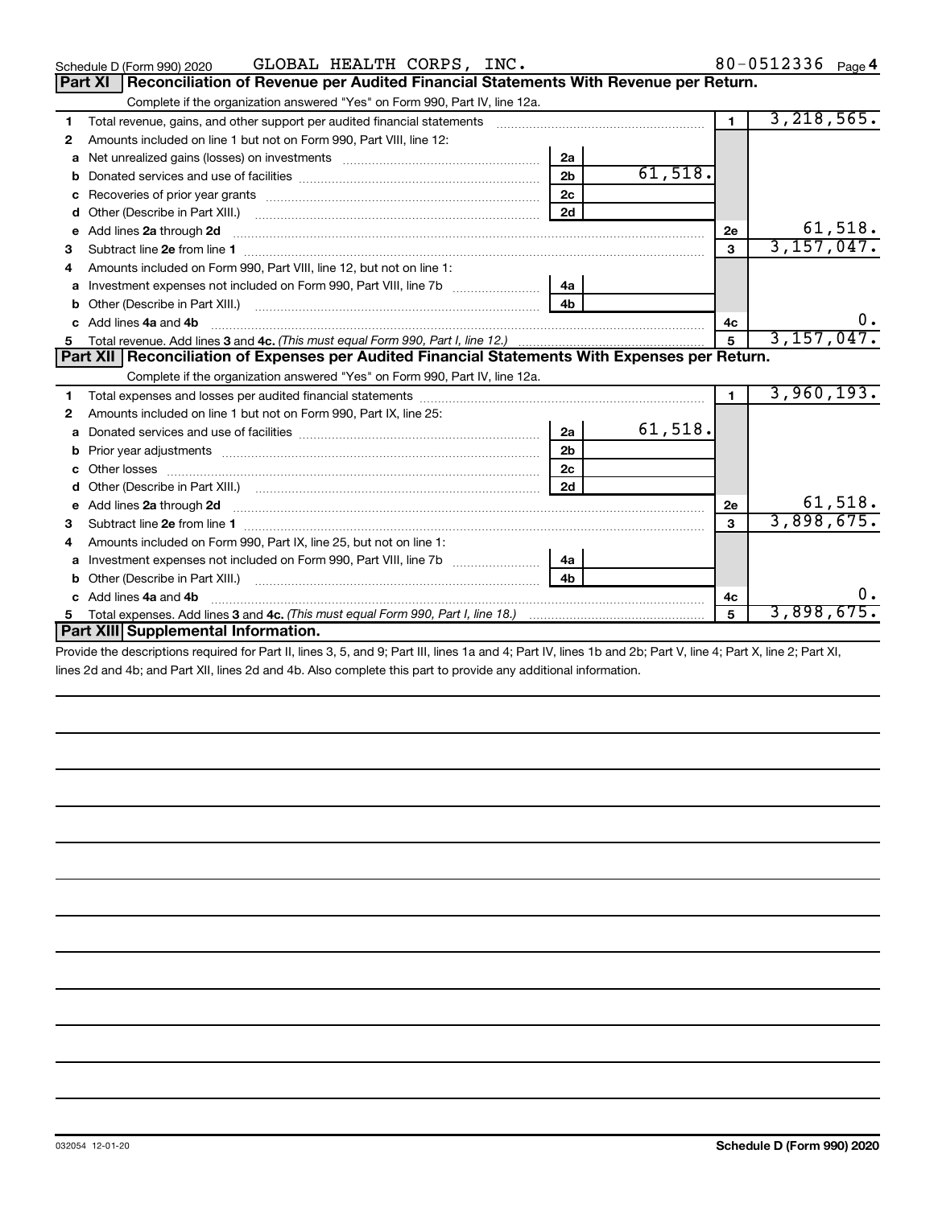Schedule D (Form 990) 2020 GLOBAL HEALTH CORPS, INC. 80-0512336 Page 4

## Part XI Reconciliation of Revenue per Audited Financial Statements With Revenue per Return.

Complete if the organization answered "Yes" on Form 990, Part IV, line 12a.

| | | | | | |
|---|---|---|---|---|---|
| 1 | Total revenue, gains, and other support per audited financial statements | | | 1 | 3,218,565. |
| 2 | Amounts included on line 1 but not on Form 990, Part VIII, line 12: | | | | |
| a | Net unrealized gains (losses) on investments | 2a | | | |
| b | Donated services and use of facilities | 2b | 61,518. | | |
| c | Recoveries of prior year grants | 2c | | | |
| d | Other (Describe in Part XIII.) | 2d | | | |
| e | Add lines 2a through 2d | | | 2e | 61,518. |
| 3 | Subtract line 2e from line 1 | | | 3 | 3,157,047. |
| 4 | Amounts included on Form 990, Part VIII, line 12, but not on line 1: | | | | |
| a | Investment expenses not included on Form 990, Part VIII, line 7b | 4a | | | |
| b | Other (Describe in Part XIII.) | 4b | | | |
| c | Add lines 4a and 4b | | | 4c | 0. |
| 5 | Total revenue. Add lines 3 and 4c. *(This must equal Form 990, Part I, line 12.)* | | | 5 | 3,157,047. |

## Part XII Reconciliation of Expenses per Audited Financial Statements With Expenses per Return.

Complete if the organization answered "Yes" on Form 990, Part IV, line 12a.

| | | | | | |
|---|---|---|---|---|---|
| 1 | Total expenses and losses per audited financial statements | | | 1 | 3,960,193. |
| 2 | Amounts included on line 1 but not on Form 990, Part IX, line 25: | | | | |
| a | Donated services and use of facilities | 2a | 61,518. | | |
| b | Prior year adjustments | 2b | | | |
| c | Other losses | 2c | | | |
| d | Other (Describe in Part XIII.) | 2d | | | |
| e | Add lines 2a through 2d | | | 2e | 61,518. |
| 3 | Subtract line 2e from line 1 | | | 3 | 3,898,675. |
| 4 | Amounts included on Form 990, Part IX, line 25, but not on line 1: | | | | |
| a | Investment expenses not included on Form 990, Part VIII, line 7b | 4a | | | |
| b | Other (Describe in Part XIII.) | 4b | | | |
| c | Add lines 4a and 4b | | | 4c | 0. |
| 5 | Total expenses. Add lines 3 and 4c. *(This must equal Form 990, Part I, line 18.)* | | | 5 | 3,898,675. |

## Part XIII Supplemental Information.

Provide the descriptions required for Part II, lines 3, 5, and 9; Part III, lines 1a and 4; Part IV, lines 1b and 2b; Part V, line 4; Part X, line 2; Part XI, lines 2d and 4b; and Part XII, lines 2d and 4b. Also complete this part to provide any additional information.

032054 12-01-20 **Schedule D (Form 990) 2020**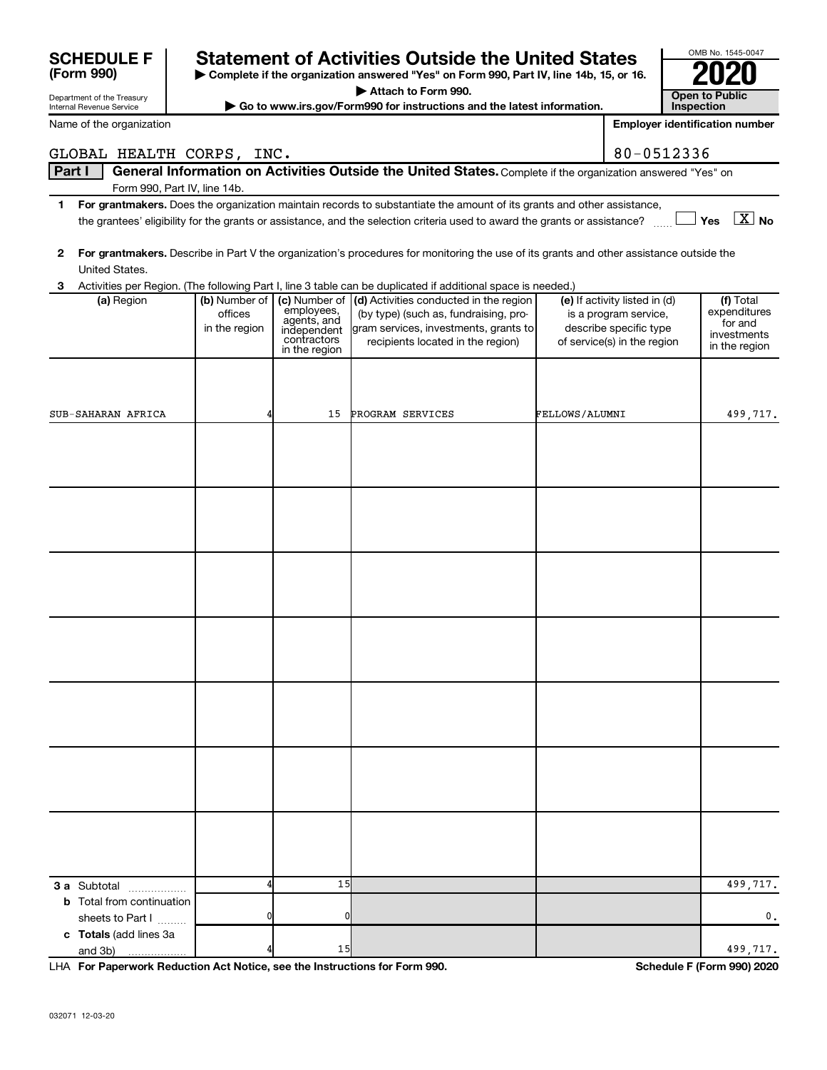# SCHEDULE F (Form 990)

Department of the Treasury
Internal Revenue Service

## Statement of Activities Outside the United States

▶ Complete if the organization answered "Yes" on Form 990, Part IV, line 14b, 15, or 16.
▶ Attach to Form 990.
▶ Go to www.irs.gov/Form990 for instructions and the latest information.

OMB No. 1545-0047

**2020**

**Open to Public Inspection**

Name of the organization: GLOBAL HEALTH CORPS, INC.

Employer identification number: 80-0512336

**Part I General Information on Activities Outside the United States.** Complete if the organization answered "Yes" on Form 990, Part IV, line 14b.

1 **For grantmakers.** Does the organization maintain records to substantiate the amount of its grants and other assistance, the grantees' eligibility for the grants or assistance, and the selection criteria used to award the grants or assistance? ☐ Yes ☒ No

2 **For grantmakers.** Describe in Part V the organization's procedures for monitoring the use of its grants and other assistance outside the United States.

3 Activities per Region. (The following Part I, line 3 table can be duplicated if additional space is needed.)

| (a) Region | (b) Number of offices in the region | (c) Number of employees, agents, and independent contractors in the region | (d) Activities conducted in the region (by type) (such as, fundraising, program services, investments, grants to recipients located in the region) | (e) If activity listed in (d) is a program service, describe specific type of service(s) in the region | (f) Total expenditures for and investments in the region |
|---|---|---|---|---|---|
| SUB-SAHARAN AFRICA | 4 | 15 | PROGRAM SERVICES | FELLOWS/ALUMNI | 499,717. |
| | | | | | |
| | | | | | |
| | | | | | |
| | | | | | |
| | | | | | |
| | | | | | |
| | | | | | |
| **3 a** Subtotal | 4 | 15 | | | 499,717. |
| **b** Total from continuation sheets to Part I | 0 | 0 | | | 0. |
| **c Totals** (add lines 3a and 3b) | 4 | 15 | | | 499,717. |

LHA **For Paperwork Reduction Act Notice, see the Instructions for Form 990.** **Schedule F (Form 990) 2020**

032071 12-03-20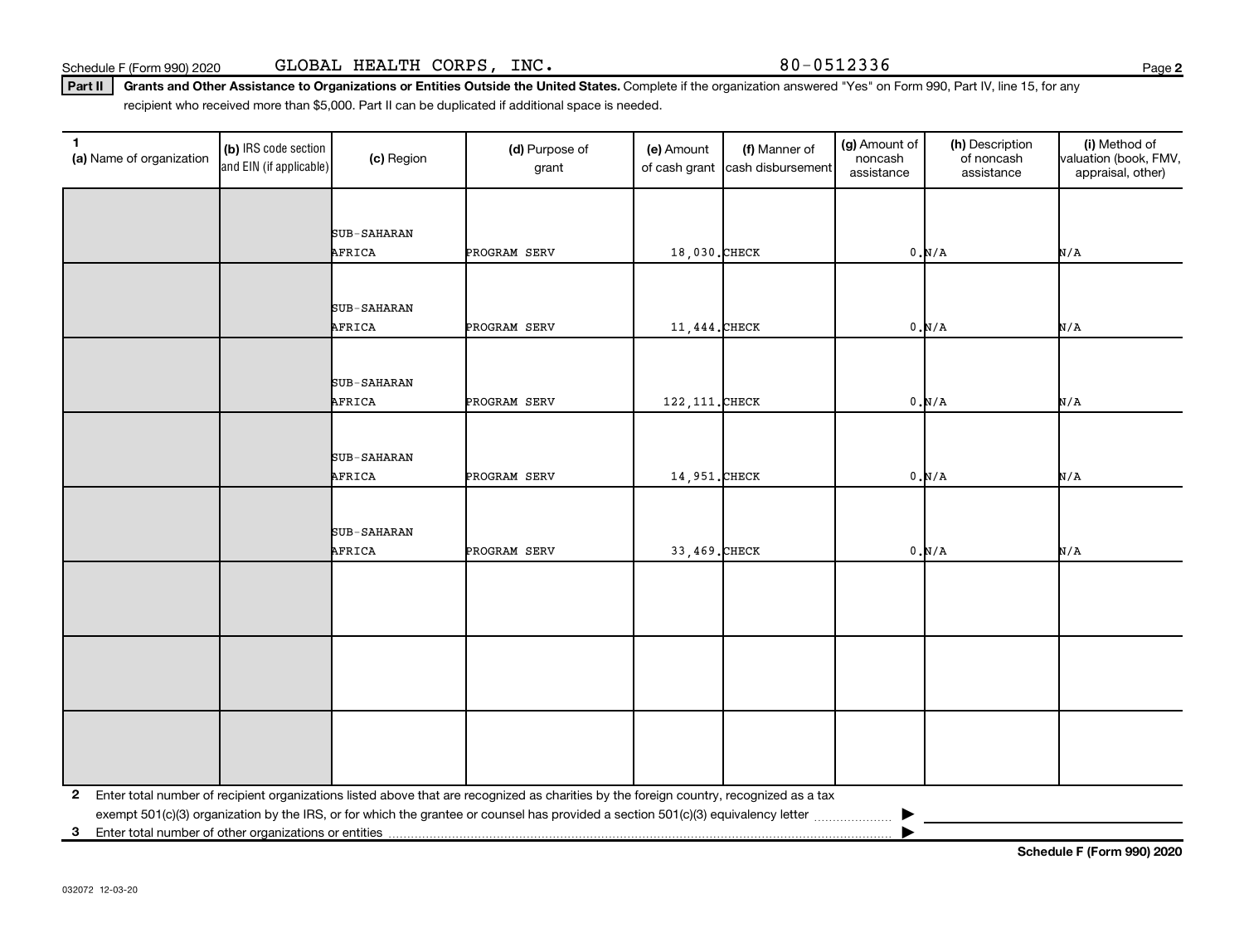Schedule F (Form 990) 2020 GLOBAL HEALTH CORPS, INC. 80-0512336

**Part II** **Grants and Other Assistance to Organizations or Entities Outside the United States.** Complete if the organization answered "Yes" on Form 990, Part IV, line 15, for any recipient who received more than $5,000. Part II can be duplicated if additional space is needed.

| 1 (a) Name of organization | (b) IRS code section and EIN (if applicable) | (c) Region | (d) Purpose of grant | (e) Amount of cash grant | (f) Manner of cash disbursement | (g) Amount of noncash assistance | (h) Description of noncash assistance | (i) Method of valuation (book, FMV, appraisal, other) |
|---|---|---|---|---|---|---|---|---|
| | | SUB-SAHARAN AFRICA | PROGRAM SERV | 18,030. | CHECK | 0. | N/A | N/A |
| | | SUB-SAHARAN AFRICA | PROGRAM SERV | 11,444. | CHECK | 0. | N/A | N/A |
| | | SUB-SAHARAN AFRICA | PROGRAM SERV | 122,111. | CHECK | 0. | N/A | N/A |
| | | SUB-SAHARAN AFRICA | PROGRAM SERV | 14,951. | CHECK | 0. | N/A | N/A |
| | | SUB-SAHARAN AFRICA | PROGRAM SERV | 33,469. | CHECK | 0. | N/A | N/A |
| | | | | | | | | |
| | | | | | | | | |
| | | | | | | | | |

**2** Enter total number of recipient organizations listed above that are recognized as charities by the foreign country, recognized as a tax exempt 501(c)(3) organization by the IRS, or for which the grantee or counsel has provided a section 501(c)(3) equivalency letter ▶

**3** Enter total number of other organizations or entities ▶

**Schedule F (Form 990) 2020**

032072 12-03-20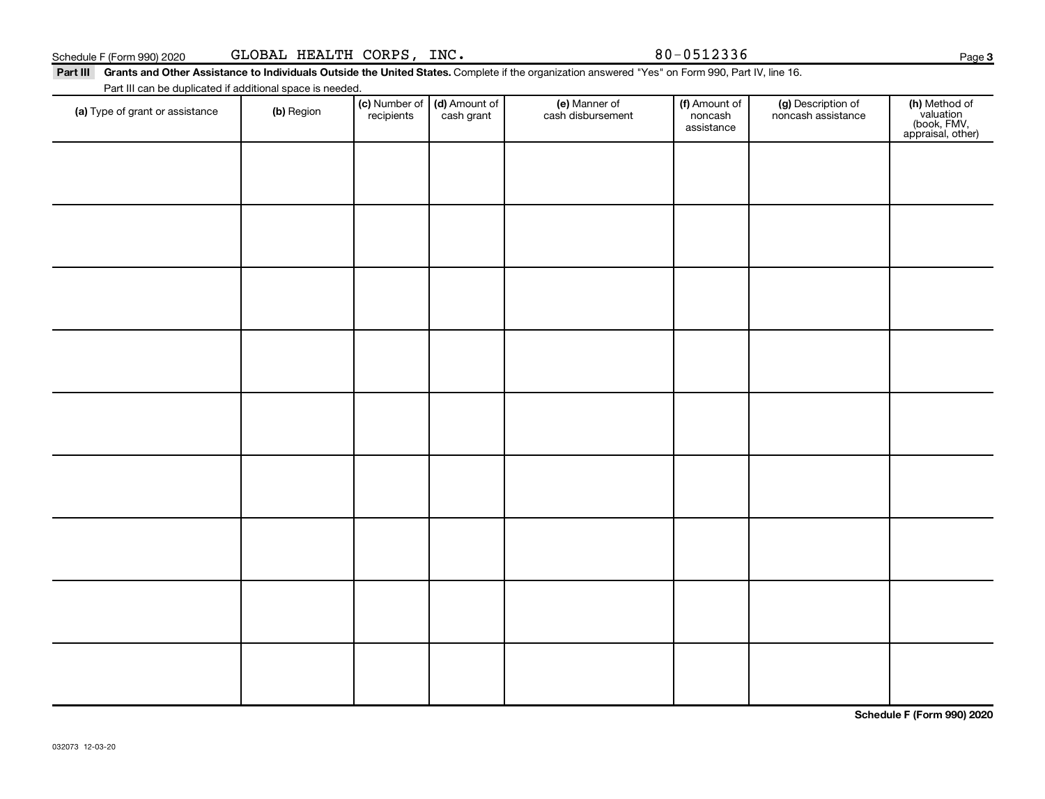Schedule F (Form 990) 2020 GLOBAL HEALTH CORPS, INC. 80-0512336

**Part III** **Grants and Other Assistance to Individuals Outside the United States.** Complete if the organization answered "Yes" on Form 990, Part IV, line 16.

Part III can be duplicated if additional space is needed.

| (a) Type of grant or assistance | (b) Region | (c) Number of recipients | (d) Amount of cash grant | (e) Manner of cash disbursement | (f) Amount of noncash assistance | (g) Description of noncash assistance | (h) Method of valuation (book, FMV, appraisal, other) |
|---|---|---|---|---|---|---|---|
| | | | | | | | |
| | | | | | | | |
| | | | | | | | |
| | | | | | | | |
| | | | | | | | |
| | | | | | | | |
| | | | | | | | |
| | | | | | | | |
| | | | | | | | |

**Schedule F (Form 990) 2020**

032073 12-03-20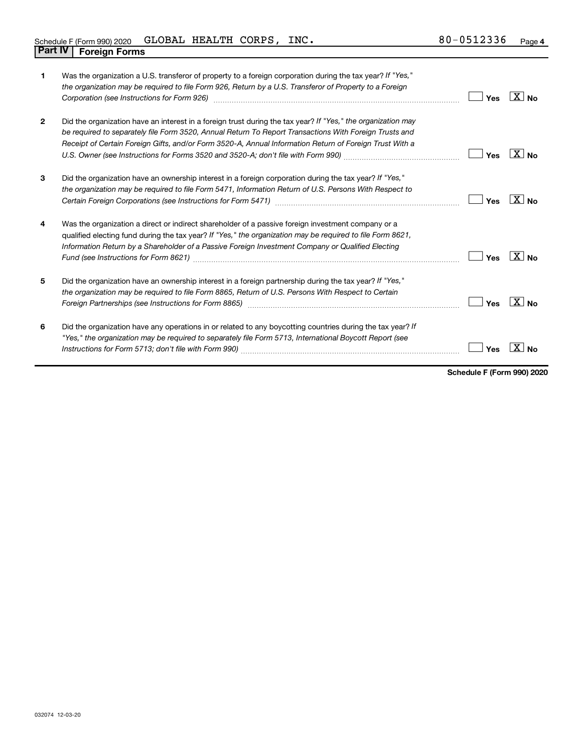Schedule F (Form 990) 2020 GLOBAL HEALTH CORPS, INC. 80-0512336

## Part IV | Foreign Forms

| | | Yes | No |
|---|---|---|---|
| **1** | Was the organization a U.S. transferor of property to a foreign corporation during the tax year? *If "Yes," the organization may be required to file Form 926, Return by a U.S. Transferor of Property to a Foreign Corporation (see Instructions for Form 926)* | | X |
| **2** | Did the organization have an interest in a foreign trust during the tax year? *If "Yes," the organization may be required to separately file Form 3520, Annual Return To Report Transactions With Foreign Trusts and Receipt of Certain Foreign Gifts, and/or Form 3520-A, Annual Information Return of Foreign Trust With a U.S. Owner (see Instructions for Forms 3520 and 3520-A; don't file with Form 990)* | | X |
| **3** | Did the organization have an ownership interest in a foreign corporation during the tax year? *If "Yes," the organization may be required to file Form 5471, Information Return of U.S. Persons With Respect to Certain Foreign Corporations (see Instructions for Form 5471)* | | X |
| **4** | Was the organization a direct or indirect shareholder of a passive foreign investment company or a qualified electing fund during the tax year? *If "Yes," the organization may be required to file Form 8621, Information Return by a Shareholder of a Passive Foreign Investment Company or Qualified Electing Fund (see Instructions for Form 8621)* | | X |
| **5** | Did the organization have an ownership interest in a foreign partnership during the tax year? *If "Yes," the organization may be required to file Form 8865, Return of U.S. Persons With Respect to Certain Foreign Partnerships (see Instructions for Form 8865)* | | X |
| **6** | Did the organization have any operations in or related to any boycotting countries during the tax year? *If "Yes," the organization may be required to separately file Form 5713, International Boycott Report (see Instructions for Form 5713; don't file with Form 990)* | | X |

**Schedule F (Form 990) 2020**

032074 12-03-20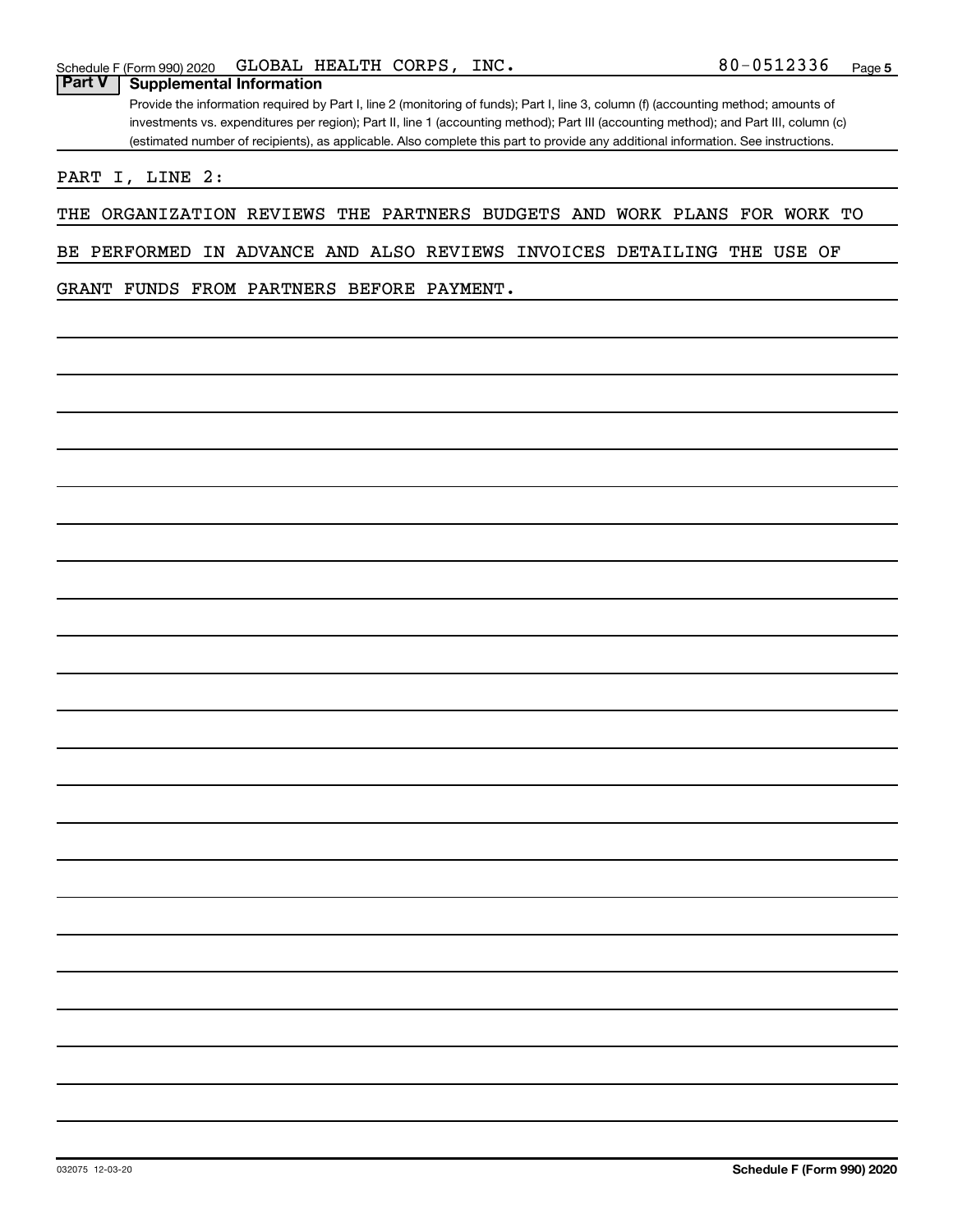Schedule F (Form 990) 2020 GLOBAL HEALTH CORPS, INC. 80-0512336

## Part V Supplemental Information

Provide the information required by Part I, line 2 (monitoring of funds); Part I, line 3, column (f) (accounting method; amounts of investments vs. expenditures per region); Part II, line 1 (accounting method); Part III (accounting method); and Part III, column (c) (estimated number of recipients), as applicable. Also complete this part to provide any additional information. See instructions.

PART I, LINE 2:

THE ORGANIZATION REVIEWS THE PARTNERS BUDGETS AND WORK PLANS FOR WORK TO BE PERFORMED IN ADVANCE AND ALSO REVIEWS INVOICES DETAILING THE USE OF GRANT FUNDS FROM PARTNERS BEFORE PAYMENT.

032075 12-03-20

Schedule F (Form 990) 2020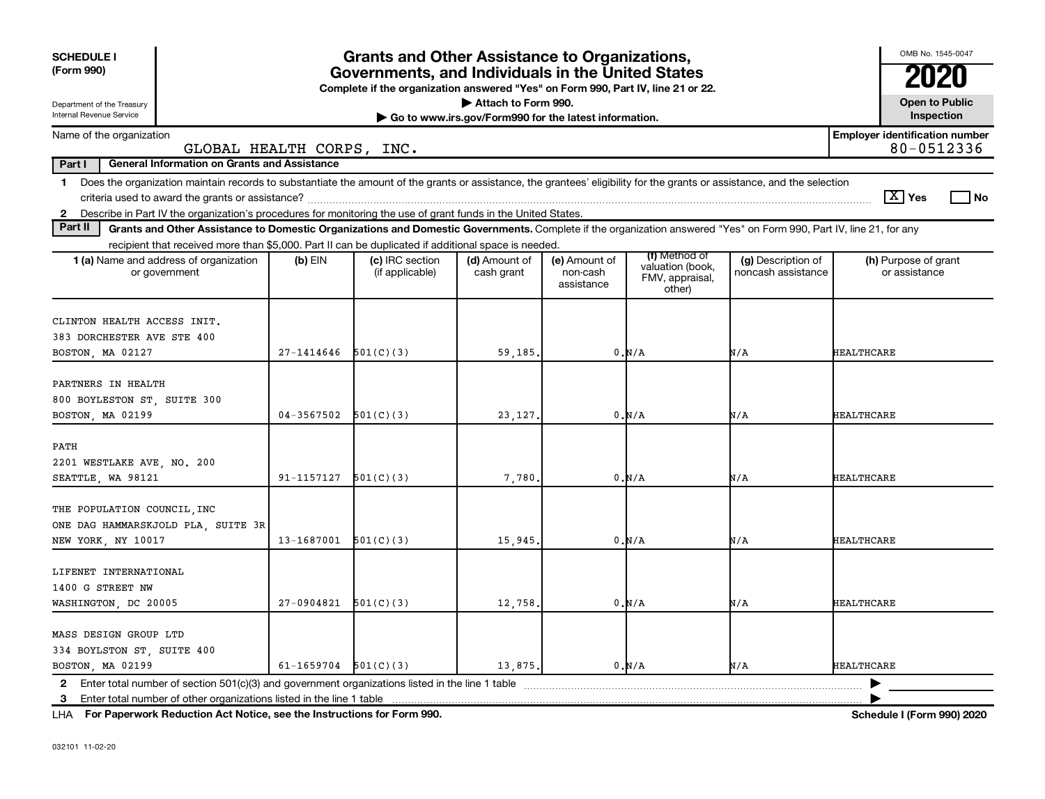**SCHEDULE I**
**(Form 990)**

Department of the Treasury
Internal Revenue Service

# Grants and Other Assistance to Organizations, Governments, and Individuals in the United States

**Complete if the organization answered "Yes" on Form 990, Part IV, line 21 or 22.**
▶ **Attach to Form 990.**
▶ **Go to www.irs.gov/Form990 for the latest information.**

OMB No. 1545-0047
**2020**
**Open to Public Inspection**

Name of the organization: GLOBAL HEALTH CORPS, INC.
**Employer identification number**: 80-0512336

**Part I** **General Information on Grants and Assistance**

1 Does the organization maintain records to substantiate the amount of the grants or assistance, the grantees' eligibility for the grants or assistance, and the selection criteria used to award the grants or assistance? [X] Yes [ ] No

2 Describe in Part IV the organization's procedures for monitoring the use of grant funds in the United States.

**Part II** **Grants and Other Assistance to Domestic Organizations and Domestic Governments.** Complete if the organization answered "Yes" on Form 990, Part IV, line 21, for any recipient that received more than $5,000. Part II can be duplicated if additional space is needed.

| 1 (a) Name and address of organization or government | (b) EIN | (c) IRC section (if applicable) | (d) Amount of cash grant | (e) Amount of non-cash assistance | (f) Method of valuation (book, FMV, appraisal, other) | (g) Description of noncash assistance | (h) Purpose of grant or assistance |
|---|---|---|---|---|---|---|---|
| CLINTON HEALTH ACCESS INIT.<br>383 DORCHESTER AVE STE 400<br>BOSTON, MA 02127 | 27-1414646 | 501(C)(3) | 59,185. | 0. | N/A | N/A | HEALTHCARE |
| PARTNERS IN HEALTH<br>800 BOYLESTON ST, SUITE 300<br>BOSTON, MA 02199 | 04-3567502 | 501(C)(3) | 23,127. | 0. | N/A | N/A | HEALTHCARE |
| PATH<br>2201 WESTLAKE AVE, NO. 200<br>SEATTLE, WA 98121 | 91-1157127 | 501(C)(3) | 7,780. | 0. | N/A | N/A | HEALTHCARE |
| THE POPULATION COUNCIL,INC<br>ONE DAG HAMMARSKJOLD PLA, SUITE 3R<br>NEW YORK, NY 10017 | 13-1687001 | 501(C)(3) | 15,945. | 0. | N/A | N/A | HEALTHCARE |
| LIFENET INTERNATIONAL<br>1400 G STREET NW<br>WASHINGTON, DC 20005 | 27-0904821 | 501(C)(3) | 12,758. | 0. | N/A | N/A | HEALTHCARE |
| MASS DESIGN GROUP LTD<br>334 BOYLSTON ST, SUITE 400<br>BOSTON, MA 02199 | 61-1659704 | 501(C)(3) | 13,875. | 0. | N/A | N/A | HEALTHCARE |

2 Enter total number of section 501(c)(3) and government organizations listed in the line 1 table ▶

3 Enter total number of other organizations listed in the line 1 table ▶

LHA **For Paperwork Reduction Act Notice, see the Instructions for Form 990.** **Schedule I (Form 990) 2020**

032101 11-02-20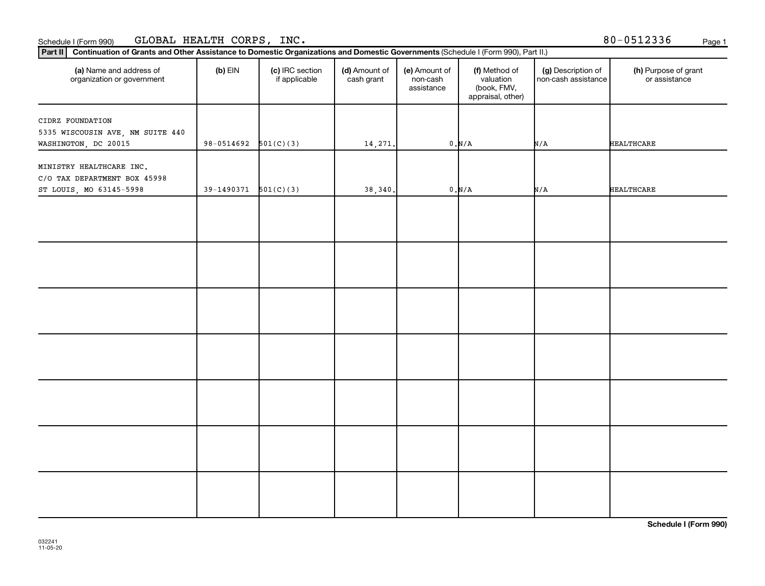Schedule I (Form 990) GLOBAL HEALTH CORPS, INC. 80-0512336

**Part II** **Continuation of Grants and Other Assistance to Domestic Organizations and Domestic Governments** (Schedule I (Form 990), Part II.)

| (a) Name and address of organization or government | (b) EIN | (c) IRC section if applicable | (d) Amount of cash grant | (e) Amount of non-cash assistance | (f) Method of valuation (book, FMV, appraisal, other) | (g) Description of non-cash assistance | (h) Purpose of grant or assistance |
|---|---|---|---|---|---|---|---|
| CIDRZ FOUNDATION<br>5335 WISCOUSIN AVE, NM SUITE 440<br>WASHINGTON, DC 20015 | 98-0514692 | 501(C)(3) | 14,271. | 0. | N/A | N/A | HEALTHCARE |
| MINISTRY HEALTHCARE INC.<br>C/O TAX DEPARTMENT BOX 45998<br>ST LOUIS, MO 63145-5998 | 39-1490371 | 501(C)(3) | 38,340. | 0. | N/A | N/A | HEALTHCARE |
| | | | | | | | |
| | | | | | | | |
| | | | | | | | |
| | | | | | | | |
| | | | | | | | |
| | | | | | | | |
| | | | | | | | |

**Schedule I (Form 990)**

032241
11-05-20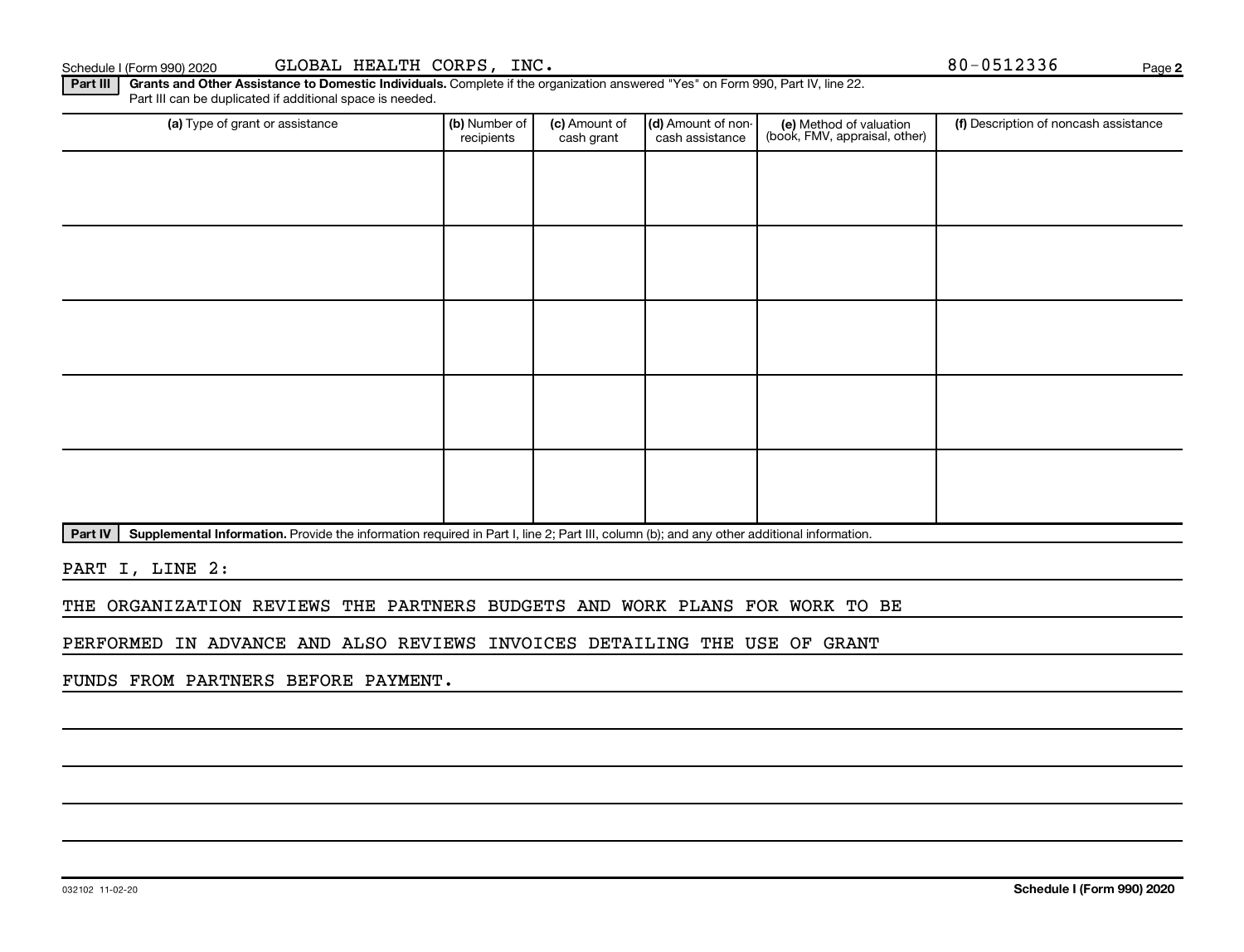Schedule I (Form 990) 2020 GLOBAL HEALTH CORPS, INC. 80-0512336

**Part III** **Grants and Other Assistance to Domestic Individuals.** Complete if the organization answered "Yes" on Form 990, Part IV, line 22. Part III can be duplicated if additional space is needed.

| (a) Type of grant or assistance | (b) Number of recipients | (c) Amount of cash grant | (d) Amount of non-cash assistance | (e) Method of valuation (book, FMV, appraisal, other) | (f) Description of noncash assistance |
|---|---|---|---|---|---|
| | | | | | |
| | | | | | |
| | | | | | |
| | | | | | |
| | | | | | |

**Part IV** **Supplemental Information.** Provide the information required in Part I, line 2; Part III, column (b); and any other additional information.

PART I, LINE 2:

THE ORGANIZATION REVIEWS THE PARTNERS BUDGETS AND WORK PLANS FOR WORK TO BE PERFORMED IN ADVANCE AND ALSO REVIEWS INVOICES DETAILING THE USE OF GRANT FUNDS FROM PARTNERS BEFORE PAYMENT.

032102 11-02-20 **Schedule I (Form 990) 2020**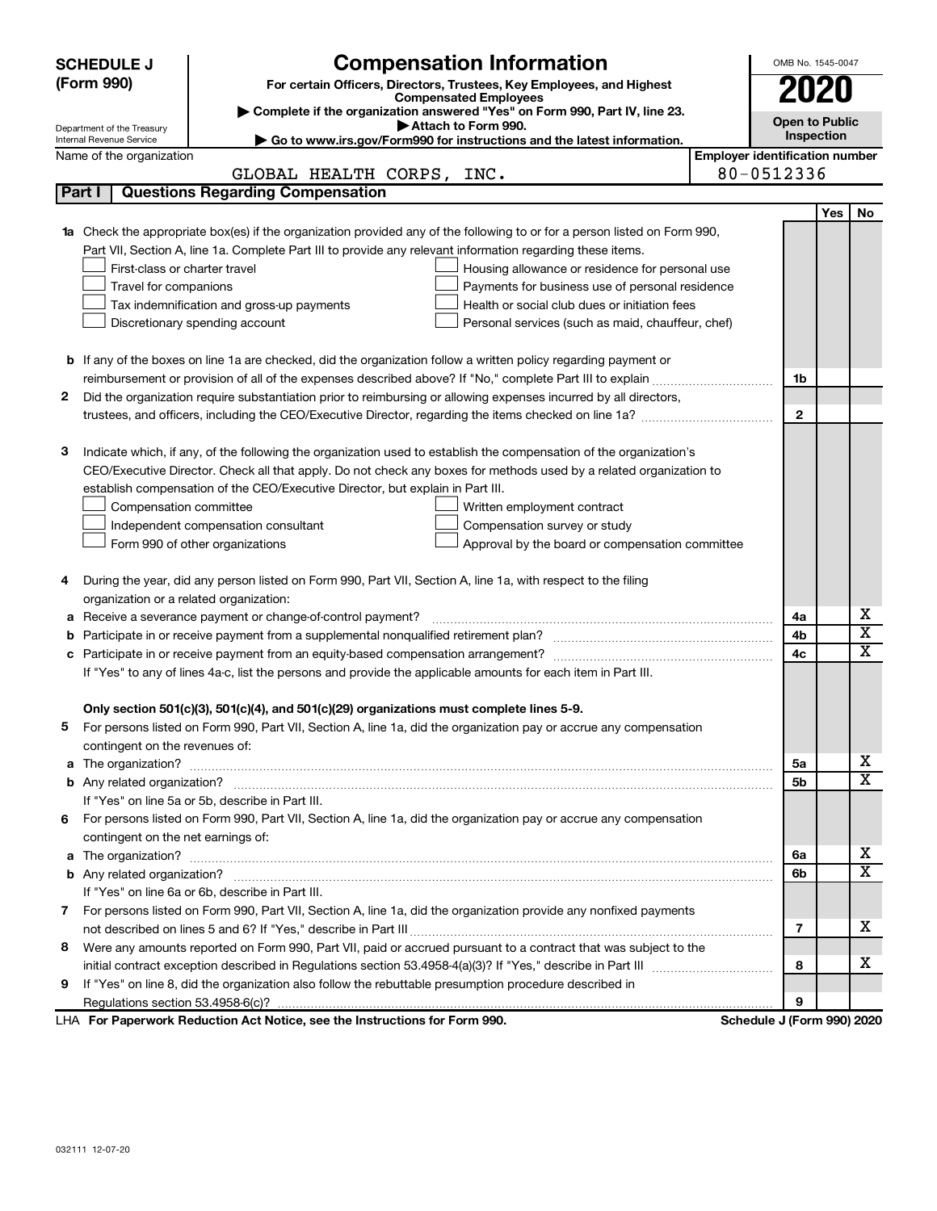**SCHEDULE J (Form 990)**

Department of the Treasury
Internal Revenue Service

# Compensation Information

**For certain Officers, Directors, Trustees, Key Employees, and Highest Compensated Employees**

▶ Complete if the organization answered "Yes" on Form 990, Part IV, line 23.
▶ Attach to Form 990.
▶ Go to www.irs.gov/Form990 for instructions and the latest information.

OMB No. 1545-0047

**2020**

**Open to Public Inspection**

Name of the organization: GLOBAL HEALTH CORPS, INC.

Employer identification number: 80-0512336

## Part I Questions Regarding Compensation

| | | | Yes | No |
|---|---|---|---|---|
| **1a** | Check the appropriate box(es) if the organization provided any of the following to or for a person listed on Form 990, Part VII, Section A, line 1a. Complete Part III to provide any relevant information regarding these items.<br>☐ First-class or charter travel ☐ Housing allowance or residence for personal use<br>☐ Travel for companions ☐ Payments for business use of personal residence<br>☐ Tax indemnification and gross-up payments ☐ Health or social club dues or initiation fees<br>☐ Discretionary spending account ☐ Personal services (such as maid, chauffeur, chef) | | | |
| **b** | If any of the boxes on line 1a are checked, did the organization follow a written policy regarding payment or reimbursement or provision of all of the expenses described above? If "No," complete Part III to explain | 1b | | |
| **2** | Did the organization require substantiation prior to reimbursing or allowing expenses incurred by all directors, trustees, and officers, including the CEO/Executive Director, regarding the items checked on line 1a? | 2 | | |
| **3** | Indicate which, if any, of the following the organization used to establish the compensation of the organization's CEO/Executive Director. Check all that apply. Do not check any boxes for methods used by a related organization to establish compensation of the CEO/Executive Director, but explain in Part III.<br>☐ Compensation committee ☐ Written employment contract<br>☐ Independent compensation consultant ☐ Compensation survey or study<br>☐ Form 990 of other organizations ☐ Approval by the board or compensation committee | | | |
| **4** | During the year, did any person listed on Form 990, Part VII, Section A, line 1a, with respect to the filing organization or a related organization: | | | |
| **a** | Receive a severance payment or change-of-control payment? | 4a | | X |
| **b** | Participate in or receive payment from a supplemental nonqualified retirement plan? | 4b | | X |
| **c** | Participate in or receive payment from an equity-based compensation arrangement? | 4c | | X |
| | If "Yes" to any of lines 4a-c, list the persons and provide the applicable amounts for each item in Part III. | | | |
| | **Only section 501(c)(3), 501(c)(4), and 501(c)(29) organizations must complete lines 5-9.** | | | |
| **5** | For persons listed on Form 990, Part VII, Section A, line 1a, did the organization pay or accrue any compensation contingent on the revenues of: | | | |
| **a** | The organization? | 5a | | X |
| **b** | Any related organization? | 5b | | X |
| | If "Yes" on line 5a or 5b, describe in Part III. | | | |
| **6** | For persons listed on Form 990, Part VII, Section A, line 1a, did the organization pay or accrue any compensation contingent on the net earnings of: | | | |
| **a** | The organization? | 6a | | X |
| **b** | Any related organization? | 6b | | X |
| | If "Yes" on line 6a or 6b, describe in Part III. | | | |
| **7** | For persons listed on Form 990, Part VII, Section A, line 1a, did the organization provide any nonfixed payments not described on lines 5 and 6? If "Yes," describe in Part III | 7 | | X |
| **8** | Were any amounts reported on Form 990, Part VII, paid or accrued pursuant to a contract that was subject to the initial contract exception described in Regulations section 53.4958-4(a)(3)? If "Yes," describe in Part III | 8 | | X |
| **9** | If "Yes" on line 8, did the organization also follow the rebuttable presumption procedure described in Regulations section 53.4958-6(c)? | 9 | | |

LHA **For Paperwork Reduction Act Notice, see the Instructions for Form 990.** **Schedule J (Form 990) 2020**

032111 12-07-20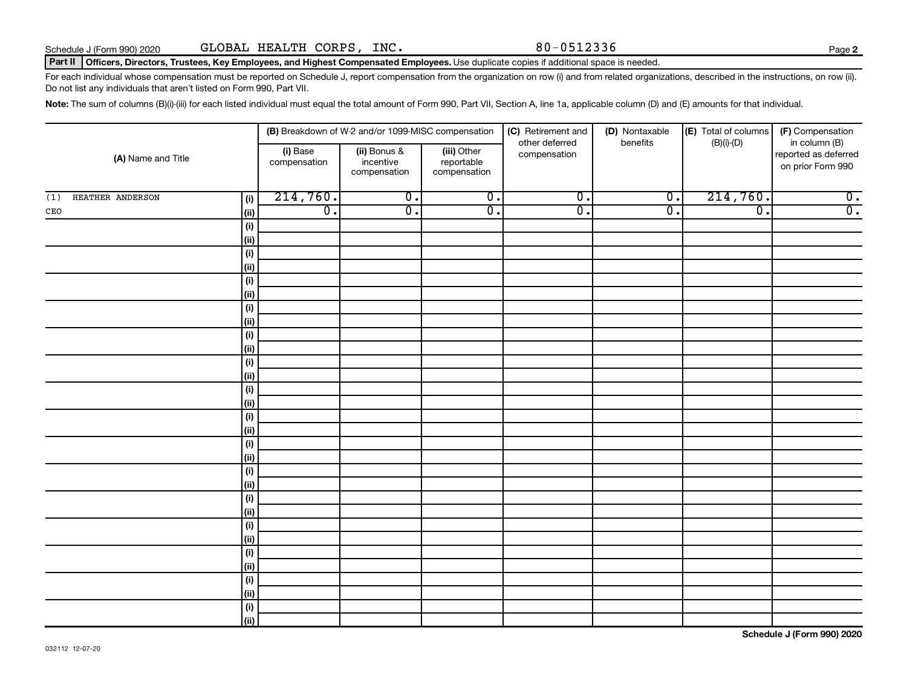Schedule J (Form 990) 2020 GLOBAL HEALTH CORPS, INC. 80-0512336

**Part II** **Officers, Directors, Trustees, Key Employees, and Highest Compensated Employees.** Use duplicate copies if additional space is needed.

For each individual whose compensation must be reported on Schedule J, report compensation from the organization on row (i) and from related organizations, described in the instructions, on row (ii). Do not list any individuals that aren't listed on Form 990, Part VII.

**Note:** The sum of columns (B)(i)-(iii) for each listed individual must equal the total amount of Form 990, Part VII, Section A, line 1a, applicable column (D) and (E) amounts for that individual.

| (A) Name and Title | | (B) Breakdown of W-2 and/or 1099-MISC compensation | | | (C) Retirement and other deferred compensation | (D) Nontaxable benefits | (E) Total of columns (B)(i)-(D) | (F) Compensation in column (B) reported as deferred on prior Form 990 |
|---|---|---|---|---|---|---|---|---|
| | | (i) Base compensation | (ii) Bonus & incentive compensation | (iii) Other reportable compensation | | | | |
| (1) HEATHER ANDERSON | (i) | 214,760. | 0. | 0. | 0. | 0. | 214,760. | 0. |
| CEO | (ii) | 0. | 0. | 0. | 0. | 0. | 0. | 0. |
| | (i) | | | | | | | |
| | (ii) | | | | | | | |
| | (i) | | | | | | | |
| | (ii) | | | | | | | |
| | (i) | | | | | | | |
| | (ii) | | | | | | | |
| | (i) | | | | | | | |
| | (ii) | | | | | | | |
| | (i) | | | | | | | |
| | (ii) | | | | | | | |
| | (i) | | | | | | | |
| | (ii) | | | | | | | |
| | (i) | | | | | | | |
| | (ii) | | | | | | | |
| | (i) | | | | | | | |
| | (ii) | | | | | | | |
| | (i) | | | | | | | |
| | (ii) | | | | | | | |
| | (i) | | | | | | | |
| | (ii) | | | | | | | |
| | (i) | | | | | | | |
| | (ii) | | | | | | | |
| | (i) | | | | | | | |
| | (ii) | | | | | | | |
| | (i) | | | | | | | |
| | (ii) | | | | | | | |
| | (i) | | | | | | | |
| | (ii) | | | | | | | |
| | (i) | | | | | | | |
| | (ii) | | | | | | | |

032112 12-07-20

**Schedule J (Form 990) 2020**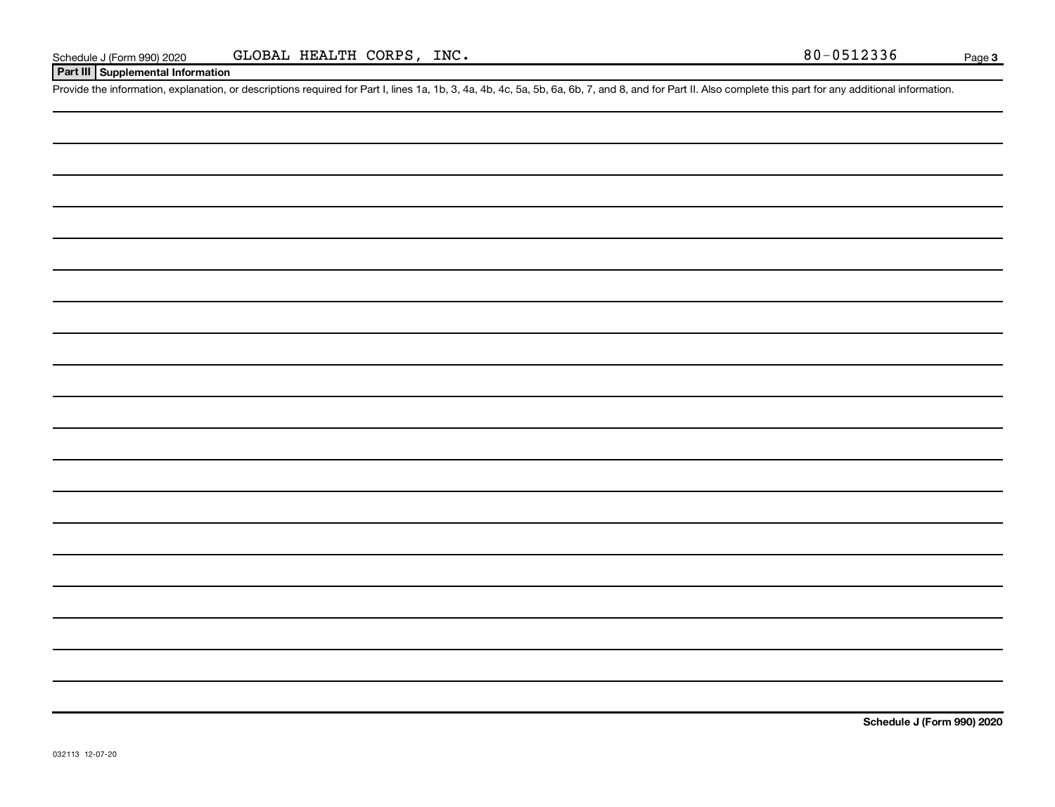Schedule J (Form 990) 2020 GLOBAL HEALTH CORPS, INC. 80-0512336

## Part III Supplemental Information

Provide the information, explanation, or descriptions required for Part I, lines 1a, 1b, 3, 4a, 4b, 4c, 5a, 5b, 6a, 6b, 7, and 8, and for Part II. Also complete this part for any additional information.

**Schedule J (Form 990) 2020**

032113 12-07-20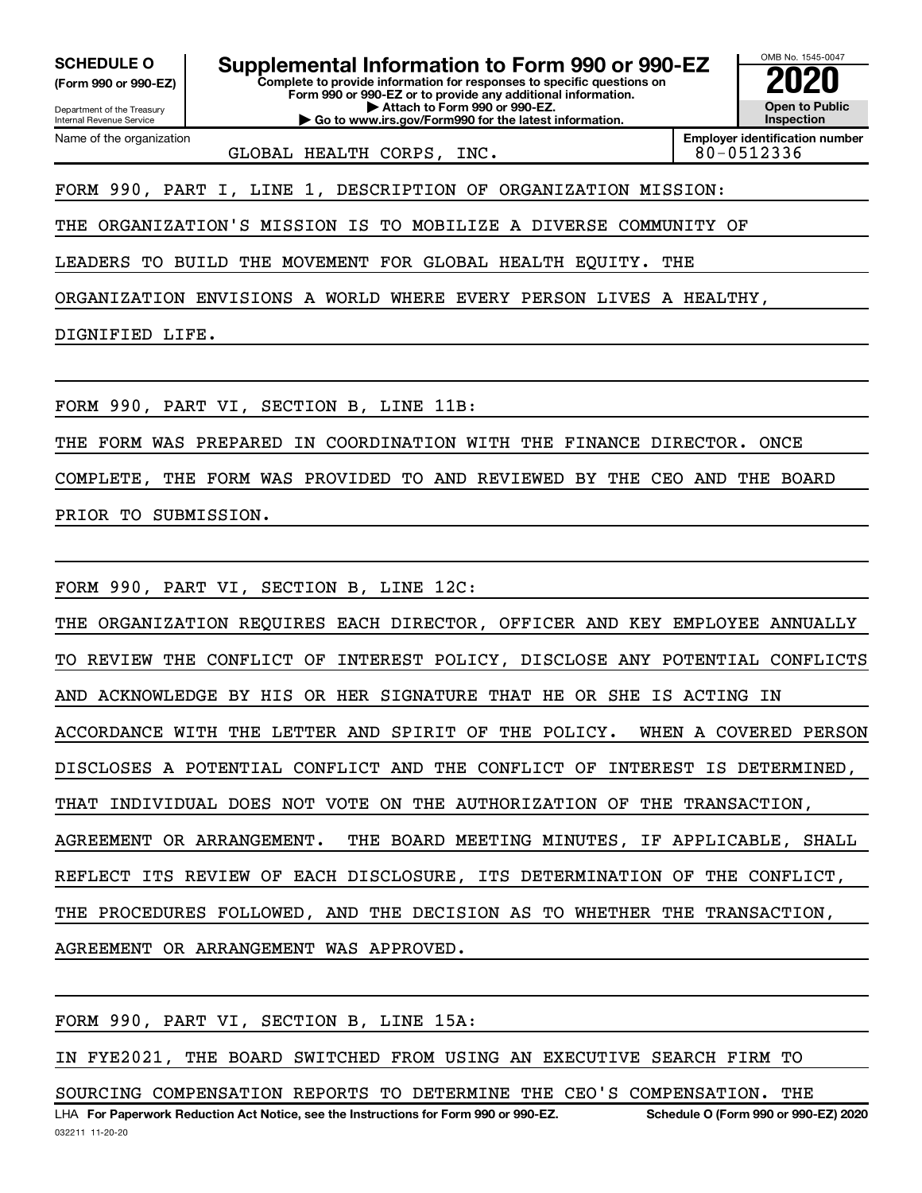**SCHEDULE O**
**(Form 990 or 990-EZ)**

Department of the Treasury
Internal Revenue Service

# Supplemental Information to Form 990 or 990-EZ

**Complete to provide information for responses to specific questions on Form 990 or 990-EZ or to provide any additional information.**
**▶ Attach to Form 990 or 990-EZ.**
**▶ Go to www.irs.gov/Form990 for the latest information.**

OMB No. 1545-0047

**2020**

**Open to Public Inspection**

| Name of the organization | Employer identification number |
|---|---|
| GLOBAL HEALTH CORPS, INC. | 80-0512336 |

FORM 990, PART I, LINE 1, DESCRIPTION OF ORGANIZATION MISSION:

THE ORGANIZATION'S MISSION IS TO MOBILIZE A DIVERSE COMMUNITY OF LEADERS TO BUILD THE MOVEMENT FOR GLOBAL HEALTH EQUITY. THE ORGANIZATION ENVISIONS A WORLD WHERE EVERY PERSON LIVES A HEALTHY, DIGNIFIED LIFE.

FORM 990, PART VI, SECTION B, LINE 11B:

THE FORM WAS PREPARED IN COORDINATION WITH THE FINANCE DIRECTOR. ONCE COMPLETE, THE FORM WAS PROVIDED TO AND REVIEWED BY THE CEO AND THE BOARD PRIOR TO SUBMISSION.

FORM 990, PART VI, SECTION B, LINE 12C:

THE ORGANIZATION REQUIRES EACH DIRECTOR, OFFICER AND KEY EMPLOYEE ANNUALLY TO REVIEW THE CONFLICT OF INTEREST POLICY, DISCLOSE ANY POTENTIAL CONFLICTS AND ACKNOWLEDGE BY HIS OR HER SIGNATURE THAT HE OR SHE IS ACTING IN ACCORDANCE WITH THE LETTER AND SPIRIT OF THE POLICY. WHEN A COVERED PERSON DISCLOSES A POTENTIAL CONFLICT AND THE CONFLICT OF INTEREST IS DETERMINED, THAT INDIVIDUAL DOES NOT VOTE ON THE AUTHORIZATION OF THE TRANSACTION, AGREEMENT OR ARRANGEMENT. THE BOARD MEETING MINUTES, IF APPLICABLE, SHALL REFLECT ITS REVIEW OF EACH DISCLOSURE, ITS DETERMINATION OF THE CONFLICT, THE PROCEDURES FOLLOWED, AND THE DECISION AS TO WHETHER THE TRANSACTION, AGREEMENT OR ARRANGEMENT WAS APPROVED.

FORM 990, PART VI, SECTION B, LINE 15A:

IN FYE2021, THE BOARD SWITCHED FROM USING AN EXECUTIVE SEARCH FIRM TO SOURCING COMPENSATION REPORTS TO DETERMINE THE CEO'S COMPENSATION. THE

LHA **For Paperwork Reduction Act Notice, see the Instructions for Form 990 or 990-EZ.** **Schedule O (Form 990 or 990-EZ) 2020**
032211 11-20-20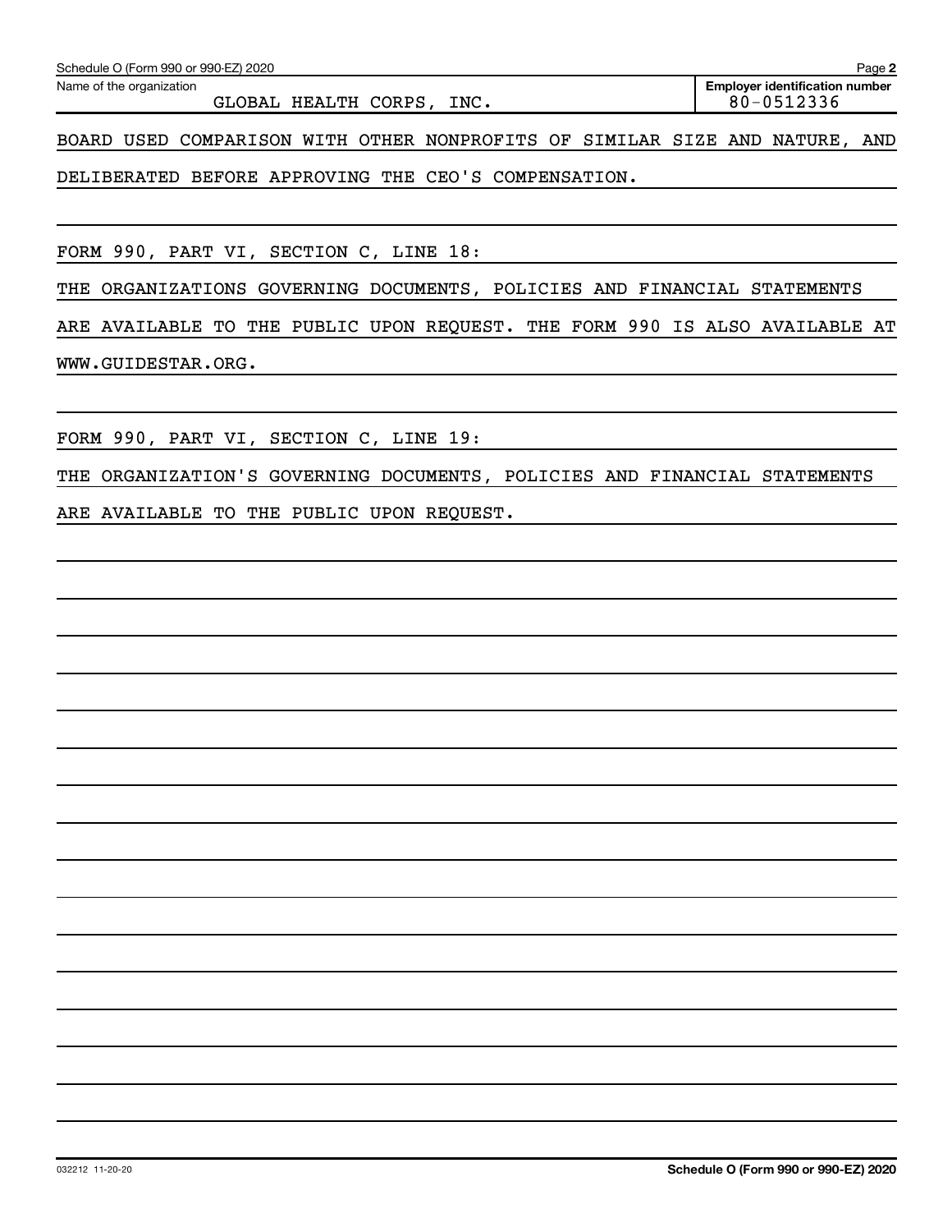Name of the organization: GLOBAL HEALTH CORPS, INC.

Employer identification number: 80-0512336

BOARD USED COMPARISON WITH OTHER NONPROFITS OF SIMILAR SIZE AND NATURE, AND DELIBERATED BEFORE APPROVING THE CEO'S COMPENSATION.

FORM 990, PART VI, SECTION C, LINE 18:

THE ORGANIZATIONS GOVERNING DOCUMENTS, POLICIES AND FINANCIAL STATEMENTS ARE AVAILABLE TO THE PUBLIC UPON REQUEST. THE FORM 990 IS ALSO AVAILABLE AT WWW.GUIDESTAR.ORG.

FORM 990, PART VI, SECTION C, LINE 19:

THE ORGANIZATION'S GOVERNING DOCUMENTS, POLICIES AND FINANCIAL STATEMENTS ARE AVAILABLE TO THE PUBLIC UPON REQUEST.